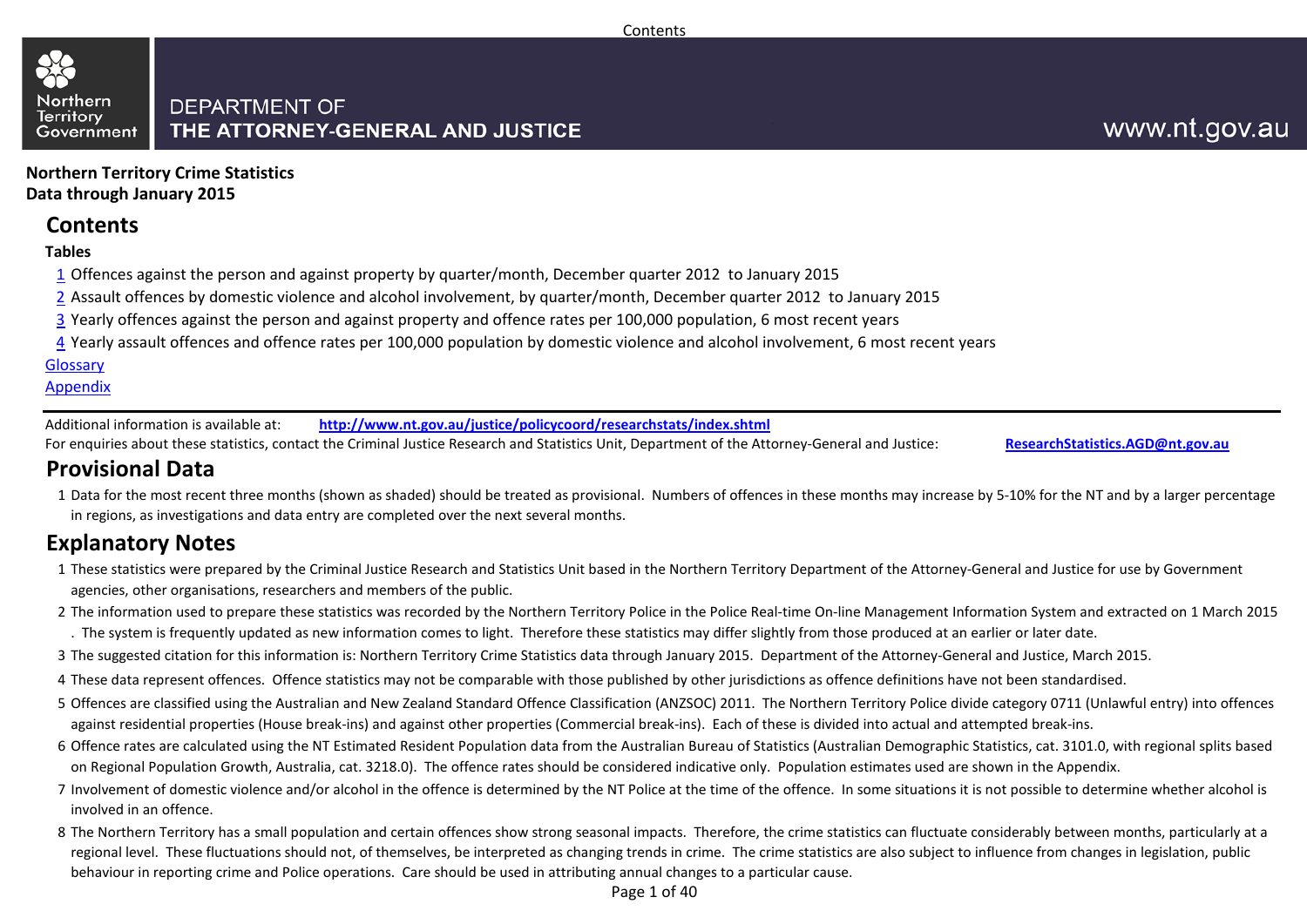DEPARTMENT OF
THE ATTORNEY-GENERAL AND JUSTICE

www.nt.gov.au

**Northern Territory Crime Statistics**
**Data through January 2015**

## Contents

**Tables**

1 Offences against the person and against property by quarter/month, December quarter 2012 to January 2015

2 Assault offences by domestic violence and alcohol involvement, by quarter/month, December quarter 2012 to January 2015

3 Yearly offences against the person and against property and offence rates per 100,000 population, 6 most recent years

4 Yearly assault offences and offence rates per 100,000 population by domestic violence and alcohol involvement, 6 most recent years

Glossary

Appendix

---

Additional information is available at: **http://www.nt.gov.au/justice/policycoord/researchstats/index.shtml**

For enquiries about these statistics, contact the Criminal Justice Research and Statistics Unit, Department of the Attorney-General and Justice: **ResearchStatistics.AGD@nt.gov.au**

## Provisional Data

1 Data for the most recent three months (shown as shaded) should be treated as provisional. Numbers of offences in these months may increase by 5-10% for the NT and by a larger percentage in regions, as investigations and data entry are completed over the next several months.

## Explanatory Notes

1 These statistics were prepared by the Criminal Justice Research and Statistics Unit based in the Northern Territory Department of the Attorney-General and Justice for use by Government agencies, other organisations, researchers and members of the public.

2 The information used to prepare these statistics was recorded by the Northern Territory Police in the Police Real-time On-line Management Information System and extracted on 1 March 2015 . The system is frequently updated as new information comes to light. Therefore these statistics may differ slightly from those produced at an earlier or later date.

3 The suggested citation for this information is: Northern Territory Crime Statistics data through January 2015. Department of the Attorney-General and Justice, March 2015.

4 These data represent offences. Offence statistics may not be comparable with those published by other jurisdictions as offence definitions have not been standardised.

5 Offences are classified using the Australian and New Zealand Standard Offence Classification (ANZSOC) 2011. The Northern Territory Police divide category 0711 (Unlawful entry) into offences against residential properties (House break-ins) and against other properties (Commercial break-ins). Each of these is divided into actual and attempted break-ins.

6 Offence rates are calculated using the NT Estimated Resident Population data from the Australian Bureau of Statistics (Australian Demographic Statistics, cat. 3101.0, with regional splits based on Regional Population Growth, Australia, cat. 3218.0). The offence rates should be considered indicative only. Population estimates used are shown in the Appendix.

7 Involvement of domestic violence and/or alcohol in the offence is determined by the NT Police at the time of the offence. In some situations it is not possible to determine whether alcohol is involved in an offence.

8 The Northern Territory has a small population and certain offences show strong seasonal impacts. Therefore, the crime statistics can fluctuate considerably between months, particularly at a regional level. These fluctuations should not, of themselves, be interpreted as changing trends in crime. The crime statistics are also subject to influence from changes in legislation, public behaviour in reporting crime and Police operations. Care should be used in attributing annual changes to a particular cause.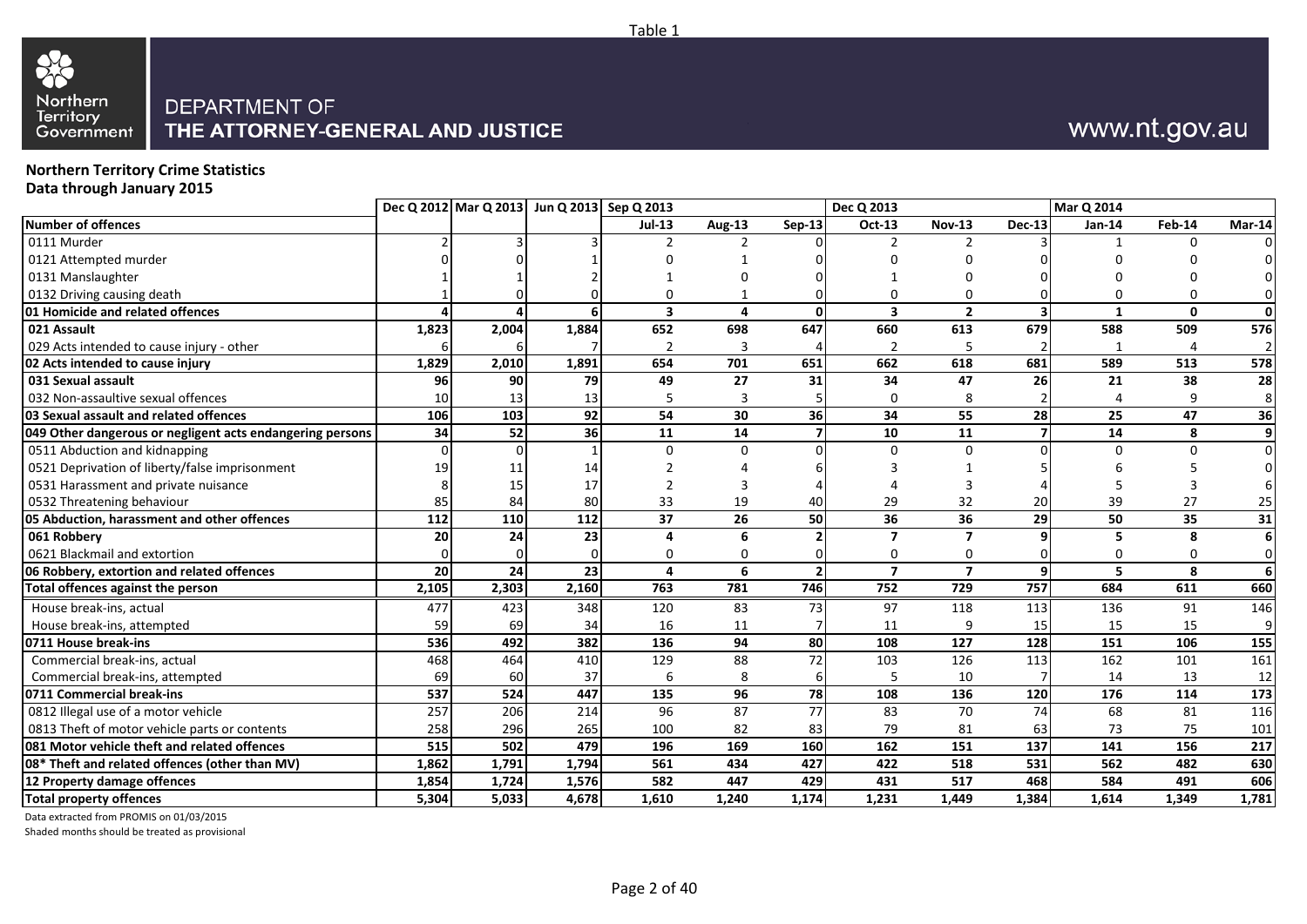Table 1

Northern Territory Government

DEPARTMENT OF
**THE ATTORNEY-GENERAL AND JUSTICE**

www.nt.gov.au

**Northern Territory Crime Statistics**
**Data through January 2015**

| | Dec Q 2012 | Mar Q 2013 | Jun Q 2013 | Sep Q 2013 | | | Dec Q 2013 | | | Mar Q 2014 | | |
|---|---|---|---|---|---|---|---|---|---|---|---|---|
| **Number of offences** | | | | **Jul-13** | **Aug-13** | **Sep-13** | **Oct-13** | **Nov-13** | **Dec-13** | **Jan-14** | **Feb-14** | **Mar-14** |
| 0111 Murder | 2 | 3 | 3 | 2 | 2 | 0 | 2 | 2 | 3 | 1 | 0 | 0 |
| 0121 Attempted murder | 0 | 0 | 1 | 0 | 1 | 0 | 0 | 0 | 0 | 0 | 0 | 0 |
| 0131 Manslaughter | 1 | 1 | 2 | 1 | 0 | 0 | 1 | 0 | 0 | 0 | 0 | 0 |
| 0132 Driving causing death | 1 | 0 | 0 | 0 | 1 | 0 | 0 | 0 | 0 | 0 | 0 | 0 |
| **01 Homicide and related offences** | **4** | **4** | **6** | **3** | **4** | **0** | **3** | **2** | **3** | **1** | **0** | **0** |
| **021 Assault** | **1,823** | **2,004** | **1,884** | **652** | **698** | **647** | **660** | **613** | **679** | **588** | **509** | **576** |
| 029 Acts intended to cause injury - other | 6 | 6 | 7 | 2 | 3 | 4 | 2 | 5 | 2 | 1 | 4 | 2 |
| **02 Acts intended to cause injury** | **1,829** | **2,010** | **1,891** | **654** | **701** | **651** | **662** | **618** | **681** | **589** | **513** | **578** |
| **031 Sexual assault** | **96** | **90** | **79** | **49** | **27** | **31** | **34** | **47** | **26** | **21** | **38** | **28** |
| 032 Non-assaultive sexual offences | 10 | 13 | 13 | 5 | 3 | 5 | 0 | 8 | 2 | 4 | 9 | 8 |
| **03 Sexual assault and related offences** | **106** | **103** | **92** | **54** | **30** | **36** | **34** | **55** | **28** | **25** | **47** | **36** |
| **049 Other dangerous or negligent acts endangering persons** | **34** | **52** | **36** | **11** | **14** | **7** | **10** | **11** | **7** | **14** | **8** | **9** |
| 0511 Abduction and kidnapping | 0 | 0 | 1 | 0 | 0 | 0 | 0 | 0 | 0 | 0 | 0 | 0 |
| 0521 Deprivation of liberty/false imprisonment | 19 | 11 | 14 | 2 | 4 | 6 | 3 | 1 | 5 | 6 | 5 | 0 |
| 0531 Harassment and private nuisance | 8 | 15 | 17 | 2 | 3 | 4 | 4 | 3 | 4 | 5 | 3 | 6 |
| 0532 Threatening behaviour | 85 | 84 | 80 | 33 | 19 | 40 | 29 | 32 | 20 | 39 | 27 | 25 |
| **05 Abduction, harassment and other offences** | **112** | **110** | **112** | **37** | **26** | **50** | **36** | **36** | **29** | **50** | **35** | **31** |
| **061 Robbery** | **20** | **24** | **23** | **4** | **6** | **2** | **7** | **7** | **9** | **5** | **8** | **6** |
| 0621 Blackmail and extortion | 0 | 0 | 0 | 0 | 0 | 0 | 0 | 0 | 0 | 0 | 0 | 0 |
| **06 Robbery, extortion and related offences** | **20** | **24** | **23** | **4** | **6** | **2** | **7** | **7** | **9** | **5** | **8** | **6** |
| **Total offences against the person** | **2,105** | **2,303** | **2,160** | **763** | **781** | **746** | **752** | **729** | **757** | **684** | **611** | **660** |
| House break-ins, actual | 477 | 423 | 348 | 120 | 83 | 73 | 97 | 118 | 113 | 136 | 91 | 146 |
| House break-ins, attempted | 59 | 69 | 34 | 16 | 11 | 7 | 11 | 9 | 15 | 15 | 15 | 9 |
| **0711 House break-ins** | **536** | **492** | **382** | **136** | **94** | **80** | **108** | **127** | **128** | **151** | **106** | **155** |
| Commercial break-ins, actual | 468 | 464 | 410 | 129 | 88 | 72 | 103 | 126 | 113 | 162 | 101 | 161 |
| Commercial break-ins, attempted | 69 | 60 | 37 | 6 | 8 | 6 | 5 | 10 | 7 | 14 | 13 | 12 |
| **0711 Commercial break-ins** | **537** | **524** | **447** | **135** | **96** | **78** | **108** | **136** | **120** | **176** | **114** | **173** |
| 0812 Illegal use of a motor vehicle | 257 | 206 | 214 | 96 | 87 | 77 | 83 | 70 | 74 | 68 | 81 | 116 |
| 0813 Theft of motor vehicle parts or contents | 258 | 296 | 265 | 100 | 82 | 83 | 79 | 81 | 63 | 73 | 75 | 101 |
| **081 Motor vehicle theft and related offences** | **515** | **502** | **479** | **196** | **169** | **160** | **162** | **151** | **137** | **141** | **156** | **217** |
| **08* Theft and related offences (other than MV)** | **1,862** | **1,791** | **1,794** | **561** | **434** | **427** | **422** | **518** | **531** | **562** | **482** | **630** |
| **12 Property damage offences** | **1,854** | **1,724** | **1,576** | **582** | **447** | **429** | **431** | **517** | **468** | **584** | **491** | **606** |
| **Total property offences** | **5,304** | **5,033** | **4,678** | **1,610** | **1,240** | **1,174** | **1,231** | **1,449** | **1,384** | **1,614** | **1,349** | **1,781** |

Data extracted from PROMIS on 01/03/2015

Shaded months should be treated as provisional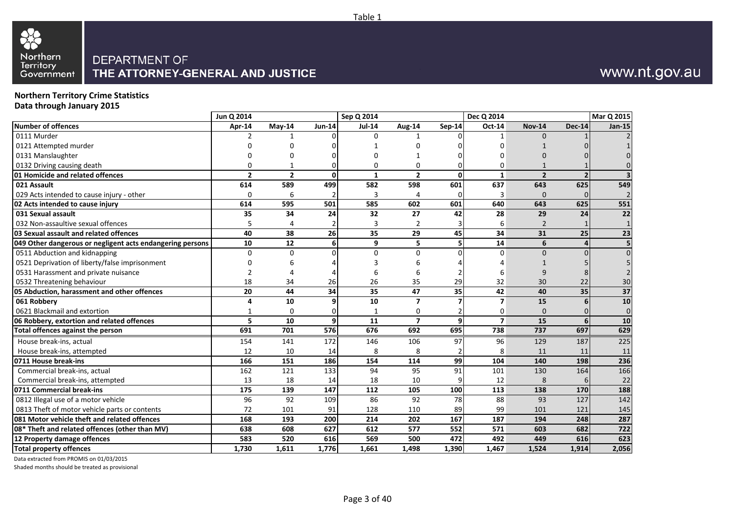Table 1

DEPARTMENT OF
**THE ATTORNEY-GENERAL AND JUSTICE**

www.nt.gov.au

**Northern Territory Crime Statistics**
**Data through January 2015**

| | Jun Q 2014 | | | Sep Q 2014 | | | Dec Q 2014 | | | Mar Q 2015 |
|---|---|---|---|---|---|---|---|---|---|---|
| **Number of offences** | **Apr-14** | **May-14** | **Jun-14** | **Jul-14** | **Aug-14** | **Sep-14** | **Oct-14** | **Nov-14** | **Dec-14** | **Jan-15** |
| 0111 Murder | 2 | 1 | 0 | 0 | 1 | 0 | 1 | 0 | 1 | 2 |
| 0121 Attempted murder | 0 | 0 | 0 | 1 | 0 | 0 | 0 | 1 | 0 | 1 |
| 0131 Manslaughter | 0 | 0 | 0 | 0 | 1 | 0 | 0 | 0 | 0 | 0 |
| 0132 Driving causing death | 0 | 1 | 0 | 0 | 0 | 0 | 0 | 1 | 1 | 0 |
| **01 Homicide and related offences** | **2** | **2** | **0** | **1** | **2** | **0** | **1** | **2** | **2** | **3** |
| **021 Assault** | **614** | **589** | **499** | **582** | **598** | **601** | **637** | **643** | **625** | **549** |
| 029 Acts intended to cause injury - other | 0 | 6 | 2 | 3 | 4 | 0 | 3 | 0 | 0 | 2 |
| **02 Acts intended to cause injury** | **614** | **595** | **501** | **585** | **602** | **601** | **640** | **643** | **625** | **551** |
| **031 Sexual assault** | **35** | **34** | **24** | **32** | **27** | **42** | **28** | **29** | **24** | **22** |
| 032 Non-assaultive sexual offences | 5 | 4 | 2 | 3 | 2 | 3 | 6 | 2 | 1 | 1 |
| **03 Sexual assault and related offences** | **40** | **38** | **26** | **35** | **29** | **45** | **34** | **31** | **25** | **23** |
| **049 Other dangerous or negligent acts endangering persons** | **10** | **12** | **6** | **9** | **5** | **5** | **14** | **6** | **4** | **5** |
| 0511 Abduction and kidnapping | 0 | 0 | 0 | 0 | 0 | 0 | 0 | 0 | 0 | 0 |
| 0521 Deprivation of liberty/false imprisonment | 0 | 6 | 4 | 3 | 6 | 4 | 4 | 1 | 5 | 5 |
| 0531 Harassment and private nuisance | 2 | 4 | 4 | 6 | 6 | 2 | 6 | 9 | 8 | 2 |
| 0532 Threatening behaviour | 18 | 34 | 26 | 26 | 35 | 29 | 32 | 30 | 22 | 30 |
| **05 Abduction, harassment and other offences** | **20** | **44** | **34** | **35** | **47** | **35** | **42** | **40** | **35** | **37** |
| **061 Robbery** | **4** | **10** | **9** | **10** | **7** | **7** | **7** | **15** | **6** | **10** |
| 0621 Blackmail and extortion | 1 | 0 | 0 | 1 | 0 | 2 | 0 | 0 | 0 | 0 |
| **06 Robbery, extortion and related offences** | **5** | **10** | **9** | **11** | **7** | **9** | **7** | **15** | **6** | **10** |
| **Total offences against the person** | **691** | **701** | **576** | **676** | **692** | **695** | **738** | **737** | **697** | **629** |
| House break-ins, actual | 154 | 141 | 172 | 146 | 106 | 97 | 96 | 129 | 187 | 225 |
| House break-ins, attempted | 12 | 10 | 14 | 8 | 8 | 2 | 8 | 11 | 11 | 11 |
| **0711 House break-ins** | **166** | **151** | **186** | **154** | **114** | **99** | **104** | **140** | **198** | **236** |
| Commercial break-ins, actual | 162 | 121 | 133 | 94 | 95 | 91 | 101 | 130 | 164 | 166 |
| Commercial break-ins, attempted | 13 | 18 | 14 | 18 | 10 | 9 | 12 | 8 | 6 | 22 |
| **0711 Commercial break-ins** | **175** | **139** | **147** | **112** | **105** | **100** | **113** | **138** | **170** | **188** |
| 0812 Illegal use of a motor vehicle | 96 | 92 | 109 | 86 | 92 | 78 | 88 | 93 | 127 | 142 |
| 0813 Theft of motor vehicle parts or contents | 72 | 101 | 91 | 128 | 110 | 89 | 99 | 101 | 121 | 145 |
| **081 Motor vehicle theft and related offences** | **168** | **193** | **200** | **214** | **202** | **167** | **187** | **194** | **248** | **287** |
| **08* Theft and related offences (other than MV)** | **638** | **608** | **627** | **612** | **577** | **552** | **571** | **603** | **682** | **722** |
| **12 Property damage offences** | **583** | **520** | **616** | **569** | **500** | **472** | **492** | **449** | **616** | **623** |
| **Total property offences** | **1,730** | **1,611** | **1,776** | **1,661** | **1,498** | **1,390** | **1,467** | **1,524** | **1,914** | **2,056** |

Data extracted from PROMIS on 01/03/2015

Shaded months should be treated as provisional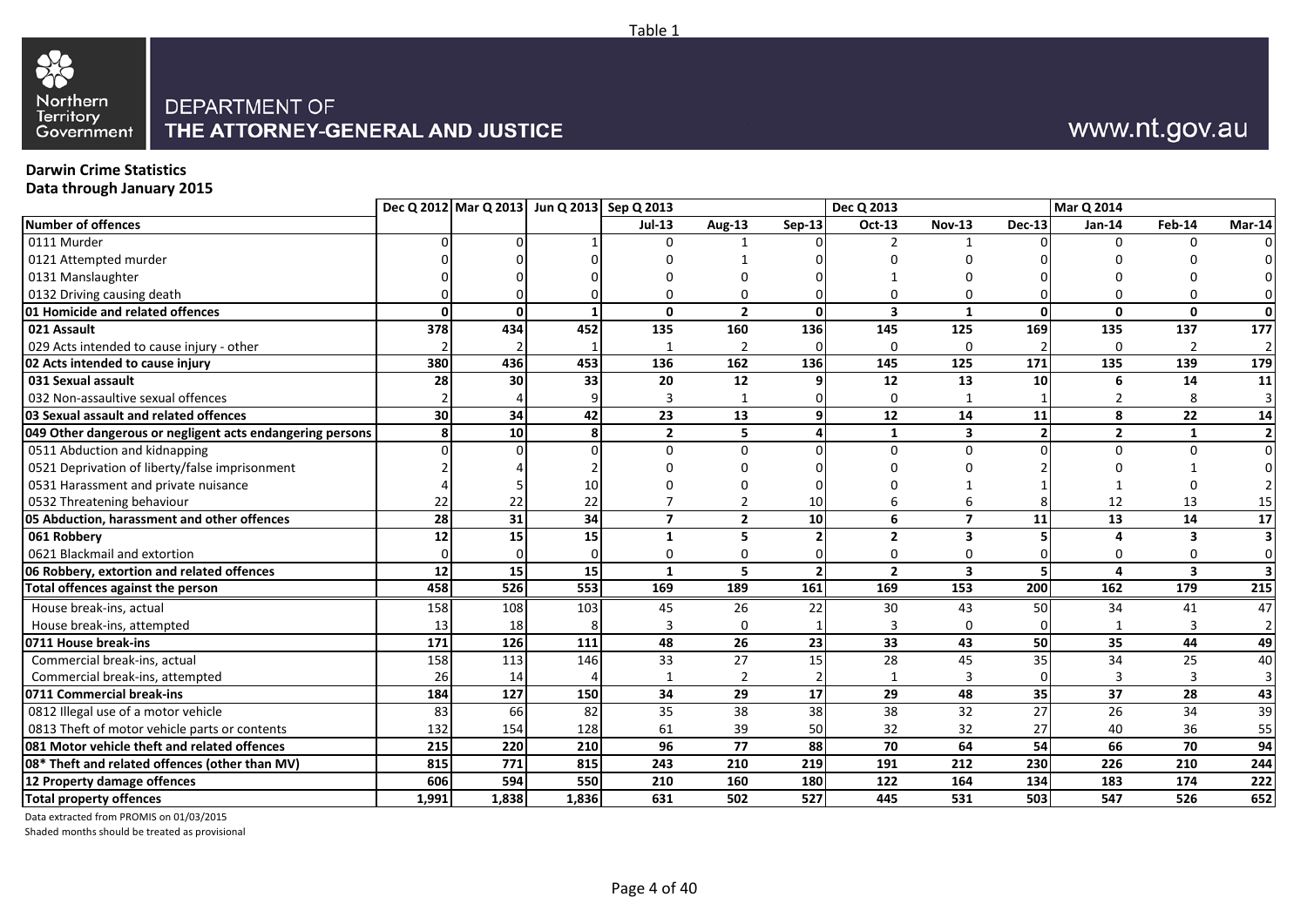Table 1

Northern Territory Government

DEPARTMENT OF
**THE ATTORNEY-GENERAL AND JUSTICE**

www.nt.gov.au

**Darwin Crime Statistics**
**Data through January 2015**

| | Dec Q 2012 | Mar Q 2013 | Jun Q 2013 | Sep Q 2013 | | | Dec Q 2013 | | | Mar Q 2014 | | |
|---|---|---|---|---|---|---|---|---|---|---|---|---|
| **Number of offences** | | | | **Jul-13** | **Aug-13** | **Sep-13** | **Oct-13** | **Nov-13** | **Dec-13** | **Jan-14** | **Feb-14** | **Mar-14** |
| 0111 Murder | 0 | 0 | 1 | 0 | 1 | 0 | 2 | 1 | 0 | 0 | 0 | 0 |
| 0121 Attempted murder | 0 | 0 | 0 | 0 | 1 | 0 | 0 | 0 | 0 | 0 | 0 | 0 |
| 0131 Manslaughter | 0 | 0 | 0 | 0 | 0 | 0 | 1 | 0 | 0 | 0 | 0 | 0 |
| 0132 Driving causing death | 0 | 0 | 0 | 0 | 0 | 0 | 0 | 0 | 0 | 0 | 0 | 0 |
| **01 Homicide and related offences** | **0** | **0** | **1** | **0** | **2** | **0** | **3** | **1** | **0** | **0** | **0** | **0** |
| **021 Assault** | **378** | **434** | **452** | **135** | **160** | **136** | **145** | **125** | **169** | **135** | **137** | **177** |
| 029 Acts intended to cause injury - other | 2 | 2 | 1 | 1 | 2 | 0 | 0 | 0 | 2 | 0 | 2 | 2 |
| **02 Acts intended to cause injury** | **380** | **436** | **453** | **136** | **162** | **136** | **145** | **125** | **171** | **135** | **139** | **179** |
| **031 Sexual assault** | **28** | **30** | **33** | **20** | **12** | **9** | **12** | **13** | **10** | **6** | **14** | **11** |
| 032 Non-assaultive sexual offences | 2 | 4 | 9 | 3 | 1 | 0 | 0 | 1 | 1 | 2 | 8 | 3 |
| **03 Sexual assault and related offences** | **30** | **34** | **42** | **23** | **13** | **9** | **12** | **14** | **11** | **8** | **22** | **14** |
| **049 Other dangerous or negligent acts endangering persons** | **8** | **10** | **8** | **2** | **5** | **4** | **1** | **3** | **2** | **2** | **1** | **2** |
| 0511 Abduction and kidnapping | 0 | 0 | 0 | 0 | 0 | 0 | 0 | 0 | 0 | 0 | 0 | 0 |
| 0521 Deprivation of liberty/false imprisonment | 2 | 4 | 2 | 0 | 0 | 0 | 0 | 0 | 2 | 0 | 1 | 0 |
| 0531 Harassment and private nuisance | 4 | 5 | 10 | 0 | 0 | 0 | 0 | 1 | 1 | 1 | 0 | 2 |
| 0532 Threatening behaviour | 22 | 22 | 22 | 7 | 2 | 10 | 6 | 6 | 8 | 12 | 13 | 15 |
| **05 Abduction, harassment and other offences** | **28** | **31** | **34** | **7** | **2** | **10** | **6** | **7** | **11** | **13** | **14** | **17** |
| **061 Robbery** | **12** | **15** | **15** | **1** | **5** | **2** | **2** | **3** | **5** | **4** | **3** | **3** |
| 0621 Blackmail and extortion | 0 | 0 | 0 | 0 | 0 | 0 | 0 | 0 | 0 | 0 | 0 | 0 |
| **06 Robbery, extortion and related offences** | **12** | **15** | **15** | **1** | **5** | **2** | **2** | **3** | **5** | **4** | **3** | **3** |
| **Total offences against the person** | **458** | **526** | **553** | **169** | **189** | **161** | **169** | **153** | **200** | **162** | **179** | **215** |
| House break-ins, actual | 158 | 108 | 103 | 45 | 26 | 22 | 30 | 43 | 50 | 34 | 41 | 47 |
| House break-ins, attempted | 13 | 18 | 8 | 3 | 0 | 1 | 3 | 0 | 0 | 1 | 3 | 2 |
| **0711 House break-ins** | **171** | **126** | **111** | **48** | **26** | **23** | **33** | **43** | **50** | **35** | **44** | **49** |
| Commercial break-ins, actual | 158 | 113 | 146 | 33 | 27 | 15 | 28 | 45 | 35 | 34 | 25 | 40 |
| Commercial break-ins, attempted | 26 | 14 | 4 | 1 | 2 | 2 | 1 | 3 | 0 | 3 | 3 | 3 |
| **0711 Commercial break-ins** | **184** | **127** | **150** | **34** | **29** | **17** | **29** | **48** | **35** | **37** | **28** | **43** |
| 0812 Illegal use of a motor vehicle | 83 | 66 | 82 | 35 | 38 | 38 | 38 | 32 | 27 | 26 | 34 | 39 |
| 0813 Theft of motor vehicle parts or contents | 132 | 154 | 128 | 61 | 39 | 50 | 32 | 32 | 27 | 40 | 36 | 55 |
| **081 Motor vehicle theft and related offences** | **215** | **220** | **210** | **96** | **77** | **88** | **70** | **64** | **54** | **66** | **70** | **94** |
| **08* Theft and related offences (other than MV)** | **815** | **771** | **815** | **243** | **210** | **219** | **191** | **212** | **230** | **226** | **210** | **244** |
| **12 Property damage offences** | **606** | **594** | **550** | **210** | **160** | **180** | **122** | **164** | **134** | **183** | **174** | **222** |
| **Total property offences** | **1,991** | **1,838** | **1,836** | **631** | **502** | **527** | **445** | **531** | **503** | **547** | **526** | **652** |

Data extracted from PROMIS on 01/03/2015

Shaded months should be treated as provisional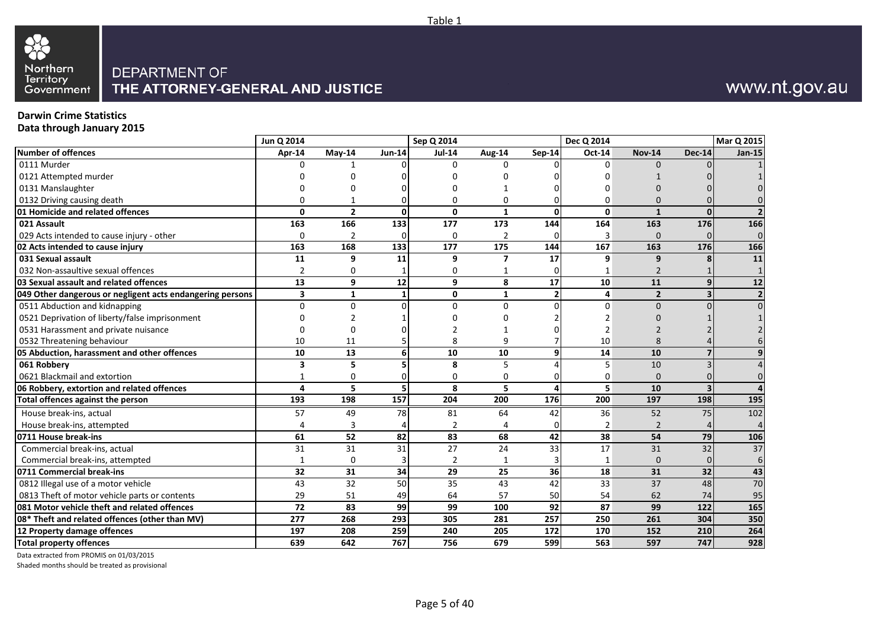Table 1

DEPARTMENT OF
**THE ATTORNEY-GENERAL AND JUSTICE**

www.nt.gov.au

**Darwin Crime Statistics**
**Data through January 2015**

| | Jun Q 2014 | | | Sep Q 2014 | | | Dec Q 2014 | | | Mar Q 2015 |
|---|---|---|---|---|---|---|---|---|---|---|
| **Number of offences** | **Apr-14** | **May-14** | **Jun-14** | **Jul-14** | **Aug-14** | **Sep-14** | **Oct-14** | **Nov-14** | **Dec-14** | **Jan-15** |
| 0111 Murder | 0 | 1 | 0 | 0 | 0 | 0 | 0 | 0 | 0 | 1 |
| 0121 Attempted murder | 0 | 0 | 0 | 0 | 0 | 0 | 0 | 1 | 0 | 1 |
| 0131 Manslaughter | 0 | 0 | 0 | 0 | 1 | 0 | 0 | 0 | 0 | 0 |
| 0132 Driving causing death | 0 | 1 | 0 | 0 | 0 | 0 | 0 | 0 | 0 | 0 |
| **01 Homicide and related offences** | **0** | **2** | **0** | **0** | **1** | **0** | **0** | **1** | **0** | **2** |
| **021 Assault** | **163** | **166** | **133** | **177** | **173** | **144** | **164** | **163** | **176** | **166** |
| 029 Acts intended to cause injury - other | 0 | 2 | 0 | 0 | 2 | 0 | 3 | 0 | 0 | 0 |
| **02 Acts intended to cause injury** | **163** | **168** | **133** | **177** | **175** | **144** | **167** | **163** | **176** | **166** |
| **031 Sexual assault** | **11** | **9** | **11** | **9** | **7** | **17** | **9** | **9** | **8** | **11** |
| 032 Non-assaultive sexual offences | 2 | 0 | 1 | 0 | 1 | 0 | 1 | 2 | 1 | 1 |
| **03 Sexual assault and related offences** | **13** | **9** | **12** | **9** | **8** | **17** | **10** | **11** | **9** | **12** |
| **049 Other dangerous or negligent acts endangering persons** | **3** | **1** | **1** | **0** | **1** | **2** | **4** | **2** | **3** | **2** |
| 0511 Abduction and kidnapping | 0 | 0 | 0 | 0 | 0 | 0 | 0 | 0 | 0 | 0 |
| 0521 Deprivation of liberty/false imprisonment | 0 | 2 | 1 | 0 | 0 | 2 | 2 | 0 | 1 | 1 |
| 0531 Harassment and private nuisance | 0 | 0 | 0 | 2 | 1 | 0 | 2 | 2 | 2 | 2 |
| 0532 Threatening behaviour | 10 | 11 | 5 | 8 | 9 | 7 | 10 | 8 | 4 | 6 |
| **05 Abduction, harassment and other offences** | **10** | **13** | **6** | **10** | **10** | **9** | **14** | **10** | **7** | **9** |
| **061 Robbery** | **3** | **5** | **5** | **8** | 5 | 4 | 5 | 10 | 3 | 4 |
| 0621 Blackmail and extortion | 1 | 0 | 0 | 0 | 0 | 0 | 0 | 0 | 0 | 0 |
| **06 Robbery, extortion and related offences** | **4** | **5** | **5** | **8** | **5** | **4** | **5** | **10** | **3** | **4** |
| **Total offences against the person** | **193** | **198** | **157** | **204** | **200** | **176** | **200** | **197** | **198** | **195** |
| House break-ins, actual | 57 | 49 | 78 | 81 | 64 | 42 | 36 | 52 | 75 | 102 |
| House break-ins, attempted | 4 | 3 | 4 | 2 | 4 | 0 | 2 | 2 | 4 | 4 |
| **0711 House break-ins** | **61** | **52** | **82** | **83** | **68** | **42** | **38** | **54** | **79** | **106** |
| Commercial break-ins, actual | 31 | 31 | 31 | 27 | 24 | 33 | 17 | 31 | 32 | 37 |
| Commercial break-ins, attempted | 1 | 0 | 3 | 2 | 1 | 3 | 1 | 0 | 0 | 6 |
| **0711 Commercial break-ins** | **32** | **31** | **34** | **29** | **25** | **36** | **18** | **31** | **32** | **43** |
| 0812 Illegal use of a motor vehicle | 43 | 32 | 50 | 35 | 43 | 42 | 33 | 37 | 48 | 70 |
| 0813 Theft of motor vehicle parts or contents | 29 | 51 | 49 | 64 | 57 | 50 | 54 | 62 | 74 | 95 |
| **081 Motor vehicle theft and related offences** | **72** | **83** | **99** | **99** | **100** | **92** | **87** | **99** | **122** | **165** |
| **08* Theft and related offences (other than MV)** | **277** | **268** | **293** | **305** | **281** | **257** | **250** | **261** | **304** | **350** |
| **12 Property damage offences** | **197** | **208** | **259** | **240** | **205** | **172** | **170** | **152** | **210** | **264** |
| **Total property offences** | **639** | **642** | **767** | **756** | **679** | **599** | **563** | **597** | **747** | **928** |

Data extracted from PROMIS on 01/03/2015

Shaded months should be treated as provisional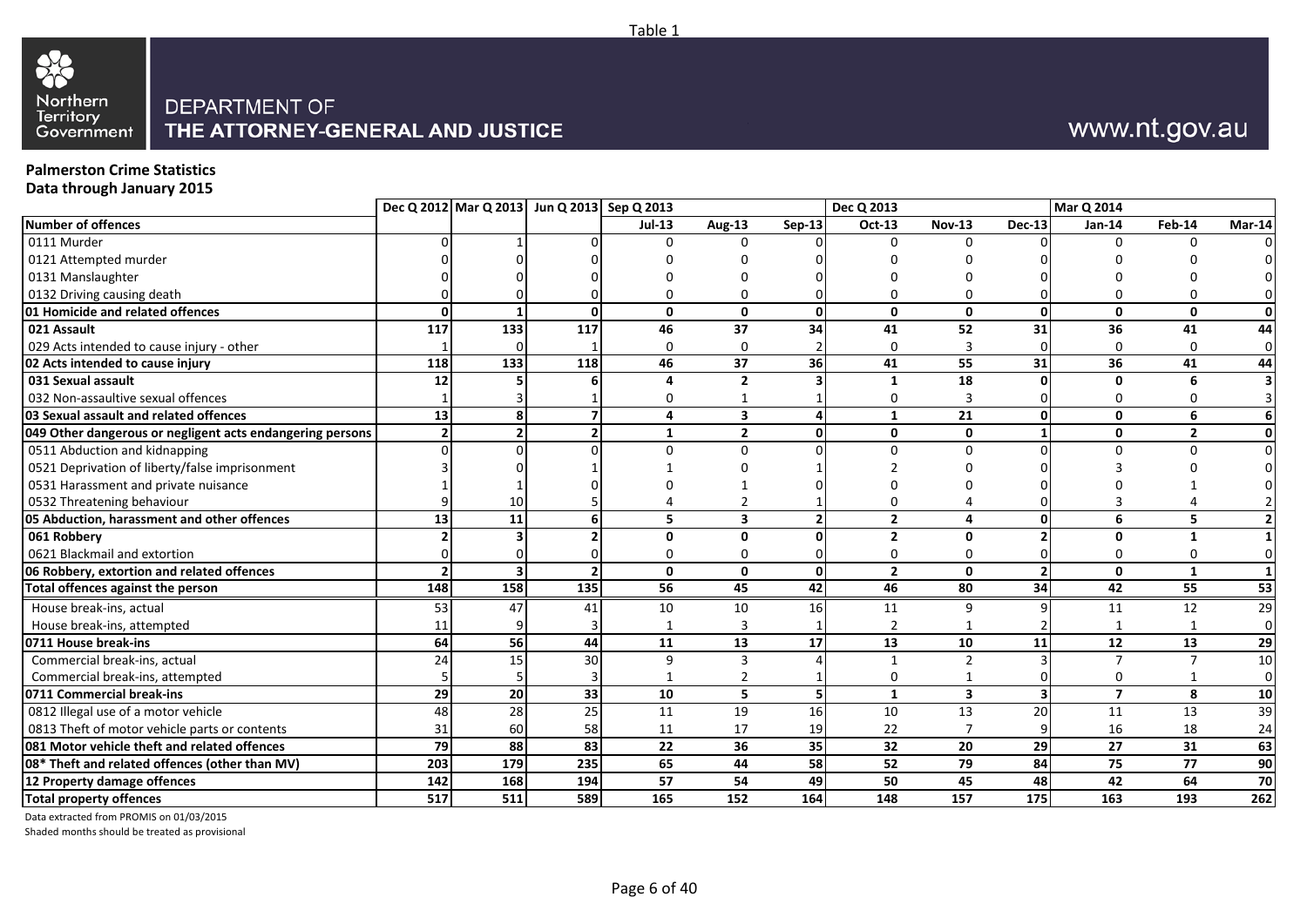Table 1

DEPARTMENT OF
THE ATTORNEY-GENERAL AND JUSTICE

www.nt.gov.au

**Palmerston Crime Statistics**
**Data through January 2015**

| | Dec Q 2012 | Mar Q 2013 | Jun Q 2013 | Sep Q 2013 | | | Dec Q 2013 | | | Mar Q 2014 | | |
|---|---|---|---|---|---|---|---|---|---|---|---|---|
| **Number of offences** | | | | **Jul-13** | **Aug-13** | **Sep-13** | **Oct-13** | **Nov-13** | **Dec-13** | **Jan-14** | **Feb-14** | **Mar-14** |
| 0111 Murder | 0 | 1 | 0 | 0 | 0 | 0 | 0 | 0 | 0 | 0 | 0 | 0 |
| 0121 Attempted murder | 0 | 0 | 0 | 0 | 0 | 0 | 0 | 0 | 0 | 0 | 0 | 0 |
| 0131 Manslaughter | 0 | 0 | 0 | 0 | 0 | 0 | 0 | 0 | 0 | 0 | 0 | 0 |
| 0132 Driving causing death | 0 | 0 | 0 | 0 | 0 | 0 | 0 | 0 | 0 | 0 | 0 | 0 |
| **01 Homicide and related offences** | **0** | **1** | **0** | **0** | **0** | **0** | **0** | **0** | **0** | **0** | **0** | **0** |
| **021 Assault** | **117** | **133** | **117** | **46** | **37** | **34** | **41** | **52** | **31** | **36** | **41** | **44** |
| 029 Acts intended to cause injury - other | 1 | 0 | 1 | 0 | 0 | 2 | 0 | 3 | 0 | 0 | 0 | 0 |
| **02 Acts intended to cause injury** | **118** | **133** | **118** | **46** | **37** | **36** | **41** | **55** | **31** | **36** | **41** | **44** |
| **031 Sexual assault** | **12** | **5** | **6** | **4** | **2** | **3** | **1** | **18** | **0** | **0** | **6** | **3** |
| 032 Non-assaultive sexual offences | 1 | 3 | 1 | 0 | 1 | 1 | 0 | 3 | 0 | 0 | 0 | 3 |
| **03 Sexual assault and related offences** | **13** | **8** | **7** | **4** | **3** | **4** | **1** | **21** | **0** | **0** | **6** | **6** |
| **049 Other dangerous or negligent acts endangering persons** | **2** | **2** | **2** | **1** | **2** | **0** | **0** | **0** | **1** | **0** | **2** | **0** |
| 0511 Abduction and kidnapping | 0 | 0 | 0 | 0 | 0 | 0 | 0 | 0 | 0 | 0 | 0 | 0 |
| 0521 Deprivation of liberty/false imprisonment | 3 | 0 | 1 | 1 | 0 | 1 | 2 | 0 | 0 | 3 | 0 | 0 |
| 0531 Harassment and private nuisance | 1 | 1 | 0 | 0 | 1 | 0 | 0 | 0 | 0 | 0 | 1 | 0 |
| 0532 Threatening behaviour | 9 | 10 | 5 | 4 | 2 | 1 | 0 | 4 | 0 | 3 | 4 | 2 |
| **05 Abduction, harassment and other offences** | **13** | **11** | **6** | **5** | **3** | **2** | **2** | **4** | **0** | **6** | **5** | **2** |
| **061 Robbery** | **2** | **3** | **2** | **0** | **0** | **0** | **2** | **0** | **2** | **0** | **1** | **1** |
| 0621 Blackmail and extortion | 0 | 0 | 0 | 0 | 0 | 0 | 0 | 0 | 0 | 0 | 0 | 0 |
| **06 Robbery, extortion and related offences** | **2** | **3** | **2** | **0** | **0** | **0** | **2** | **0** | **2** | **0** | **1** | **1** |
| **Total offences against the person** | **148** | **158** | **135** | **56** | **45** | **42** | **46** | **80** | **34** | **42** | **55** | **53** |
| House break-ins, actual | 53 | 47 | 41 | 10 | 10 | 16 | 11 | 9 | 9 | 11 | 12 | 29 |
| House break-ins, attempted | 11 | 9 | 3 | 1 | 3 | 1 | 2 | 1 | 2 | 1 | 1 | 0 |
| **0711 House break-ins** | **64** | **56** | **44** | **11** | **13** | **17** | **13** | **10** | **11** | **12** | **13** | **29** |
| Commercial break-ins, actual | 24 | 15 | 30 | 9 | 3 | 4 | 1 | 2 | 3 | 7 | 7 | 10 |
| Commercial break-ins, attempted | 5 | 5 | 3 | 1 | 2 | 1 | 0 | 1 | 0 | 0 | 1 | 0 |
| **0711 Commercial break-ins** | **29** | **20** | **33** | **10** | **5** | **5** | **1** | **3** | **3** | **7** | **8** | **10** |
| 0812 Illegal use of a motor vehicle | 48 | 28 | 25 | 11 | 19 | 16 | 10 | 13 | 20 | 11 | 13 | 39 |
| 0813 Theft of motor vehicle parts or contents | 31 | 60 | 58 | 11 | 17 | 19 | 22 | 7 | 9 | 16 | 18 | 24 |
| **081 Motor vehicle theft and related offences** | **79** | **88** | **83** | **22** | **36** | **35** | **32** | **20** | **29** | **27** | **31** | **63** |
| **08* Theft and related offences (other than MV)** | **203** | **179** | **235** | **65** | **44** | **58** | **52** | **79** | **84** | **75** | **77** | **90** |
| **12 Property damage offences** | **142** | **168** | **194** | **57** | **54** | **49** | **50** | **45** | **48** | **42** | **64** | **70** |
| **Total property offences** | **517** | **511** | **589** | **165** | **152** | **164** | **148** | **157** | **175** | **163** | **193** | **262** |

Data extracted from PROMIS on 01/03/2015
Shaded months should be treated as provisional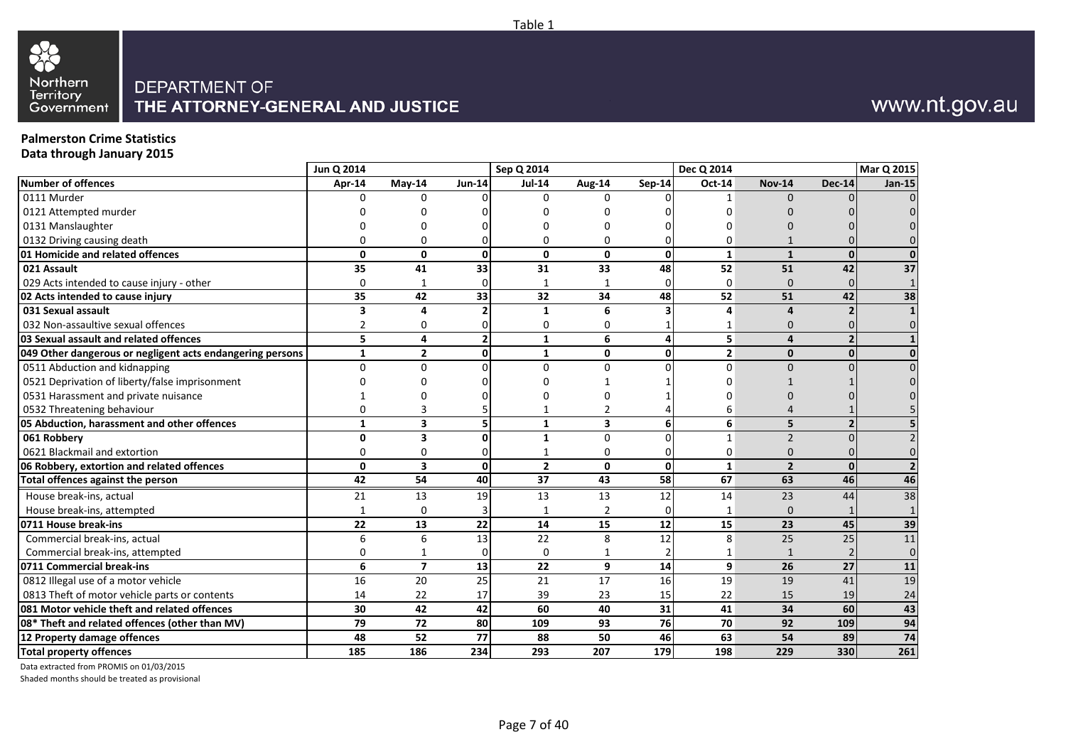Table 1

Northern Territory Government

DEPARTMENT OF
**THE ATTORNEY-GENERAL AND JUSTICE**

www.nt.gov.au

**Palmerston Crime Statistics**
**Data through January 2015**

| | Jun Q 2014 | | | Sep Q 2014 | | | Dec Q 2014 | | | Mar Q 2015 |
|---|---|---|---|---|---|---|---|---|---|---|
| **Number of offences** | **Apr-14** | **May-14** | **Jun-14** | **Jul-14** | **Aug-14** | **Sep-14** | **Oct-14** | **Nov-14** | **Dec-14** | **Jan-15** |
| 0111 Murder | 0 | 0 | 0 | 0 | 0 | 0 | 1 | 0 | 0 | 0 |
| 0121 Attempted murder | 0 | 0 | 0 | 0 | 0 | 0 | 0 | 0 | 0 | 0 |
| 0131 Manslaughter | 0 | 0 | 0 | 0 | 0 | 0 | 0 | 0 | 0 | 0 |
| 0132 Driving causing death | 0 | 0 | 0 | 0 | 0 | 0 | 0 | 1 | 0 | 0 |
| **01 Homicide and related offences** | **0** | **0** | **0** | **0** | **0** | **0** | **1** | **1** | **0** | **0** |
| **021 Assault** | **35** | **41** | **33** | **31** | **33** | **48** | **52** | **51** | **42** | **37** |
| 029 Acts intended to cause injury - other | 0 | 1 | 0 | 1 | 1 | 0 | 0 | 0 | 0 | 1 |
| **02 Acts intended to cause injury** | **35** | **42** | **33** | **32** | **34** | **48** | **52** | **51** | **42** | **38** |
| **031 Sexual assault** | **3** | **4** | **2** | **1** | **6** | **3** | **4** | **4** | **2** | **1** |
| 032 Non-assaultive sexual offences | 2 | 0 | 0 | 0 | 0 | 1 | 1 | 0 | 0 | 0 |
| **03 Sexual assault and related offences** | **5** | **4** | **2** | **1** | **6** | **4** | **5** | **4** | **2** | **1** |
| **049 Other dangerous or negligent acts endangering persons** | **1** | **2** | **0** | **1** | **0** | **0** | **2** | **0** | **0** | **0** |
| 0511 Abduction and kidnapping | 0 | 0 | 0 | 0 | 0 | 0 | 0 | 0 | 0 | 0 |
| 0521 Deprivation of liberty/false imprisonment | 0 | 0 | 0 | 0 | 1 | 1 | 0 | 1 | 1 | 0 |
| 0531 Harassment and private nuisance | 1 | 0 | 0 | 0 | 0 | 1 | 0 | 0 | 0 | 0 |
| 0532 Threatening behaviour | 0 | 3 | 5 | 1 | 2 | 4 | 6 | 4 | 1 | 5 |
| **05 Abduction, harassment and other offences** | **1** | **3** | **5** | **1** | **3** | **6** | **6** | **5** | **2** | **5** |
| **061 Robbery** | **0** | **3** | **0** | **1** | 0 | 0 | 1 | 2 | 0 | 2 |
| 0621 Blackmail and extortion | 0 | 0 | 0 | 1 | 0 | 0 | 0 | 0 | 0 | 0 |
| **06 Robbery, extortion and related offences** | **0** | **3** | **0** | **2** | **0** | **0** | **1** | **2** | **0** | **2** |
| **Total offences against the person** | **42** | **54** | **40** | **37** | **43** | **58** | **67** | **63** | **46** | **46** |
| House break-ins, actual | 21 | 13 | 19 | 13 | 13 | 12 | 14 | 23 | 44 | 38 |
| House break-ins, attempted | 1 | 0 | 3 | 1 | 2 | 0 | 1 | 0 | 1 | 1 |
| **0711 House break-ins** | **22** | **13** | **22** | **14** | **15** | **12** | **15** | **23** | **45** | **39** |
| Commercial break-ins, actual | 6 | 6 | 13 | 22 | 8 | 12 | 8 | 25 | 25 | 11 |
| Commercial break-ins, attempted | 0 | 1 | 0 | 0 | 1 | 2 | 1 | 1 | 2 | 0 |
| **0711 Commercial break-ins** | **6** | **7** | **13** | **22** | **9** | **14** | **9** | **26** | **27** | **11** |
| 0812 Illegal use of a motor vehicle | 16 | 20 | 25 | 21 | 17 | 16 | 19 | 19 | 41 | 19 |
| 0813 Theft of motor vehicle parts or contents | 14 | 22 | 17 | 39 | 23 | 15 | 22 | 15 | 19 | 24 |
| **081 Motor vehicle theft and related offences** | **30** | **42** | **42** | **60** | **40** | **31** | **41** | **34** | **60** | **43** |
| **08* Theft and related offences (other than MV)** | **79** | **72** | **80** | **109** | **93** | **76** | **70** | **92** | **109** | **94** |
| **12 Property damage offences** | **48** | **52** | **77** | **88** | **50** | **46** | **63** | **54** | **89** | **74** |
| **Total property offences** | **185** | **186** | **234** | **293** | **207** | **179** | **198** | **229** | **330** | **261** |

Data extracted from PROMIS on 01/03/2015

Shaded months should be treated as provisional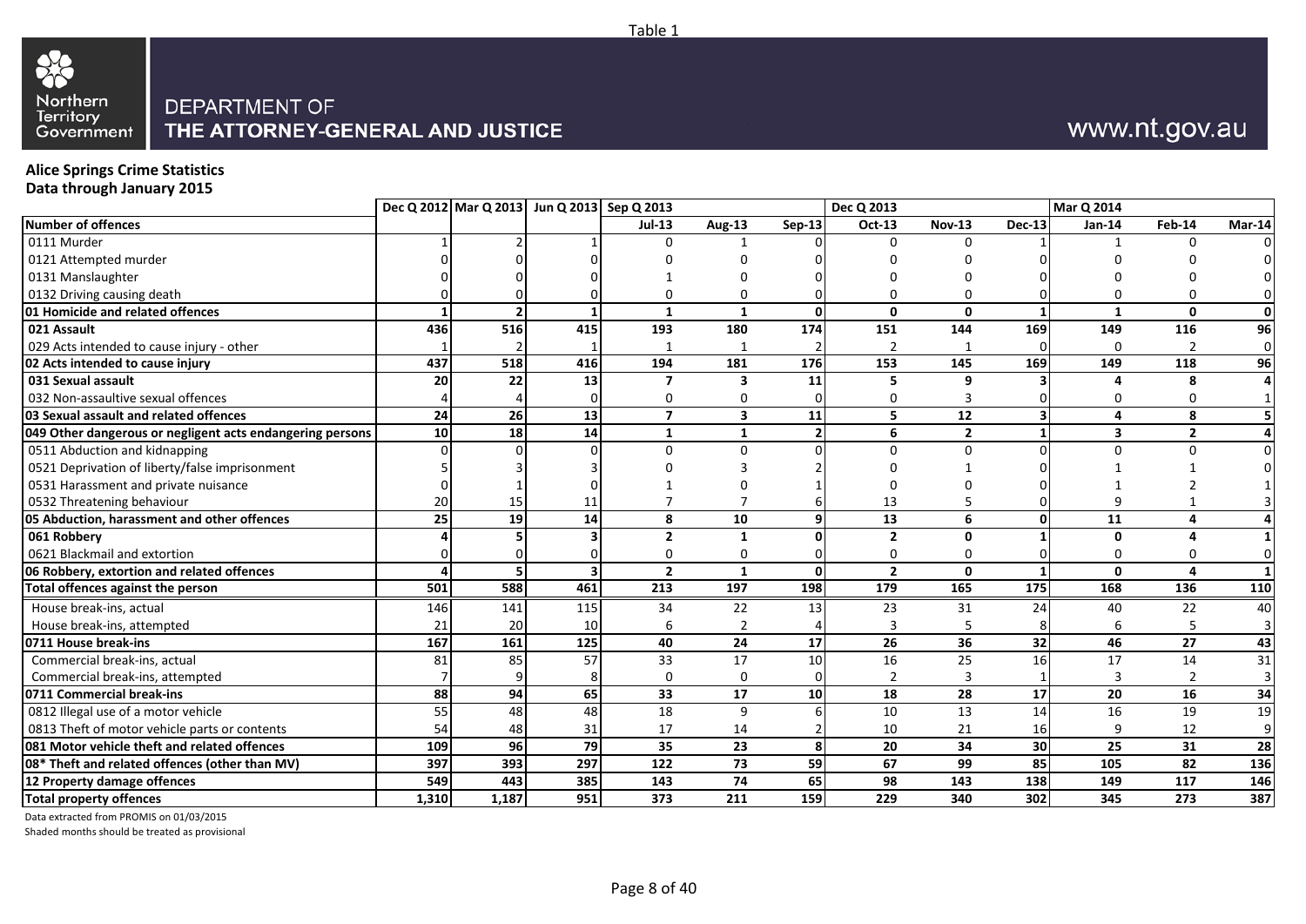Table 1

Northern Territory Government

DEPARTMENT OF
**THE ATTORNEY-GENERAL AND JUSTICE**

www.nt.gov.au

**Alice Springs Crime Statistics**
**Data through January 2015**

| | Dec Q 2012 | Mar Q 2013 | Jun Q 2013 | Sep Q 2013 | | | Dec Q 2013 | | | Mar Q 2014 | | |
|---|---|---|---|---|---|---|---|---|---|---|---|---|
| **Number of offences** | | | | **Jul-13** | **Aug-13** | **Sep-13** | **Oct-13** | **Nov-13** | **Dec-13** | **Jan-14** | **Feb-14** | **Mar-14** |
| 0111 Murder | 1 | 2 | 1 | 0 | 1 | 0 | 0 | 0 | 1 | 1 | 0 | 0 |
| 0121 Attempted murder | 0 | 0 | 0 | 0 | 0 | 0 | 0 | 0 | 0 | 0 | 0 | 0 |
| 0131 Manslaughter | 0 | 0 | 0 | 1 | 0 | 0 | 0 | 0 | 0 | 0 | 0 | 0 |
| 0132 Driving causing death | 0 | 0 | 0 | 0 | 0 | 0 | 0 | 0 | 0 | 0 | 0 | 0 |
| **01 Homicide and related offences** | **1** | **2** | **1** | **1** | **1** | **0** | **0** | **0** | **1** | **1** | **0** | **0** |
| **021 Assault** | **436** | **516** | **415** | **193** | **180** | **174** | **151** | **144** | **169** | **149** | **116** | **96** |
| 029 Acts intended to cause injury - other | 1 | 2 | 1 | 1 | 1 | 2 | 2 | 1 | 0 | 0 | 2 | 0 |
| **02 Acts intended to cause injury** | **437** | **518** | **416** | **194** | **181** | **176** | **153** | **145** | **169** | **149** | **118** | **96** |
| **031 Sexual assault** | **20** | **22** | **13** | **7** | **3** | **11** | **5** | **9** | **3** | **4** | **8** | **4** |
| 032 Non-assaultive sexual offences | 4 | 4 | 0 | 0 | 0 | 0 | 0 | 3 | 0 | 0 | 0 | 1 |
| **03 Sexual assault and related offences** | **24** | **26** | **13** | **7** | **3** | **11** | **5** | **12** | **3** | **4** | **8** | **5** |
| **049 Other dangerous or negligent acts endangering persons** | **10** | **18** | **14** | **1** | **1** | **2** | **6** | **2** | **1** | **3** | **2** | **4** |
| 0511 Abduction and kidnapping | 0 | 0 | 0 | 0 | 0 | 0 | 0 | 0 | 0 | 0 | 0 | 0 |
| 0521 Deprivation of liberty/false imprisonment | 5 | 3 | 3 | 0 | 3 | 2 | 0 | 1 | 0 | 1 | 1 | 0 |
| 0531 Harassment and private nuisance | 0 | 1 | 0 | 1 | 0 | 1 | 0 | 0 | 0 | 1 | 2 | 1 |
| 0532 Threatening behaviour | 20 | 15 | 11 | 7 | 7 | 6 | 13 | 5 | 0 | 9 | 1 | 3 |
| **05 Abduction, harassment and other offences** | **25** | **19** | **14** | **8** | **10** | **9** | **13** | **6** | **0** | **11** | **4** | **4** |
| **061 Robbery** | **4** | **5** | **3** | **2** | **1** | **0** | **2** | **0** | **1** | **0** | **4** | **1** |
| 0621 Blackmail and extortion | 0 | 0 | 0 | 0 | 0 | 0 | 0 | 0 | 0 | 0 | 0 | 0 |
| **06 Robbery, extortion and related offences** | **4** | **5** | **3** | **2** | **1** | **0** | **2** | **0** | **1** | **0** | **4** | **1** |
| **Total offences against the person** | **501** | **588** | **461** | **213** | **197** | **198** | **179** | **165** | **175** | **168** | **136** | **110** |
| House break-ins, actual | 146 | 141 | 115 | 34 | 22 | 13 | 23 | 31 | 24 | 40 | 22 | 40 |
| House break-ins, attempted | 21 | 20 | 10 | 6 | 2 | 4 | 3 | 5 | 8 | 6 | 5 | 3 |
| **0711 House break-ins** | **167** | **161** | **125** | **40** | **24** | **17** | **26** | **36** | **32** | **46** | **27** | **43** |
| Commercial break-ins, actual | 81 | 85 | 57 | 33 | 17 | 10 | 16 | 25 | 16 | 17 | 14 | 31 |
| Commercial break-ins, attempted | 7 | 9 | 8 | 0 | 0 | 0 | 2 | 3 | 1 | 3 | 2 | 3 |
| **0711 Commercial break-ins** | **88** | **94** | **65** | **33** | **17** | **10** | **18** | **28** | **17** | **20** | **16** | **34** |
| 0812 Illegal use of a motor vehicle | 55 | 48 | 48 | 18 | 9 | 6 | 10 | 13 | 14 | 16 | 19 | 19 |
| 0813 Theft of motor vehicle parts or contents | 54 | 48 | 31 | 17 | 14 | 2 | 10 | 21 | 16 | 9 | 12 | 9 |
| **081 Motor vehicle theft and related offences** | **109** | **96** | **79** | **35** | **23** | **8** | **20** | **34** | **30** | **25** | **31** | **28** |
| **08* Theft and related offences (other than MV)** | **397** | **393** | **297** | **122** | **73** | **59** | **67** | **99** | **85** | **105** | **82** | **136** |
| **12 Property damage offences** | **549** | **443** | **385** | **143** | **74** | **65** | **98** | **143** | **138** | **149** | **117** | **146** |
| **Total property offences** | **1,310** | **1,187** | **951** | **373** | **211** | **159** | **229** | **340** | **302** | **345** | **273** | **387** |

Data extracted from PROMIS on 01/03/2015

Shaded months should be treated as provisional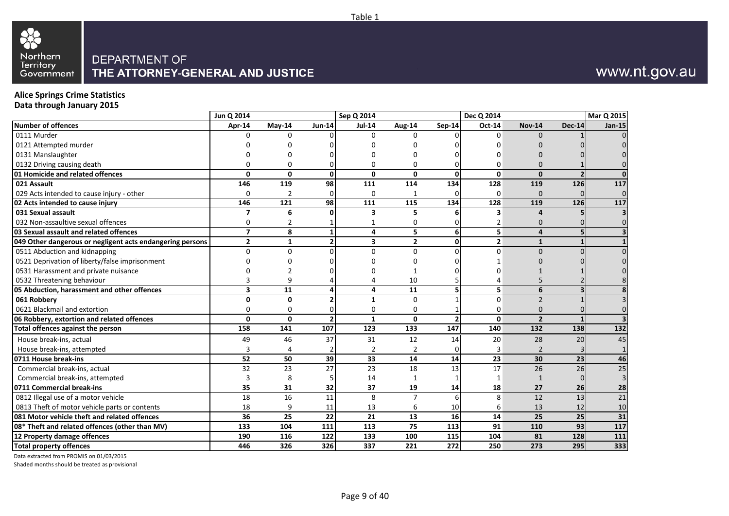Table 1

Northern Territory Government

DEPARTMENT OF
**THE ATTORNEY-GENERAL AND JUSTICE**

www.nt.gov.au

**Alice Springs Crime Statistics**
**Data through January 2015**

| | Jun Q 2014 | | | Sep Q 2014 | | | Dec Q 2014 | | | Mar Q 2015 |
|---|---|---|---|---|---|---|---|---|---|---|
| **Number of offences** | **Apr-14** | **May-14** | **Jun-14** | **Jul-14** | **Aug-14** | **Sep-14** | **Oct-14** | **Nov-14** | **Dec-14** | **Jan-15** |
| 0111 Murder | 0 | 0 | 0 | 0 | 0 | 0 | 0 | 0 | 1 | 0 |
| 0121 Attempted murder | 0 | 0 | 0 | 0 | 0 | 0 | 0 | 0 | 0 | 0 |
| 0131 Manslaughter | 0 | 0 | 0 | 0 | 0 | 0 | 0 | 0 | 0 | 0 |
| 0132 Driving causing death | 0 | 0 | 0 | 0 | 0 | 0 | 0 | 0 | 1 | 0 |
| **01 Homicide and related offences** | **0** | **0** | **0** | **0** | **0** | **0** | **0** | **0** | **2** | **0** |
| **021 Assault** | **146** | **119** | **98** | **111** | **114** | **134** | **128** | **119** | **126** | **117** |
| 029 Acts intended to cause injury - other | 0 | 2 | 0 | 0 | 1 | 0 | 0 | 0 | 0 | 0 |
| **02 Acts intended to cause injury** | **146** | **121** | **98** | **111** | **115** | **134** | **128** | **119** | **126** | **117** |
| **031 Sexual assault** | **7** | **6** | **0** | **3** | **5** | **6** | **3** | **4** | **5** | **3** |
| 032 Non-assaultive sexual offences | 0 | 2 | 1 | 1 | 0 | 0 | 2 | 0 | 0 | 0 |
| **03 Sexual assault and related offences** | **7** | **8** | **1** | **4** | **5** | **6** | **5** | **4** | **5** | **3** |
| **049 Other dangerous or negligent acts endangering persons** | **2** | **1** | **2** | **3** | **2** | **0** | **2** | **1** | **1** | **1** |
| 0511 Abduction and kidnapping | 0 | 0 | 0 | 0 | 0 | 0 | 0 | 0 | 0 | 0 |
| 0521 Deprivation of liberty/false imprisonment | 0 | 0 | 0 | 0 | 0 | 0 | 1 | 0 | 0 | 0 |
| 0531 Harassment and private nuisance | 0 | 2 | 0 | 0 | 1 | 0 | 0 | 1 | 1 | 0 |
| 0532 Threatening behaviour | 3 | 9 | 4 | 4 | 10 | 5 | 4 | 5 | 2 | 8 |
| **05 Abduction, harassment and other offences** | **3** | **11** | **4** | **4** | **11** | **5** | **5** | **6** | **3** | **8** |
| **061 Robbery** | **0** | **0** | **2** | **1** | 0 | 1 | 0 | 2 | 1 | 3 |
| 0621 Blackmail and extortion | 0 | 0 | 0 | 0 | 0 | 1 | 0 | 0 | 0 | 0 |
| **06 Robbery, extortion and related offences** | **0** | **0** | **2** | **1** | **0** | **2** | **0** | **2** | **1** | **3** |
| **Total offences against the person** | **158** | **141** | **107** | **123** | **133** | **147** | **140** | **132** | **138** | **132** |
| House break-ins, actual | 49 | 46 | 37 | 31 | 12 | 14 | 20 | 28 | 20 | 45 |
| House break-ins, attempted | 3 | 4 | 2 | 2 | 2 | 0 | 3 | 2 | 3 | 1 |
| **0711 House break-ins** | **52** | **50** | **39** | **33** | **14** | **14** | **23** | **30** | **23** | **46** |
| Commercial break-ins, actual | 32 | 23 | 27 | 23 | 18 | 13 | 17 | 26 | 26 | 25 |
| Commercial break-ins, attempted | 3 | 8 | 5 | 14 | 1 | 1 | 1 | 1 | 0 | 3 |
| **0711 Commercial break-ins** | **35** | **31** | **32** | **37** | **19** | **14** | **18** | **27** | **26** | **28** |
| 0812 Illegal use of a motor vehicle | 18 | 16 | 11 | 8 | 7 | 6 | 8 | 12 | 13 | 21 |
| 0813 Theft of motor vehicle parts or contents | 18 | 9 | 11 | 13 | 6 | 10 | 6 | 13 | 12 | 10 |
| **081 Motor vehicle theft and related offences** | **36** | **25** | **22** | **21** | **13** | **16** | **14** | **25** | **25** | **31** |
| **08* Theft and related offences (other than MV)** | **133** | **104** | **111** | **113** | **75** | **113** | **91** | **110** | **93** | **117** |
| **12 Property damage offences** | **190** | **116** | **122** | **133** | **100** | **115** | **104** | **81** | **128** | **111** |
| **Total property offences** | **446** | **326** | **326** | **337** | **221** | **272** | **250** | **273** | **295** | **333** |

Data extracted from PROMIS on 01/03/2015

Shaded months should be treated as provisional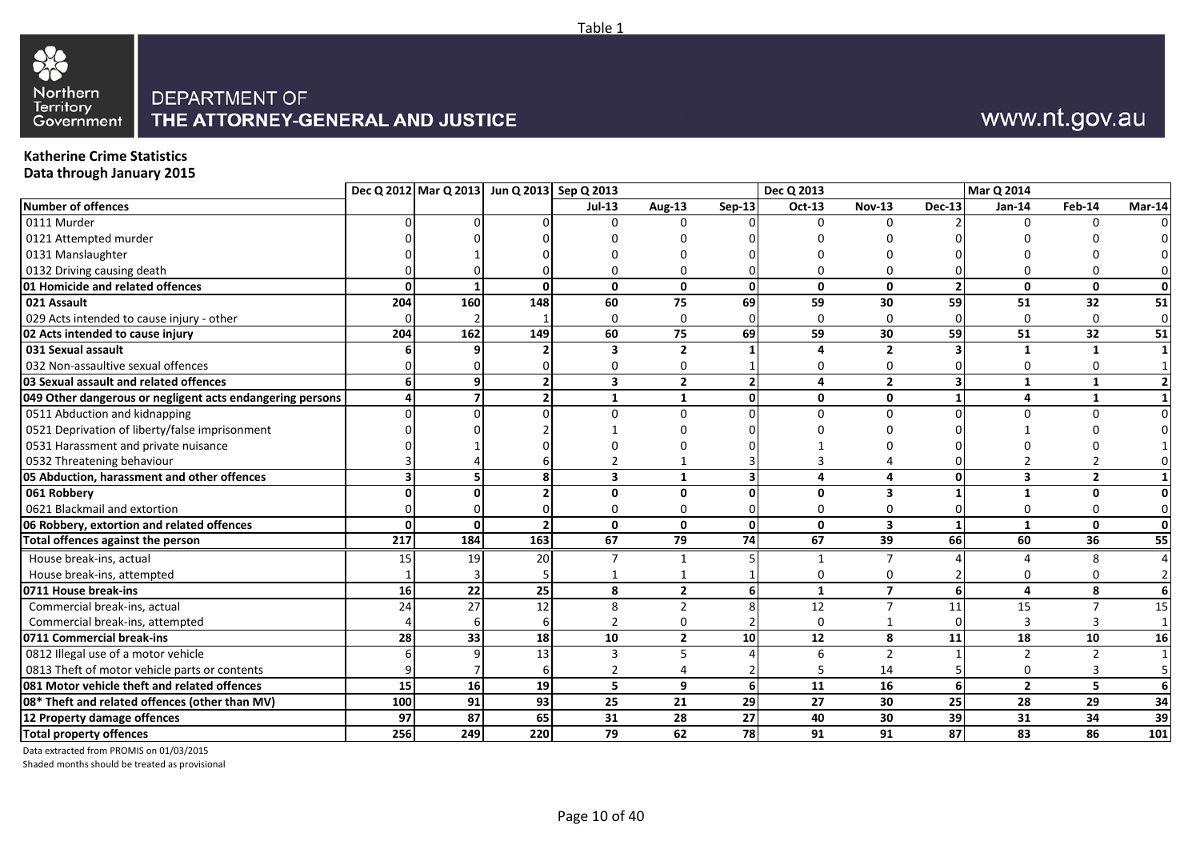Table 1

Northern Territory Government

DEPARTMENT OF
**THE ATTORNEY-GENERAL AND JUSTICE**

www.nt.gov.au

**Katherine Crime Statistics**
**Data through January 2015**

| | Dec Q 2012 | Mar Q 2013 | Jun Q 2013 | Sep Q 2013 | | | Dec Q 2013 | | | Mar Q 2014 | | |
|---|---|---|---|---|---|---|---|---|---|---|---|---|
| **Number of offences** | | | | **Jul-13** | **Aug-13** | **Sep-13** | **Oct-13** | **Nov-13** | **Dec-13** | **Jan-14** | **Feb-14** | **Mar-14** |
| 0111 Murder | 0 | 0 | 0 | 0 | 0 | 0 | 0 | 0 | 2 | 0 | 0 | 0 |
| 0121 Attempted murder | 0 | 0 | 0 | 0 | 0 | 0 | 0 | 0 | 0 | 0 | 0 | 0 |
| 0131 Manslaughter | 0 | 1 | 0 | 0 | 0 | 0 | 0 | 0 | 0 | 0 | 0 | 0 |
| 0132 Driving causing death | 0 | 0 | 0 | 0 | 0 | 0 | 0 | 0 | 0 | 0 | 0 | 0 |
| **01 Homicide and related offences** | **0** | **1** | **0** | **0** | **0** | **0** | **0** | **0** | **2** | **0** | **0** | **0** |
| **021 Assault** | **204** | **160** | **148** | **60** | **75** | **69** | **59** | **30** | **59** | **51** | **32** | **51** |
| 029 Acts intended to cause injury - other | 0 | 2 | 1 | 0 | 0 | 0 | 0 | 0 | 0 | 0 | 0 | 0 |
| **02 Acts intended to cause injury** | **204** | **162** | **149** | **60** | **75** | **69** | **59** | **30** | **59** | **51** | **32** | **51** |
| **031 Sexual assault** | **6** | **9** | **2** | **3** | **2** | **1** | **4** | **2** | **3** | **1** | **1** | **1** |
| 032 Non-assaultive sexual offences | 0 | 0 | 0 | 0 | 0 | 1 | 0 | 0 | 0 | 0 | 0 | 1 |
| **03 Sexual assault and related offences** | **6** | **9** | **2** | **3** | **2** | **2** | **4** | **2** | **3** | **1** | **1** | **2** |
| **049 Other dangerous or negligent acts endangering persons** | **4** | **7** | **2** | **1** | **1** | **0** | **0** | **0** | **1** | **4** | **1** | **1** |
| 0511 Abduction and kidnapping | 0 | 0 | 0 | 0 | 0 | 0 | 0 | 0 | 0 | 0 | 0 | 0 |
| 0521 Deprivation of liberty/false imprisonment | 0 | 0 | 2 | 1 | 0 | 0 | 0 | 0 | 0 | 1 | 0 | 0 |
| 0531 Harassment and private nuisance | 0 | 1 | 0 | 0 | 0 | 0 | 1 | 0 | 0 | 0 | 0 | 1 |
| 0532 Threatening behaviour | 3 | 4 | 6 | 2 | 1 | 3 | 3 | 4 | 0 | 2 | 2 | 0 |
| **05 Abduction, harassment and other offences** | **3** | **5** | **8** | **3** | **1** | **3** | **4** | **4** | **0** | **3** | **2** | **1** |
| **061 Robbery** | **0** | **0** | **2** | **0** | **0** | **0** | **0** | **3** | **1** | **1** | **0** | **0** |
| 0621 Blackmail and extortion | 0 | 0 | 0 | 0 | 0 | 0 | 0 | 0 | 0 | 0 | 0 | 0 |
| **06 Robbery, extortion and related offences** | **0** | **0** | **2** | **0** | **0** | **0** | **0** | **3** | **1** | **1** | **0** | **0** |
| **Total offences against the person** | **217** | **184** | **163** | **67** | **79** | **74** | **67** | **39** | **66** | **60** | **36** | **55** |
| House break-ins, actual | 15 | 19 | 20 | 7 | 1 | 5 | 1 | 7 | 4 | 4 | 8 | 4 |
| House break-ins, attempted | 1 | 3 | 5 | 1 | 1 | 1 | 0 | 0 | 2 | 0 | 0 | 2 |
| **0711 House break-ins** | **16** | **22** | **25** | **8** | **2** | **6** | **1** | **7** | **6** | **4** | **8** | **6** |
| Commercial break-ins, actual | 24 | 27 | 12 | 8 | 2 | 8 | 12 | 7 | 11 | 15 | 7 | 15 |
| Commercial break-ins, attempted | 4 | 6 | 6 | 2 | 0 | 2 | 0 | 1 | 0 | 3 | 3 | 1 |
| **0711 Commercial break-ins** | **28** | **33** | **18** | **10** | **2** | **10** | **12** | **8** | **11** | **18** | **10** | **16** |
| 0812 Illegal use of a motor vehicle | 6 | 9 | 13 | 3 | 5 | 4 | 6 | 2 | 1 | 2 | 2 | 1 |
| 0813 Theft of motor vehicle parts or contents | 9 | 7 | 6 | 2 | 4 | 2 | 5 | 14 | 5 | 0 | 3 | 5 |
| **081 Motor vehicle theft and related offences** | **15** | **16** | **19** | **5** | **9** | **6** | **11** | **16** | **6** | **2** | **5** | **6** |
| **08* Theft and related offences (other than MV)** | **100** | **91** | **93** | **25** | **21** | **29** | **27** | **30** | **25** | **28** | **29** | **34** |
| **12 Property damage offences** | **97** | **87** | **65** | **31** | **28** | **27** | **40** | **30** | **39** | **31** | **34** | **39** |
| **Total property offences** | **256** | **249** | **220** | **79** | **62** | **78** | **91** | **91** | **87** | **83** | **86** | **101** |

Data extracted from PROMIS on 01/03/2015
Shaded months should be treated as provisional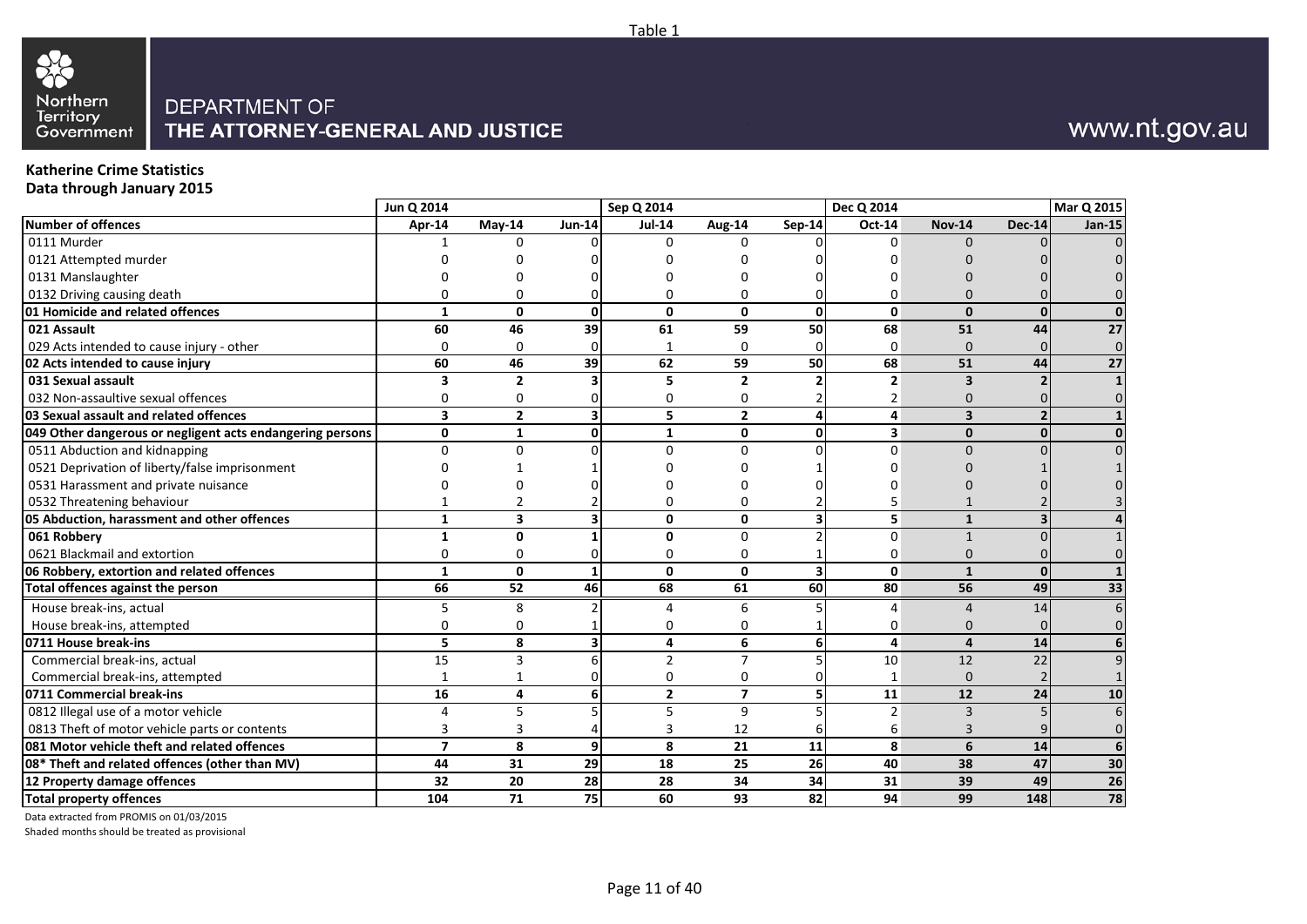Table 1

Northern Territory Government

DEPARTMENT OF
**THE ATTORNEY-GENERAL AND JUSTICE**

www.nt.gov.au

**Katherine Crime Statistics**
**Data through January 2015**

| | Jun Q 2014 | | | Sep Q 2014 | | | Dec Q 2014 | | | Mar Q 2015 |
|---|---|---|---|---|---|---|---|---|---|---|
| **Number of offences** | **Apr-14** | **May-14** | **Jun-14** | **Jul-14** | **Aug-14** | **Sep-14** | **Oct-14** | **Nov-14** | **Dec-14** | **Jan-15** |
| 0111 Murder | 1 | 0 | 0 | 0 | 0 | 0 | 0 | 0 | 0 | 0 |
| 0121 Attempted murder | 0 | 0 | 0 | 0 | 0 | 0 | 0 | 0 | 0 | 0 |
| 0131 Manslaughter | 0 | 0 | 0 | 0 | 0 | 0 | 0 | 0 | 0 | 0 |
| 0132 Driving causing death | 0 | 0 | 0 | 0 | 0 | 0 | 0 | 0 | 0 | 0 |
| **01 Homicide and related offences** | **1** | **0** | **0** | **0** | **0** | **0** | **0** | **0** | **0** | **0** |
| **021 Assault** | **60** | **46** | **39** | **61** | **59** | **50** | **68** | **51** | **44** | **27** |
| 029 Acts intended to cause injury - other | 0 | 0 | 0 | 1 | 0 | 0 | 0 | 0 | 0 | 0 |
| **02 Acts intended to cause injury** | **60** | **46** | **39** | **62** | **59** | **50** | **68** | **51** | **44** | **27** |
| **031 Sexual assault** | **3** | **2** | **3** | **5** | **2** | **2** | **2** | **3** | **2** | **1** |
| 032 Non-assaultive sexual offences | 0 | 0 | 0 | 0 | 0 | 2 | 2 | 0 | 0 | 0 |
| **03 Sexual assault and related offences** | **3** | **2** | **3** | **5** | **2** | **4** | **4** | **3** | **2** | **1** |
| **049 Other dangerous or negligent acts endangering persons** | **0** | **1** | **0** | **1** | **0** | **0** | **3** | **0** | **0** | **0** |
| 0511 Abduction and kidnapping | 0 | 0 | 0 | 0 | 0 | 0 | 0 | 0 | 0 | 0 |
| 0521 Deprivation of liberty/false imprisonment | 0 | 1 | 1 | 0 | 0 | 1 | 0 | 0 | 1 | 1 |
| 0531 Harassment and private nuisance | 0 | 0 | 0 | 0 | 0 | 0 | 0 | 0 | 0 | 0 |
| 0532 Threatening behaviour | 1 | 2 | 2 | 0 | 0 | 2 | 5 | 1 | 2 | 3 |
| **05 Abduction, harassment and other offences** | **1** | **3** | **3** | **0** | **0** | **3** | **5** | **1** | **3** | **4** |
| **061 Robbery** | **1** | **0** | **1** | **0** | 0 | 2 | 0 | 1 | 0 | 1 |
| 0621 Blackmail and extortion | 0 | 0 | 0 | 0 | 0 | 1 | 0 | 0 | 0 | 0 |
| **06 Robbery, extortion and related offences** | **1** | **0** | **1** | **0** | **0** | **3** | **0** | **1** | **0** | **1** |
| **Total offences against the person** | **66** | **52** | **46** | **68** | **61** | **60** | **80** | **56** | **49** | **33** |
| House break-ins, actual | 5 | 8 | 2 | 4 | 6 | 5 | 4 | 4 | 14 | 6 |
| House break-ins, attempted | 0 | 0 | 1 | 0 | 0 | 1 | 0 | 0 | 0 | 0 |
| **0711 House break-ins** | **5** | **8** | **3** | **4** | **6** | **6** | **4** | **4** | **14** | **6** |
| Commercial break-ins, actual | 15 | 3 | 6 | 2 | 7 | 5 | 10 | 12 | 22 | 9 |
| Commercial break-ins, attempted | 1 | 1 | 0 | 0 | 0 | 0 | 1 | 0 | 2 | 1 |
| **0711 Commercial break-ins** | **16** | **4** | **6** | **2** | **7** | **5** | **11** | **12** | **24** | **10** |
| 0812 Illegal use of a motor vehicle | 4 | 5 | 5 | 5 | 9 | 5 | 2 | 3 | 5 | 6 |
| 0813 Theft of motor vehicle parts or contents | 3 | 3 | 4 | 3 | 12 | 6 | 6 | 3 | 9 | 0 |
| **081 Motor vehicle theft and related offences** | **7** | **8** | **9** | **8** | **21** | **11** | **8** | **6** | **14** | **6** |
| **08* Theft and related offences (other than MV)** | **44** | **31** | **29** | **18** | **25** | **26** | **40** | **38** | **47** | **30** |
| **12 Property damage offences** | **32** | **20** | **28** | **28** | **34** | **34** | **31** | **39** | **49** | **26** |
| **Total property offences** | **104** | **71** | **75** | **60** | **93** | **82** | **94** | **99** | **148** | **78** |

Data extracted from PROMIS on 01/03/2015
Shaded months should be treated as provisional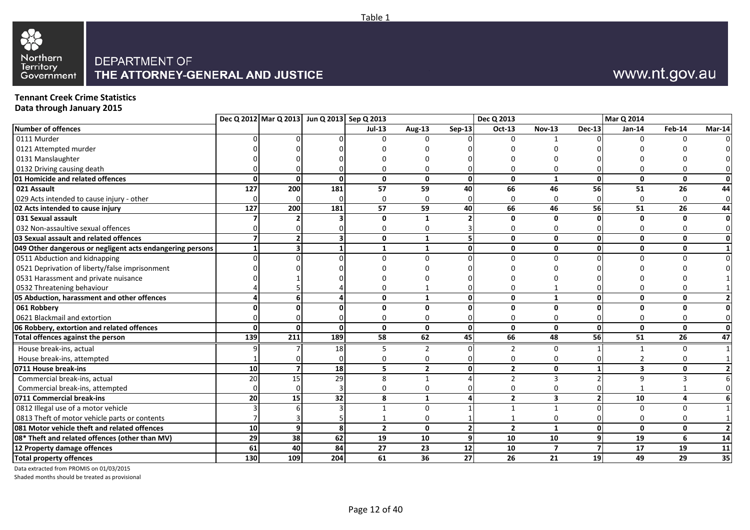Table 1

Northern Territory Government

DEPARTMENT OF
**THE ATTORNEY-GENERAL AND JUSTICE**

www.nt.gov.au

**Tennant Creek Crime Statistics**
**Data through January 2015**

| | Dec Q 2012 | Mar Q 2013 | Jun Q 2013 | Sep Q 2013 | | | Dec Q 2013 | | | Mar Q 2014 | | |
|---|---|---|---|---|---|---|---|---|---|---|---|---|
| **Number of offences** | | | | **Jul-13** | **Aug-13** | **Sep-13** | **Oct-13** | **Nov-13** | **Dec-13** | **Jan-14** | **Feb-14** | **Mar-14** |
| 0111 Murder | 0 | 0 | 0 | 0 | 0 | 0 | 0 | 1 | 0 | 0 | 0 | 0 |
| 0121 Attempted murder | 0 | 0 | 0 | 0 | 0 | 0 | 0 | 0 | 0 | 0 | 0 | 0 |
| 0131 Manslaughter | 0 | 0 | 0 | 0 | 0 | 0 | 0 | 0 | 0 | 0 | 0 | 0 |
| 0132 Driving causing death | 0 | 0 | 0 | 0 | 0 | 0 | 0 | 0 | 0 | 0 | 0 | 0 |
| **01 Homicide and related offences** | **0** | **0** | **0** | **0** | **0** | **0** | **0** | **1** | **0** | **0** | **0** | **0** |
| **021 Assault** | **127** | **200** | **181** | **57** | **59** | **40** | **66** | **46** | **56** | **51** | **26** | **44** |
| 029 Acts intended to cause injury - other | 0 | 0 | 0 | 0 | 0 | 0 | 0 | 0 | 0 | 0 | 0 | 0 |
| **02 Acts intended to cause injury** | **127** | **200** | **181** | **57** | **59** | **40** | **66** | **46** | **56** | **51** | **26** | **44** |
| **031 Sexual assault** | **7** | **2** | **3** | **0** | **1** | **2** | **0** | **0** | **0** | **0** | **0** | **0** |
| 032 Non-assaultive sexual offences | 0 | 0 | 0 | 0 | 0 | 3 | 0 | 0 | 0 | 0 | 0 | 0 |
| **03 Sexual assault and related offences** | **7** | **2** | **3** | **0** | **1** | **5** | **0** | **0** | **0** | **0** | **0** | **0** |
| **049 Other dangerous or negligent acts endangering persons** | **1** | **3** | **1** | **1** | **1** | **0** | **0** | **0** | **0** | **0** | **0** | **1** |
| 0511 Abduction and kidnapping | 0 | 0 | 0 | 0 | 0 | 0 | 0 | 0 | 0 | 0 | 0 | 0 |
| 0521 Deprivation of liberty/false imprisonment | 0 | 0 | 0 | 0 | 0 | 0 | 0 | 0 | 0 | 0 | 0 | 0 |
| 0531 Harassment and private nuisance | 0 | 1 | 0 | 0 | 0 | 0 | 0 | 0 | 0 | 0 | 0 | 1 |
| 0532 Threatening behaviour | 4 | 5 | 4 | 0 | 1 | 0 | 0 | 1 | 0 | 0 | 0 | 1 |
| **05 Abduction, harassment and other offences** | **4** | **6** | **4** | **0** | **1** | **0** | **0** | **1** | **0** | **0** | **0** | **2** |
| **061 Robbery** | **0** | **0** | **0** | **0** | **0** | **0** | **0** | **0** | **0** | **0** | **0** | **0** |
| 0621 Blackmail and extortion | 0 | 0 | 0 | 0 | 0 | 0 | 0 | 0 | 0 | 0 | 0 | 0 |
| **06 Robbery, extortion and related offences** | **0** | **0** | **0** | **0** | **0** | **0** | **0** | **0** | **0** | **0** | **0** | **0** |
| **Total offences against the person** | **139** | **211** | **189** | **58** | **62** | **45** | **66** | **48** | **56** | **51** | **26** | **47** |
| House break-ins, actual | 9 | 7 | 18 | 5 | 2 | 0 | 2 | 0 | 1 | 1 | 0 | 1 |
| House break-ins, attempted | 1 | 0 | 0 | 0 | 0 | 0 | 0 | 0 | 0 | 2 | 0 | 1 |
| **0711 House break-ins** | **10** | **7** | **18** | **5** | **2** | **0** | **2** | **0** | **1** | **3** | **0** | **2** |
| Commercial break-ins, actual | 20 | 15 | 29 | 8 | 1 | 4 | 2 | 3 | 2 | 9 | 3 | 6 |
| Commercial break-ins, attempted | 0 | 0 | 3 | 0 | 0 | 0 | 0 | 0 | 0 | 1 | 1 | 0 |
| **0711 Commercial break-ins** | **20** | **15** | **32** | **8** | **1** | **4** | **2** | **3** | **2** | **10** | **4** | **6** |
| 0812 Illegal use of a motor vehicle | 3 | 6 | 3 | 1 | 0 | 1 | 1 | 1 | 0 | 0 | 0 | 1 |
| 0813 Theft of motor vehicle parts or contents | 7 | 3 | 5 | 1 | 0 | 1 | 1 | 0 | 0 | 0 | 0 | 1 |
| **081 Motor vehicle theft and related offences** | **10** | **9** | **8** | **2** | **0** | **2** | **2** | **1** | **0** | **0** | **0** | **2** |
| **08* Theft and related offences (other than MV)** | **29** | **38** | **62** | **19** | **10** | **9** | **10** | **10** | **9** | **19** | **6** | **14** |
| **12 Property damage offences** | **61** | **40** | **84** | **27** | **23** | **12** | **10** | **7** | **7** | **17** | **19** | **11** |
| **Total property offences** | **130** | **109** | **204** | **61** | **36** | **27** | **26** | **21** | **19** | **49** | **29** | **35** |

Data extracted from PROMIS on 01/03/2015

Shaded months should be treated as provisional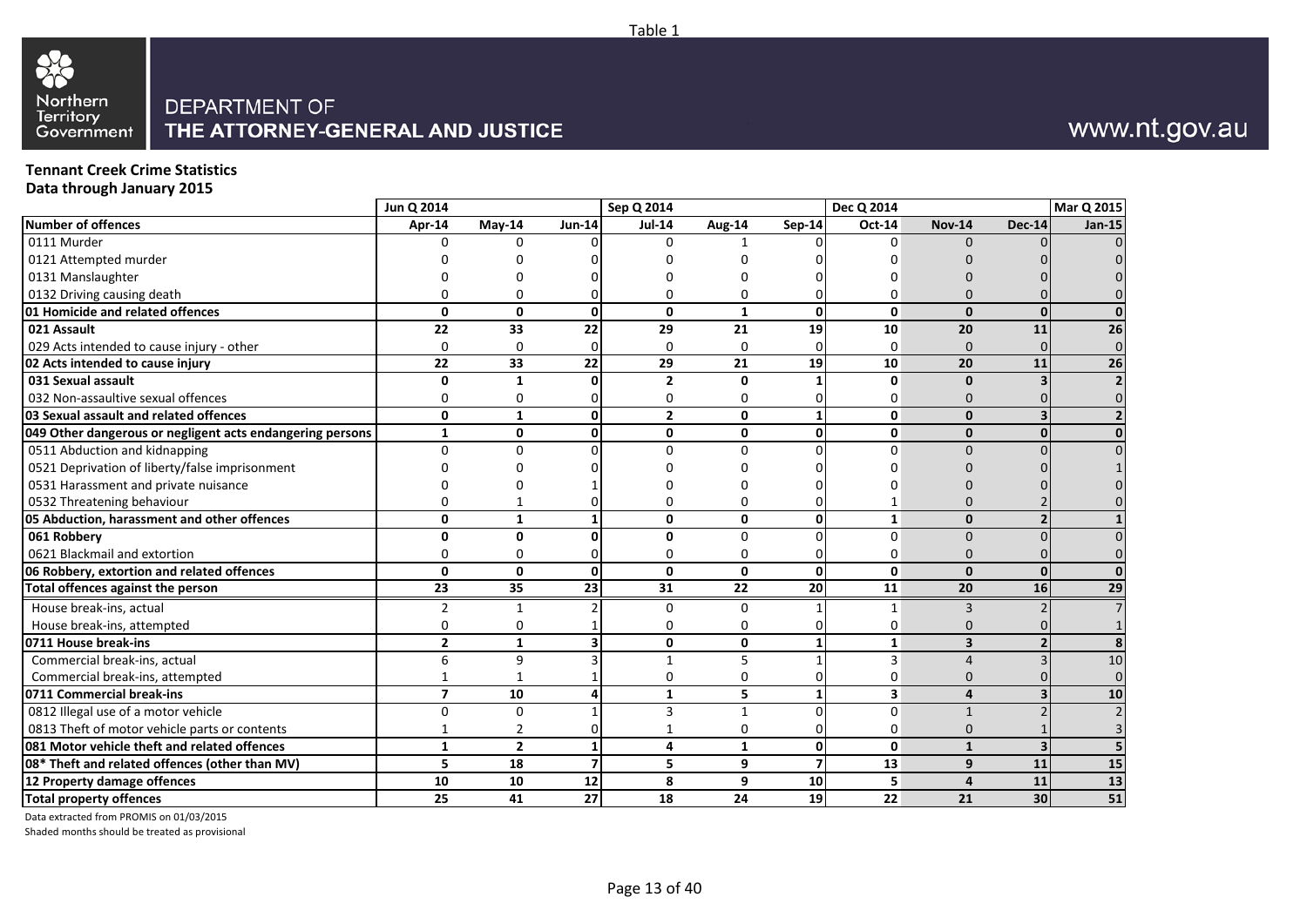Table 1

Northern Territory Government

DEPARTMENT OF
THE ATTORNEY-GENERAL AND JUSTICE

www.nt.gov.au

**Tennant Creek Crime Statistics**
**Data through January 2015**

| | Jun Q 2014 | | | Sep Q 2014 | | | Dec Q 2014 | | | Mar Q 2015 |
|---|---|---|---|---|---|---|---|---|---|---|
| **Number of offences** | **Apr-14** | **May-14** | **Jun-14** | **Jul-14** | **Aug-14** | **Sep-14** | **Oct-14** | **Nov-14** | **Dec-14** | **Jan-15** |
| 0111 Murder | 0 | 0 | 0 | 0 | 1 | 0 | 0 | 0 | 0 | 0 |
| 0121 Attempted murder | 0 | 0 | 0 | 0 | 0 | 0 | 0 | 0 | 0 | 0 |
| 0131 Manslaughter | 0 | 0 | 0 | 0 | 0 | 0 | 0 | 0 | 0 | 0 |
| 0132 Driving causing death | 0 | 0 | 0 | 0 | 0 | 0 | 0 | 0 | 0 | 0 |
| **01 Homicide and related offences** | **0** | **0** | **0** | **0** | **1** | **0** | **0** | **0** | **0** | **0** |
| **021 Assault** | **22** | **33** | **22** | **29** | **21** | **19** | **10** | **20** | **11** | **26** |
| 029 Acts intended to cause injury - other | 0 | 0 | 0 | 0 | 0 | 0 | 0 | 0 | 0 | 0 |
| **02 Acts intended to cause injury** | **22** | **33** | **22** | **29** | **21** | **19** | **10** | **20** | **11** | **26** |
| **031 Sexual assault** | **0** | **1** | **0** | **2** | **0** | **1** | **0** | **0** | **3** | **2** |
| 032 Non-assaultive sexual offences | 0 | 0 | 0 | 0 | 0 | 0 | 0 | 0 | 0 | 0 |
| **03 Sexual assault and related offences** | **0** | **1** | **0** | **2** | **0** | **1** | **0** | **0** | **3** | **2** |
| **049 Other dangerous or negligent acts endangering persons** | **1** | **0** | **0** | **0** | **0** | **0** | **0** | **0** | **0** | **0** |
| 0511 Abduction and kidnapping | 0 | 0 | 0 | 0 | 0 | 0 | 0 | 0 | 0 | 0 |
| 0521 Deprivation of liberty/false imprisonment | 0 | 0 | 0 | 0 | 0 | 0 | 0 | 0 | 0 | 1 |
| 0531 Harassment and private nuisance | 0 | 0 | 1 | 0 | 0 | 0 | 0 | 0 | 0 | 0 |
| 0532 Threatening behaviour | 0 | 1 | 0 | 0 | 0 | 0 | 1 | 0 | 2 | 0 |
| **05 Abduction, harassment and other offences** | **0** | **1** | **1** | **0** | **0** | **0** | **1** | **0** | **2** | **1** |
| **061 Robbery** | **0** | **0** | **0** | **0** | 0 | 0 | 0 | 0 | 0 | 0 |
| 0621 Blackmail and extortion | 0 | 0 | 0 | 0 | 0 | 0 | 0 | 0 | 0 | 0 |
| **06 Robbery, extortion and related offences** | **0** | **0** | **0** | **0** | **0** | **0** | **0** | **0** | **0** | **0** |
| **Total offences against the person** | **23** | **35** | **23** | **31** | **22** | **20** | **11** | **20** | **16** | **29** |
| House break-ins, actual | 2 | 1 | 2 | 0 | 0 | 1 | 1 | 3 | 2 | 7 |
| House break-ins, attempted | 0 | 0 | 1 | 0 | 0 | 0 | 0 | 0 | 0 | 1 |
| **0711 House break-ins** | **2** | **1** | **3** | **0** | **0** | **1** | **1** | **3** | **2** | **8** |
| Commercial break-ins, actual | 6 | 9 | 3 | 1 | 5 | 1 | 3 | 4 | 3 | 10 |
| Commercial break-ins, attempted | 1 | 1 | 1 | 0 | 0 | 0 | 0 | 0 | 0 | 0 |
| **0711 Commercial break-ins** | **7** | **10** | **4** | **1** | **5** | **1** | **3** | **4** | **3** | **10** |
| 0812 Illegal use of a motor vehicle | 0 | 0 | 1 | 3 | 1 | 0 | 0 | 1 | 2 | 2 |
| 0813 Theft of motor vehicle parts or contents | 1 | 2 | 0 | 1 | 0 | 0 | 0 | 0 | 1 | 3 |
| **081 Motor vehicle theft and related offences** | **1** | **2** | **1** | **4** | **1** | **0** | **0** | **1** | **3** | **5** |
| **08* Theft and related offences (other than MV)** | **5** | **18** | **7** | **5** | **9** | **7** | **13** | **9** | **11** | **15** |
| **12 Property damage offences** | **10** | **10** | **12** | **8** | **9** | **10** | **5** | **4** | **11** | **13** |
| **Total property offences** | **25** | **41** | **27** | **18** | **24** | **19** | **22** | **21** | **30** | **51** |

Data extracted from PROMIS on 01/03/2015
Shaded months should be treated as provisional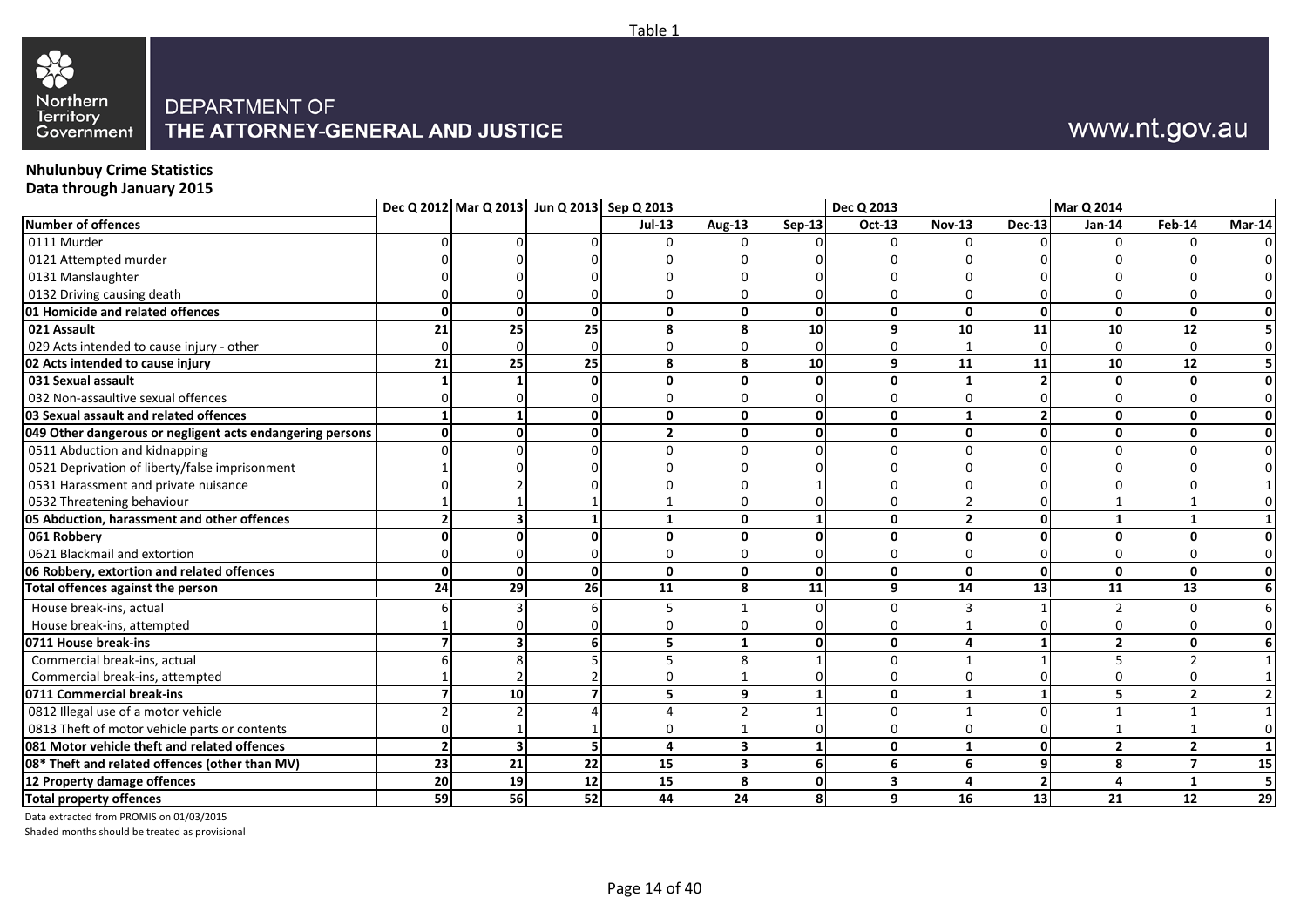Table 1

Northern Territory Government

DEPARTMENT OF
**THE ATTORNEY-GENERAL AND JUSTICE**

www.nt.gov.au

**Nhulunbuy Crime Statistics**
**Data through January 2015**

| | Dec Q 2012 | Mar Q 2013 | Jun Q 2013 | Sep Q 2013 | | | Dec Q 2013 | | | Mar Q 2014 | | |
|---|---|---|---|---|---|---|---|---|---|---|---|---|
| **Number of offences** | | | | **Jul-13** | **Aug-13** | **Sep-13** | **Oct-13** | **Nov-13** | **Dec-13** | **Jan-14** | **Feb-14** | **Mar-14** |
| 0111 Murder | 0 | 0 | 0 | 0 | 0 | 0 | 0 | 0 | 0 | 0 | 0 | 0 |
| 0121 Attempted murder | 0 | 0 | 0 | 0 | 0 | 0 | 0 | 0 | 0 | 0 | 0 | 0 |
| 0131 Manslaughter | 0 | 0 | 0 | 0 | 0 | 0 | 0 | 0 | 0 | 0 | 0 | 0 |
| 0132 Driving causing death | 0 | 0 | 0 | 0 | 0 | 0 | 0 | 0 | 0 | 0 | 0 | 0 |
| **01 Homicide and related offences** | **0** | **0** | **0** | **0** | **0** | **0** | **0** | **0** | **0** | **0** | **0** | **0** |
| **021 Assault** | **21** | **25** | **25** | **8** | **8** | **10** | **9** | **10** | **11** | **10** | **12** | **5** |
| 029 Acts intended to cause injury - other | 0 | 0 | 0 | 0 | 0 | 0 | 0 | 1 | 0 | 0 | 0 | 0 |
| **02 Acts intended to cause injury** | **21** | **25** | **25** | **8** | **8** | **10** | **9** | **11** | **11** | **10** | **12** | **5** |
| **031 Sexual assault** | **1** | **1** | **0** | **0** | **0** | **0** | **0** | **1** | **2** | **0** | **0** | **0** |
| 032 Non-assaultive sexual offences | 0 | 0 | 0 | 0 | 0 | 0 | 0 | 0 | 0 | 0 | 0 | 0 |
| **03 Sexual assault and related offences** | **1** | **1** | **0** | **0** | **0** | **0** | **0** | **1** | **2** | **0** | **0** | **0** |
| **049 Other dangerous or negligent acts endangering persons** | **0** | **0** | **0** | **2** | **0** | **0** | **0** | **0** | **0** | **0** | **0** | **0** |
| 0511 Abduction and kidnapping | 0 | 0 | 0 | 0 | 0 | 0 | 0 | 0 | 0 | 0 | 0 | 0 |
| 0521 Deprivation of liberty/false imprisonment | 1 | 0 | 0 | 0 | 0 | 0 | 0 | 0 | 0 | 0 | 0 | 0 |
| 0531 Harassment and private nuisance | 0 | 2 | 0 | 0 | 0 | 1 | 0 | 0 | 0 | 0 | 0 | 1 |
| 0532 Threatening behaviour | 1 | 1 | 1 | 1 | 0 | 0 | 0 | 2 | 0 | 1 | 1 | 0 |
| **05 Abduction, harassment and other offences** | **2** | **3** | **1** | **1** | **0** | **1** | **0** | **2** | **0** | **1** | **1** | **1** |
| **061 Robbery** | **0** | **0** | **0** | **0** | **0** | **0** | **0** | **0** | **0** | **0** | **0** | **0** |
| 0621 Blackmail and extortion | 0 | 0 | 0 | 0 | 0 | 0 | 0 | 0 | 0 | 0 | 0 | 0 |
| **06 Robbery, extortion and related offences** | **0** | **0** | **0** | **0** | **0** | **0** | **0** | **0** | **0** | **0** | **0** | **0** |
| **Total offences against the person** | **24** | **29** | **26** | **11** | **8** | **11** | **9** | **14** | **13** | **11** | **13** | **6** |
| House break-ins, actual | 6 | 3 | 6 | 5 | 1 | 0 | 0 | 3 | 1 | 2 | 0 | 6 |
| House break-ins, attempted | 1 | 0 | 0 | 0 | 0 | 0 | 0 | 1 | 0 | 0 | 0 | 0 |
| **0711 House break-ins** | **7** | **3** | **6** | **5** | **1** | **0** | **0** | **4** | **1** | **2** | **0** | **6** |
| Commercial break-ins, actual | 6 | 8 | 5 | 5 | 8 | 1 | 0 | 1 | 1 | 5 | 2 | 1 |
| Commercial break-ins, attempted | 1 | 2 | 2 | 0 | 1 | 0 | 0 | 0 | 0 | 0 | 0 | 1 |
| **0711 Commercial break-ins** | **7** | **10** | **7** | **5** | **9** | **1** | **0** | **1** | **1** | **5** | **2** | **2** |
| 0812 Illegal use of a motor vehicle | 2 | 2 | 4 | 4 | 2 | 1 | 0 | 1 | 0 | 1 | 1 | 1 |
| 0813 Theft of motor vehicle parts or contents | 0 | 1 | 1 | 0 | 1 | 0 | 0 | 0 | 0 | 1 | 1 | 0 |
| **081 Motor vehicle theft and related offences** | **2** | **3** | **5** | **4** | **3** | **1** | **0** | **1** | **0** | **2** | **2** | **1** |
| **08* Theft and related offences (other than MV)** | **23** | **21** | **22** | **15** | **3** | **6** | **6** | **6** | **9** | **8** | **7** | **15** |
| **12 Property damage offences** | **20** | **19** | **12** | **15** | **8** | **0** | **3** | **4** | **2** | **4** | **1** | **5** |
| **Total property offences** | **59** | **56** | **52** | **44** | **24** | **8** | **9** | **16** | **13** | **21** | **12** | **29** |

Data extracted from PROMIS on 01/03/2015
Shaded months should be treated as provisional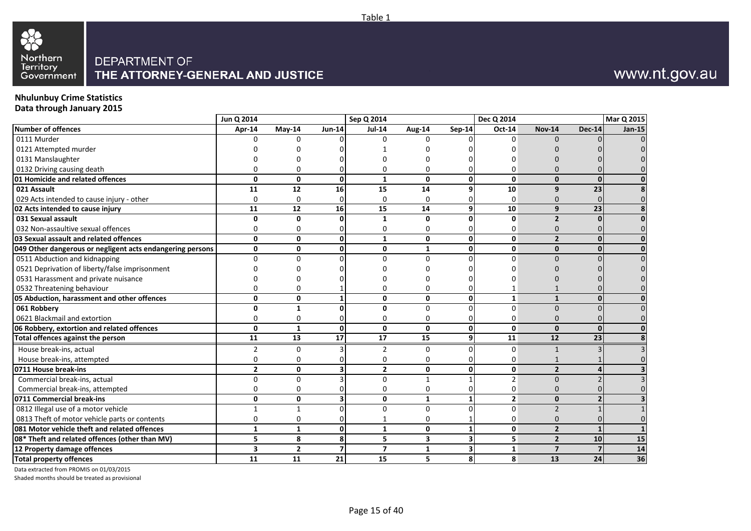Table 1

Northern Territory Government

DEPARTMENT OF
**THE ATTORNEY-GENERAL AND JUSTICE**

www.nt.gov.au

**Nhulunbuy Crime Statistics**
**Data through January 2015**

| | Jun Q 2014 | | | Sep Q 2014 | | | Dec Q 2014 | | | Mar Q 2015 |
|---|---|---|---|---|---|---|---|---|---|---|
| **Number of offences** | **Apr-14** | **May-14** | **Jun-14** | **Jul-14** | **Aug-14** | **Sep-14** | **Oct-14** | **Nov-14** | **Dec-14** | **Jan-15** |
| 0111 Murder | 0 | 0 | 0 | 0 | 0 | 0 | 0 | 0 | 0 | 0 |
| 0121 Attempted murder | 0 | 0 | 0 | 1 | 0 | 0 | 0 | 0 | 0 | 0 |
| 0131 Manslaughter | 0 | 0 | 0 | 0 | 0 | 0 | 0 | 0 | 0 | 0 |
| 0132 Driving causing death | 0 | 0 | 0 | 0 | 0 | 0 | 0 | 0 | 0 | 0 |
| **01 Homicide and related offences** | **0** | **0** | **0** | **1** | **0** | **0** | **0** | **0** | **0** | **0** |
| **021 Assault** | **11** | **12** | **16** | **15** | **14** | **9** | **10** | **9** | **23** | **8** |
| 029 Acts intended to cause injury - other | 0 | 0 | 0 | 0 | 0 | 0 | 0 | 0 | 0 | 0 |
| **02 Acts intended to cause injury** | **11** | **12** | **16** | **15** | **14** | **9** | **10** | **9** | **23** | **8** |
| **031 Sexual assault** | **0** | **0** | **0** | **1** | **0** | **0** | **0** | **2** | **0** | **0** |
| 032 Non-assaultive sexual offences | 0 | 0 | 0 | 0 | 0 | 0 | 0 | 0 | 0 | 0 |
| **03 Sexual assault and related offences** | **0** | **0** | **0** | **1** | **0** | **0** | **0** | **2** | **0** | **0** |
| **049 Other dangerous or negligent acts endangering persons** | **0** | **0** | **0** | **0** | **1** | **0** | **0** | **0** | **0** | **0** |
| 0511 Abduction and kidnapping | 0 | 0 | 0 | 0 | 0 | 0 | 0 | 0 | 0 | 0 |
| 0521 Deprivation of liberty/false imprisonment | 0 | 0 | 0 | 0 | 0 | 0 | 0 | 0 | 0 | 0 |
| 0531 Harassment and private nuisance | 0 | 0 | 0 | 0 | 0 | 0 | 0 | 0 | 0 | 0 |
| 0532 Threatening behaviour | 0 | 0 | 1 | 0 | 0 | 0 | 1 | 1 | 0 | 0 |
| **05 Abduction, harassment and other offences** | **0** | **0** | **1** | **0** | **0** | **0** | **1** | **1** | **0** | **0** |
| **061 Robbery** | **0** | **1** | **0** | **0** | 0 | 0 | 0 | 0 | 0 | 0 |
| 0621 Blackmail and extortion | 0 | 0 | 0 | 0 | 0 | 0 | 0 | 0 | 0 | 0 |
| **06 Robbery, extortion and related offences** | **0** | **1** | **0** | **0** | **0** | **0** | **0** | **0** | **0** | **0** |
| **Total offences against the person** | **11** | **13** | **17** | **17** | **15** | **9** | **11** | **12** | **23** | **8** |
| House break-ins, actual | 2 | 0 | 3 | 2 | 0 | 0 | 0 | 1 | 3 | 3 |
| House break-ins, attempted | 0 | 0 | 0 | 0 | 0 | 0 | 0 | 1 | 1 | 0 |
| **0711 House break-ins** | **2** | **0** | **3** | **2** | **0** | **0** | **0** | **2** | **4** | **3** |
| Commercial break-ins, actual | 0 | 0 | 3 | 0 | 1 | 1 | 2 | 0 | 2 | 3 |
| Commercial break-ins, attempted | 0 | 0 | 0 | 0 | 0 | 0 | 0 | 0 | 0 | 0 |
| **0711 Commercial break-ins** | **0** | **0** | **3** | **0** | **1** | **1** | **2** | **0** | **2** | **3** |
| 0812 Illegal use of a motor vehicle | 1 | 1 | 0 | 0 | 0 | 0 | 0 | 2 | 1 | 1 |
| 0813 Theft of motor vehicle parts or contents | 0 | 0 | 0 | 1 | 0 | 1 | 0 | 0 | 0 | 0 |
| **081 Motor vehicle theft and related offences** | **1** | **1** | **0** | **1** | **0** | **1** | **0** | **2** | **1** | **1** |
| **08* Theft and related offences (other than MV)** | **5** | **8** | **8** | **5** | **3** | **3** | **5** | **2** | **10** | **15** |
| **12 Property damage offences** | **3** | **2** | **7** | **7** | **1** | **3** | **1** | **7** | **7** | **14** |
| **Total property offences** | **11** | **11** | **21** | **15** | **5** | **8** | **8** | **13** | **24** | **36** |

Data extracted from PROMIS on 01/03/2015

Shaded months should be treated as provisional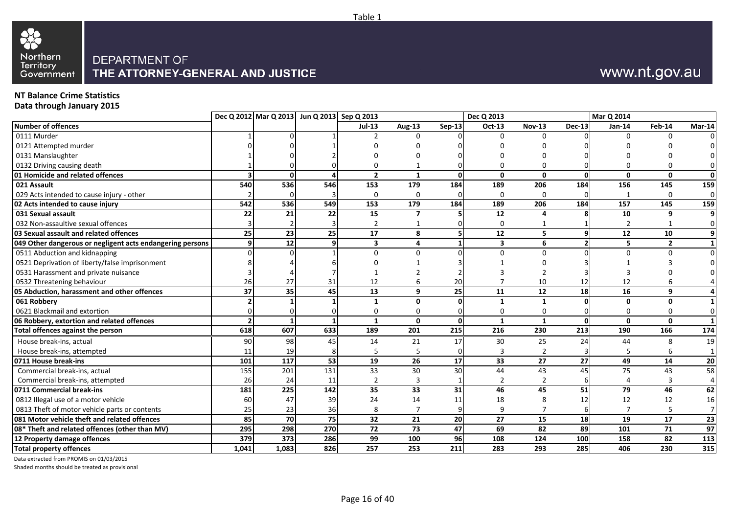Table 1

Northern Territory Government

DEPARTMENT OF
THE ATTORNEY-GENERAL AND JUSTICE

www.nt.gov.au

**NT Balance Crime Statistics**
**Data through January 2015**

| | Dec Q 2012 | Mar Q 2013 | Jun Q 2013 | Sep Q 2013 | | | Dec Q 2013 | | | Mar Q 2014 | | |
|---|---|---|---|---|---|---|---|---|---|---|---|---|
| **Number of offences** | | | | **Jul-13** | **Aug-13** | **Sep-13** | **Oct-13** | **Nov-13** | **Dec-13** | **Jan-14** | **Feb-14** | **Mar-14** |
| 0111 Murder | 1 | 0 | 1 | 2 | 0 | 0 | 0 | 0 | 0 | 0 | 0 | 0 |
| 0121 Attempted murder | 0 | 0 | 1 | 0 | 0 | 0 | 0 | 0 | 0 | 0 | 0 | 0 |
| 0131 Manslaughter | 1 | 0 | 2 | 0 | 0 | 0 | 0 | 0 | 0 | 0 | 0 | 0 |
| 0132 Driving causing death | 1 | 0 | 0 | 0 | 1 | 0 | 0 | 0 | 0 | 0 | 0 | 0 |
| **01 Homicide and related offences** | **3** | **0** | **4** | **2** | **1** | **0** | **0** | **0** | **0** | **0** | **0** | **0** |
| **021 Assault** | **540** | **536** | **546** | **153** | **179** | **184** | **189** | **206** | **184** | **156** | **145** | **159** |
| 029 Acts intended to cause injury - other | 2 | 0 | 3 | 0 | 0 | 0 | 0 | 0 | 0 | 1 | 0 | 0 |
| **02 Acts intended to cause injury** | **542** | **536** | **549** | **153** | **179** | **184** | **189** | **206** | **184** | **157** | **145** | **159** |
| **031 Sexual assault** | **22** | **21** | **22** | **15** | **7** | **5** | **12** | **4** | **8** | **10** | **9** | **9** |
| 032 Non-assaultive sexual offences | 3 | 2 | 3 | 2 | 1 | 0 | 0 | 1 | 1 | 2 | 1 | 0 |
| **03 Sexual assault and related offences** | **25** | **23** | **25** | **17** | **8** | **5** | **12** | **5** | **9** | **12** | **10** | **9** |
| **049 Other dangerous or negligent acts endangering persons** | **9** | **12** | **9** | **3** | **4** | **1** | **3** | **6** | **2** | **5** | **2** | **1** |
| 0511 Abduction and kidnapping | 0 | 0 | 1 | 0 | 0 | 0 | 0 | 0 | 0 | 0 | 0 | 0 |
| 0521 Deprivation of liberty/false imprisonment | 8 | 4 | 6 | 0 | 1 | 3 | 1 | 0 | 3 | 1 | 3 | 0 |
| 0531 Harassment and private nuisance | 3 | 4 | 7 | 1 | 2 | 2 | 3 | 2 | 3 | 3 | 0 | 0 |
| 0532 Threatening behaviour | 26 | 27 | 31 | 12 | 6 | 20 | 7 | 10 | 12 | 12 | 6 | 4 |
| **05 Abduction, harassment and other offences** | **37** | **35** | **45** | **13** | **9** | **25** | **11** | **12** | **18** | **16** | **9** | **4** |
| **061 Robbery** | **2** | **1** | **1** | **1** | **0** | **0** | **1** | **1** | **0** | **0** | **0** | **1** |
| 0621 Blackmail and extortion | 0 | 0 | 0 | 0 | 0 | 0 | 0 | 0 | 0 | 0 | 0 | 0 |
| **06 Robbery, extortion and related offences** | **2** | **1** | **1** | **1** | **0** | **0** | **1** | **1** | **0** | **0** | **0** | **1** |
| **Total offences against the person** | **618** | **607** | **633** | **189** | **201** | **215** | **216** | **230** | **213** | **190** | **166** | **174** |
| House break-ins, actual | 90 | 98 | 45 | 14 | 21 | 17 | 30 | 25 | 24 | 44 | 8 | 19 |
| House break-ins, attempted | 11 | 19 | 8 | 5 | 5 | 0 | 3 | 2 | 3 | 5 | 6 | 1 |
| **0711 House break-ins** | **101** | **117** | **53** | **19** | **26** | **17** | **33** | **27** | **27** | **49** | **14** | **20** |
| Commercial break-ins, actual | 155 | 201 | 131 | 33 | 30 | 30 | 44 | 43 | 45 | 75 | 43 | 58 |
| Commercial break-ins, attempted | 26 | 24 | 11 | 2 | 3 | 1 | 2 | 2 | 6 | 4 | 3 | 4 |
| **0711 Commercial break-ins** | **181** | **225** | **142** | **35** | **33** | **31** | **46** | **45** | **51** | **79** | **46** | **62** |
| 0812 Illegal use of a motor vehicle | 60 | 47 | 39 | 24 | 14 | 11 | 18 | 8 | 12 | 12 | 12 | 16 |
| 0813 Theft of motor vehicle parts or contents | 25 | 23 | 36 | 8 | 7 | 9 | 9 | 7 | 6 | 7 | 5 | 7 |
| **081 Motor vehicle theft and related offences** | **85** | **70** | **75** | **32** | **21** | **20** | **27** | **15** | **18** | **19** | **17** | **23** |
| **08* Theft and related offences (other than MV)** | **295** | **298** | **270** | **72** | **73** | **47** | **69** | **82** | **89** | **101** | **71** | **97** |
| **12 Property damage offences** | **379** | **373** | **286** | **99** | **100** | **96** | **108** | **124** | **100** | **158** | **82** | **113** |
| **Total property offences** | **1,041** | **1,083** | **826** | **257** | **253** | **211** | **283** | **293** | **285** | **406** | **230** | **315** |

Data extracted from PROMIS on 01/03/2015

Shaded months should be treated as provisional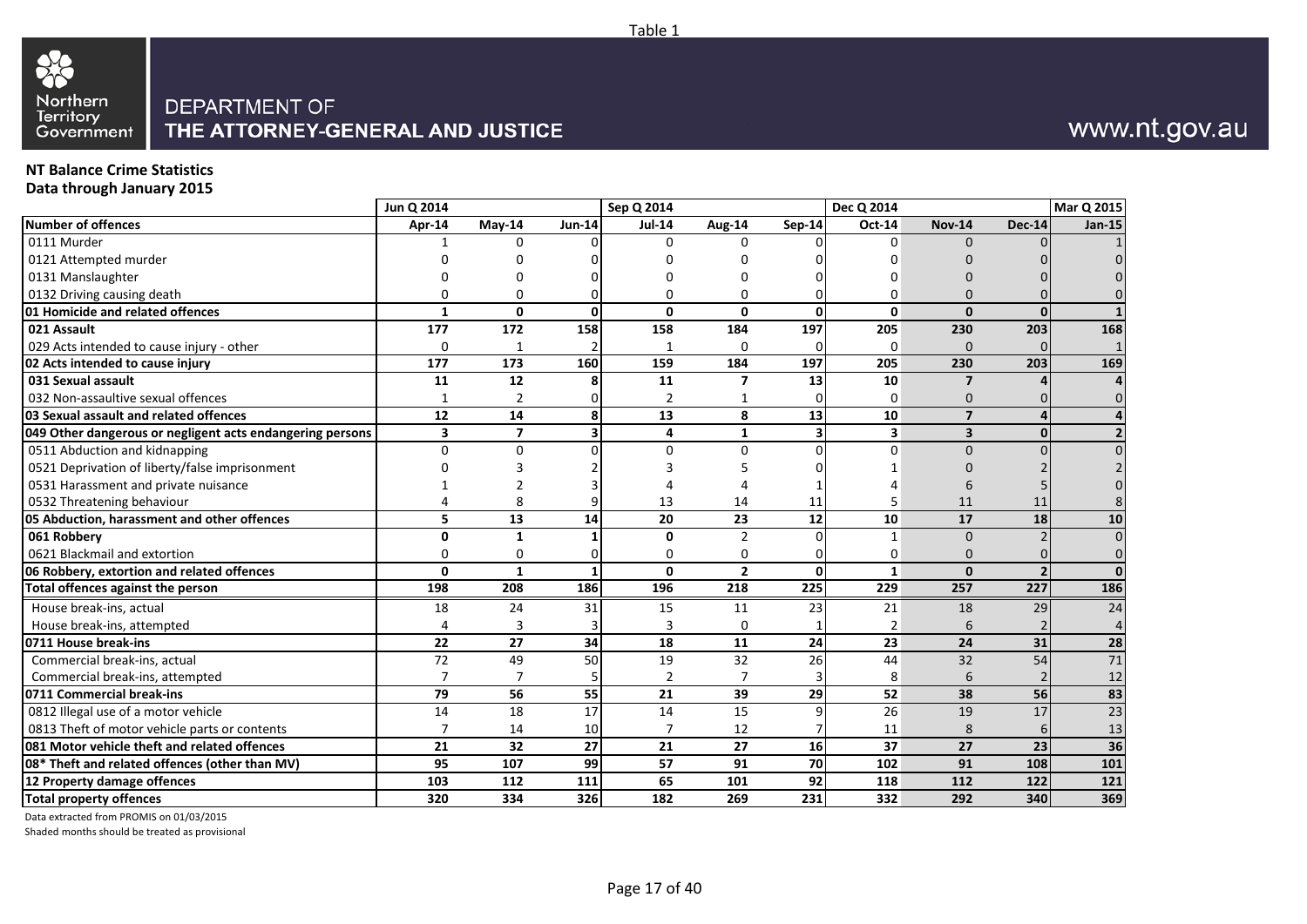Table 1

DEPARTMENT OF
**THE ATTORNEY-GENERAL AND JUSTICE**

www.nt.gov.au

**NT Balance Crime Statistics**
**Data through January 2015**

| | Jun Q 2014 | | | Sep Q 2014 | | | Dec Q 2014 | | | Mar Q 2015 |
|---|---|---|---|---|---|---|---|---|---|---|
| **Number of offences** | **Apr-14** | **May-14** | **Jun-14** | **Jul-14** | **Aug-14** | **Sep-14** | **Oct-14** | **Nov-14** | **Dec-14** | **Jan-15** |
| 0111 Murder | 1 | 0 | 0 | 0 | 0 | 0 | 0 | 0 | 0 | 1 |
| 0121 Attempted murder | 0 | 0 | 0 | 0 | 0 | 0 | 0 | 0 | 0 | 0 |
| 0131 Manslaughter | 0 | 0 | 0 | 0 | 0 | 0 | 0 | 0 | 0 | 0 |
| 0132 Driving causing death | 0 | 0 | 0 | 0 | 0 | 0 | 0 | 0 | 0 | 0 |
| **01 Homicide and related offences** | **1** | **0** | **0** | **0** | **0** | **0** | **0** | **0** | **0** | **1** |
| **021 Assault** | **177** | **172** | **158** | **158** | **184** | **197** | **205** | **230** | **203** | **168** |
| 029 Acts intended to cause injury - other | 0 | 1 | 2 | 1 | 0 | 0 | 0 | 0 | 0 | 1 |
| **02 Acts intended to cause injury** | **177** | **173** | **160** | **159** | **184** | **197** | **205** | **230** | **203** | **169** |
| **031 Sexual assault** | **11** | **12** | **8** | **11** | **7** | **13** | **10** | **7** | **4** | **4** |
| 032 Non-assaultive sexual offences | 1 | 2 | 0 | 2 | 1 | 0 | 0 | 0 | 0 | 0 |
| **03 Sexual assault and related offences** | **12** | **14** | **8** | **13** | **8** | **13** | **10** | **7** | **4** | **4** |
| **049 Other dangerous or negligent acts endangering persons** | **3** | **7** | **3** | **4** | **1** | **3** | **3** | **3** | **0** | **2** |
| 0511 Abduction and kidnapping | 0 | 0 | 0 | 0 | 0 | 0 | 0 | 0 | 0 | 0 |
| 0521 Deprivation of liberty/false imprisonment | 0 | 3 | 2 | 3 | 5 | 0 | 1 | 0 | 2 | 2 |
| 0531 Harassment and private nuisance | 1 | 2 | 3 | 4 | 4 | 1 | 4 | 6 | 5 | 0 |
| 0532 Threatening behaviour | 4 | 8 | 9 | 13 | 14 | 11 | 5 | 11 | 11 | 8 |
| **05 Abduction, harassment and other offences** | **5** | **13** | **14** | **20** | **23** | **12** | **10** | **17** | **18** | **10** |
| **061 Robbery** | **0** | **1** | **1** | **0** | 2 | 0 | 1 | 0 | 2 | 0 |
| 0621 Blackmail and extortion | 0 | 0 | 0 | 0 | 0 | 0 | 0 | 0 | 0 | 0 |
| **06 Robbery, extortion and related offences** | **0** | **1** | **1** | **0** | **2** | **0** | **1** | **0** | **2** | **0** |
| **Total offences against the person** | **198** | **208** | **186** | **196** | **218** | **225** | **229** | **257** | **227** | **186** |
| House break-ins, actual | 18 | 24 | 31 | 15 | 11 | 23 | 21 | 18 | 29 | 24 |
| House break-ins, attempted | 4 | 3 | 3 | 3 | 0 | 1 | 2 | 6 | 2 | 4 |
| **0711 House break-ins** | **22** | **27** | **34** | **18** | **11** | **24** | **23** | **24** | **31** | **28** |
| Commercial break-ins, actual | 72 | 49 | 50 | 19 | 32 | 26 | 44 | 32 | 54 | 71 |
| Commercial break-ins, attempted | 7 | 7 | 5 | 2 | 7 | 3 | 8 | 6 | 2 | 12 |
| **0711 Commercial break-ins** | **79** | **56** | **55** | **21** | **39** | **29** | **52** | **38** | **56** | **83** |
| 0812 Illegal use of a motor vehicle | 14 | 18 | 17 | 14 | 15 | 9 | 26 | 19 | 17 | 23 |
| 0813 Theft of motor vehicle parts or contents | 7 | 14 | 10 | 7 | 12 | 7 | 11 | 8 | 6 | 13 |
| **081 Motor vehicle theft and related offences** | **21** | **32** | **27** | **21** | **27** | **16** | **37** | **27** | **23** | **36** |
| **08* Theft and related offences (other than MV)** | **95** | **107** | **99** | **57** | **91** | **70** | **102** | **91** | **108** | **101** |
| **12 Property damage offences** | **103** | **112** | **111** | **65** | **101** | **92** | **118** | **112** | **122** | **121** |
| **Total property offences** | **320** | **334** | **326** | **182** | **269** | **231** | **332** | **292** | **340** | **369** |

Data extracted from PROMIS on 01/03/2015
Shaded months should be treated as provisional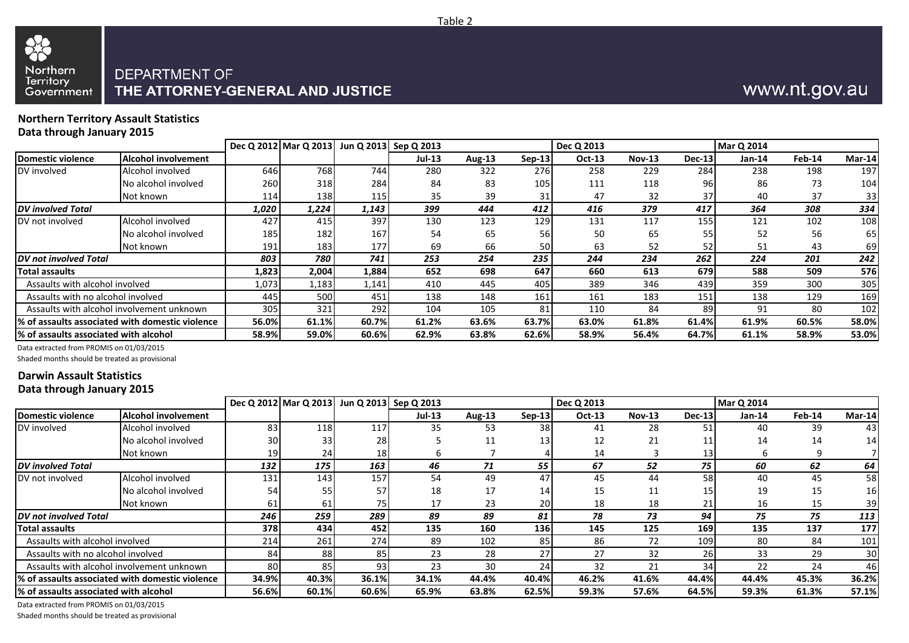Table 2

DEPARTMENT OF
THE ATTORNEY-GENERAL AND JUSTICE

www.nt.gov.au

**Northern Territory Assault Statistics**
**Data through January 2015**

| | | Dec Q 2012 | Mar Q 2013 | Jun Q 2013 | Sep Q 2013 | | | Dec Q 2013 | | | Mar Q 2014 | | |
|---|---|---|---|---|---|---|---|---|---|---|---|---|---|
| **Domestic violence** | **Alcohol involvement** | | | | **Jul-13** | **Aug-13** | **Sep-13** | **Oct-13** | **Nov-13** | **Dec-13** | **Jan-14** | **Feb-14** | **Mar-14** |
| DV involved | Alcohol involved | 646 | 768 | 744 | 280 | 322 | 276 | 258 | 229 | 284 | 238 | 198 | 197 |
| | No alcohol involved | 260 | 318 | 284 | 84 | 83 | 105 | 111 | 118 | 96 | 86 | 73 | 104 |
| | Not known | 114 | 138 | 115 | 35 | 39 | 31 | 47 | 32 | 37 | 40 | 37 | 33 |
| ***DV involved Total*** | | ***1,020*** | ***1,224*** | ***1,143*** | ***399*** | ***444*** | ***412*** | ***416*** | ***379*** | ***417*** | ***364*** | ***308*** | ***334*** |
| DV not involved | Alcohol involved | 427 | 415 | 397 | 130 | 123 | 129 | 131 | 117 | 155 | 121 | 102 | 108 |
| | No alcohol involved | 185 | 182 | 167 | 54 | 65 | 56 | 50 | 65 | 55 | 52 | 56 | 65 |
| | Not known | 191 | 183 | 177 | 69 | 66 | 50 | 63 | 52 | 52 | 51 | 43 | 69 |
| ***DV not involved Total*** | | ***803*** | ***780*** | ***741*** | ***253*** | ***254*** | ***235*** | ***244*** | ***234*** | ***262*** | ***224*** | ***201*** | ***242*** |
| **Total assaults** | | **1,823** | **2,004** | **1,884** | **652** | **698** | **647** | **660** | **613** | **679** | **588** | **509** | **576** |
| Assaults with alcohol involved | | 1,073 | 1,183 | 1,141 | 410 | 445 | 405 | 389 | 346 | 439 | 359 | 300 | 305 |
| Assaults with no alcohol involved | | 445 | 500 | 451 | 138 | 148 | 161 | 161 | 183 | 151 | 138 | 129 | 169 |
| Assaults with alcohol involvement unknown | | 305 | 321 | 292 | 104 | 105 | 81 | 110 | 84 | 89 | 91 | 80 | 102 |
| **% of assaults associated with domestic violence** | | **56.0%** | **61.1%** | **60.7%** | **61.2%** | **63.6%** | **63.7%** | **63.0%** | **61.8%** | **61.4%** | **61.9%** | **60.5%** | **58.0%** |
| **% of assaults associated with alcohol** | | **58.9%** | **59.0%** | **60.6%** | **62.9%** | **63.8%** | **62.6%** | **58.9%** | **56.4%** | **64.7%** | **61.1%** | **58.9%** | **53.0%** |

Data extracted from PROMIS on 01/03/2015
Shaded months should be treated as provisional

**Darwin Assault Statistics**
**Data through January 2015**

| | | Dec Q 2012 | Mar Q 2013 | Jun Q 2013 | Sep Q 2013 | | | Dec Q 2013 | | | Mar Q 2014 | | |
|---|---|---|---|---|---|---|---|---|---|---|---|---|---|
| **Domestic violence** | **Alcohol involvement** | | | | **Jul-13** | **Aug-13** | **Sep-13** | **Oct-13** | **Nov-13** | **Dec-13** | **Jan-14** | **Feb-14** | **Mar-14** |
| DV involved | Alcohol involved | 83 | 118 | 117 | 35 | 53 | 38 | 41 | 28 | 51 | 40 | 39 | 43 |
| | No alcohol involved | 30 | 33 | 28 | 5 | 11 | 13 | 12 | 21 | 11 | 14 | 14 | 14 |
| | Not known | 19 | 24 | 18 | 6 | 7 | 4 | 14 | 3 | 13 | 6 | 9 | 7 |
| ***DV involved Total*** | | ***132*** | ***175*** | ***163*** | ***46*** | ***71*** | ***55*** | ***67*** | ***52*** | ***75*** | ***60*** | ***62*** | ***64*** |
| DV not involved | Alcohol involved | 131 | 143 | 157 | 54 | 49 | 47 | 45 | 44 | 58 | 40 | 45 | 58 |
| | No alcohol involved | 54 | 55 | 57 | 18 | 17 | 14 | 15 | 11 | 15 | 19 | 15 | 16 |
| | Not known | 61 | 61 | 75 | 17 | 23 | 20 | 18 | 18 | 21 | 16 | 15 | 39 |
| ***DV not involved Total*** | | ***246*** | ***259*** | ***289*** | ***89*** | ***89*** | ***81*** | ***78*** | ***73*** | ***94*** | ***75*** | ***75*** | ***113*** |
| **Total assaults** | | **378** | **434** | **452** | **135** | **160** | **136** | **145** | **125** | **169** | **135** | **137** | **177** |
| Assaults with alcohol involved | | 214 | 261 | 274 | 89 | 102 | 85 | 86 | 72 | 109 | 80 | 84 | 101 |
| Assaults with no alcohol involved | | 84 | 88 | 85 | 23 | 28 | 27 | 27 | 32 | 26 | 33 | 29 | 30 |
| Assaults with alcohol involvement unknown | | 80 | 85 | 93 | 23 | 30 | 24 | 32 | 21 | 34 | 22 | 24 | 46 |
| **% of assaults associated with domestic violence** | | **34.9%** | **40.3%** | **36.1%** | **34.1%** | **44.4%** | **40.4%** | **46.2%** | **41.6%** | **44.4%** | **44.4%** | **45.3%** | **36.2%** |
| **% of assaults associated with alcohol** | | **56.6%** | **60.1%** | **60.6%** | **65.9%** | **63.8%** | **62.5%** | **59.3%** | **57.6%** | **64.5%** | **59.3%** | **61.3%** | **57.1%** |

Data extracted from PROMIS on 01/03/2015
Shaded months should be treated as provisional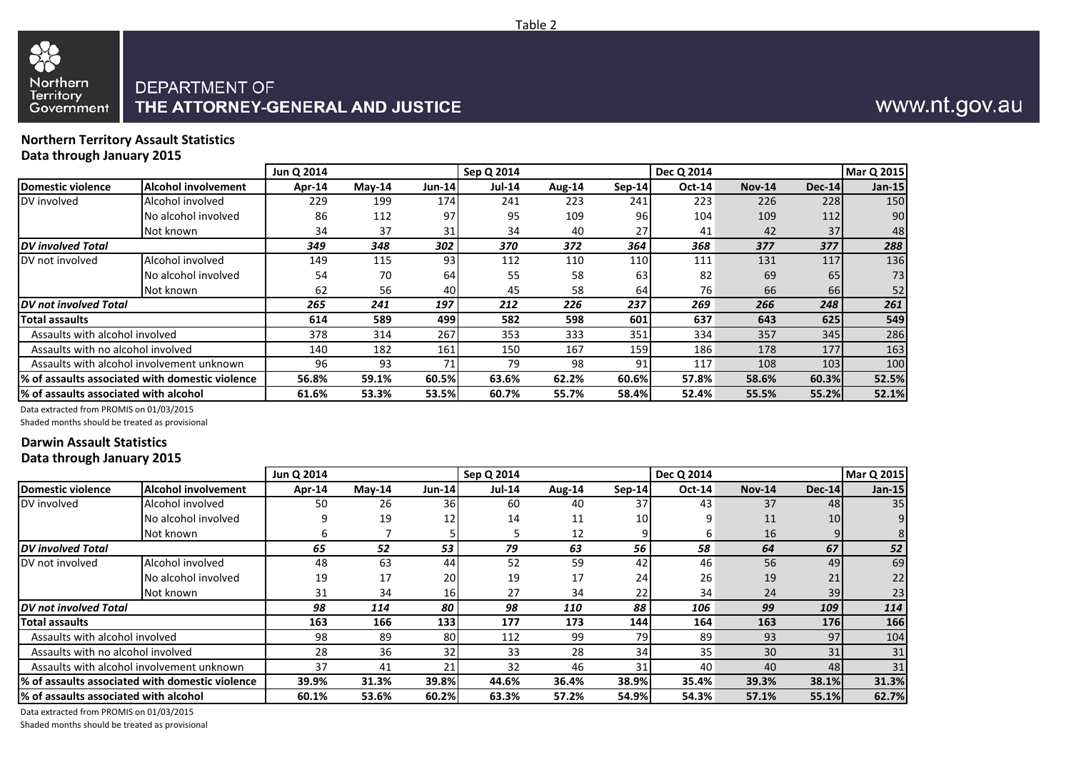Table 2

DEPARTMENT OF
**THE ATTORNEY-GENERAL AND JUSTICE**

www.nt.gov.au

**Northern Territory Assault Statistics**
**Data through January 2015**

| | | Jun Q 2014 | | | Sep Q 2014 | | | Dec Q 2014 | | | Mar Q 2015 |
|---|---|---|---|---|---|---|---|---|---|---|---|
| **Domestic violence** | **Alcohol involvement** | **Apr-14** | **May-14** | **Jun-14** | **Jul-14** | **Aug-14** | **Sep-14** | **Oct-14** | **Nov-14** | **Dec-14** | **Jan-15** |
| DV involved | Alcohol involved | 229 | 199 | 174 | 241 | 223 | 241 | 223 | 226 | 228 | 150 |
| | No alcohol involved | 86 | 112 | 97 | 95 | 109 | 96 | 104 | 109 | 112 | 90 |
| | Not known | 34 | 37 | 31 | 34 | 40 | 27 | 41 | 42 | 37 | 48 |
| ***DV involved Total*** | | ***349*** | ***348*** | ***302*** | ***370*** | ***372*** | ***364*** | ***368*** | ***377*** | ***377*** | ***288*** |
| DV not involved | Alcohol involved | 149 | 115 | 93 | 112 | 110 | 110 | 111 | 131 | 117 | 136 |
| | No alcohol involved | 54 | 70 | 64 | 55 | 58 | 63 | 82 | 69 | 65 | 73 |
| | Not known | 62 | 56 | 40 | 45 | 58 | 64 | 76 | 66 | 66 | 52 |
| ***DV not involved Total*** | | ***265*** | ***241*** | ***197*** | ***212*** | ***226*** | ***237*** | ***269*** | ***266*** | ***248*** | ***261*** |
| **Total assaults** | | **614** | **589** | **499** | **582** | **598** | **601** | **637** | **643** | **625** | **549** |
| Assaults with alcohol involved | | 378 | 314 | 267 | 353 | 333 | 351 | 334 | 357 | 345 | 286 |
| Assaults with no alcohol involved | | 140 | 182 | 161 | 150 | 167 | 159 | 186 | 178 | 177 | 163 |
| Assaults with alcohol involvement unknown | | 96 | 93 | 71 | 79 | 98 | 91 | 117 | 108 | 103 | 100 |
| **% of assaults associated with domestic violence** | | **56.8%** | **59.1%** | **60.5%** | **63.6%** | **62.2%** | **60.6%** | **57.8%** | **58.6%** | **60.3%** | **52.5%** |
| **% of assaults associated with alcohol** | | **61.6%** | **53.3%** | **53.5%** | **60.7%** | **55.7%** | **58.4%** | **52.4%** | **55.5%** | **55.2%** | **52.1%** |

Data extracted from PROMIS on 01/03/2015
Shaded months should be treated as provisional

**Darwin Assault Statistics**
**Data through January 2015**

| | | Jun Q 2014 | | | Sep Q 2014 | | | Dec Q 2014 | | | Mar Q 2015 |
|---|---|---|---|---|---|---|---|---|---|---|---|
| **Domestic violence** | **Alcohol involvement** | **Apr-14** | **May-14** | **Jun-14** | **Jul-14** | **Aug-14** | **Sep-14** | **Oct-14** | **Nov-14** | **Dec-14** | **Jan-15** |
| DV involved | Alcohol involved | 50 | 26 | 36 | 60 | 40 | 37 | 43 | 37 | 48 | 35 |
| | No alcohol involved | 9 | 19 | 12 | 14 | 11 | 10 | 9 | 11 | 10 | 9 |
| | Not known | 6 | 7 | 5 | 5 | 12 | 9 | 6 | 16 | 9 | 8 |
| ***DV involved Total*** | | ***65*** | ***52*** | ***53*** | ***79*** | ***63*** | ***56*** | ***58*** | ***64*** | ***67*** | ***52*** |
| DV not involved | Alcohol involved | 48 | 63 | 44 | 52 | 59 | 42 | 46 | 56 | 49 | 69 |
| | No alcohol involved | 19 | 17 | 20 | 19 | 17 | 24 | 26 | 19 | 21 | 22 |
| | Not known | 31 | 34 | 16 | 27 | 34 | 22 | 34 | 24 | 39 | 23 |
| ***DV not involved Total*** | | ***98*** | ***114*** | ***80*** | ***98*** | ***110*** | ***88*** | ***106*** | ***99*** | ***109*** | ***114*** |
| **Total assaults** | | **163** | **166** | **133** | **177** | **173** | **144** | **164** | **163** | **176** | **166** |
| Assaults with alcohol involved | | 98 | 89 | 80 | 112 | 99 | 79 | 89 | 93 | 97 | 104 |
| Assaults with no alcohol involved | | 28 | 36 | 32 | 33 | 28 | 34 | 35 | 30 | 31 | 31 |
| Assaults with alcohol involvement unknown | | 37 | 41 | 21 | 32 | 46 | 31 | 40 | 40 | 48 | 31 |
| **% of assaults associated with domestic violence** | | **39.9%** | **31.3%** | **39.8%** | **44.6%** | **36.4%** | **38.9%** | **35.4%** | **39.3%** | **38.1%** | **31.3%** |
| **% of assaults associated with alcohol** | | **60.1%** | **53.6%** | **60.2%** | **63.3%** | **57.2%** | **54.9%** | **54.3%** | **57.1%** | **55.1%** | **62.7%** |

Data extracted from PROMIS on 01/03/2015
Shaded months should be treated as provisional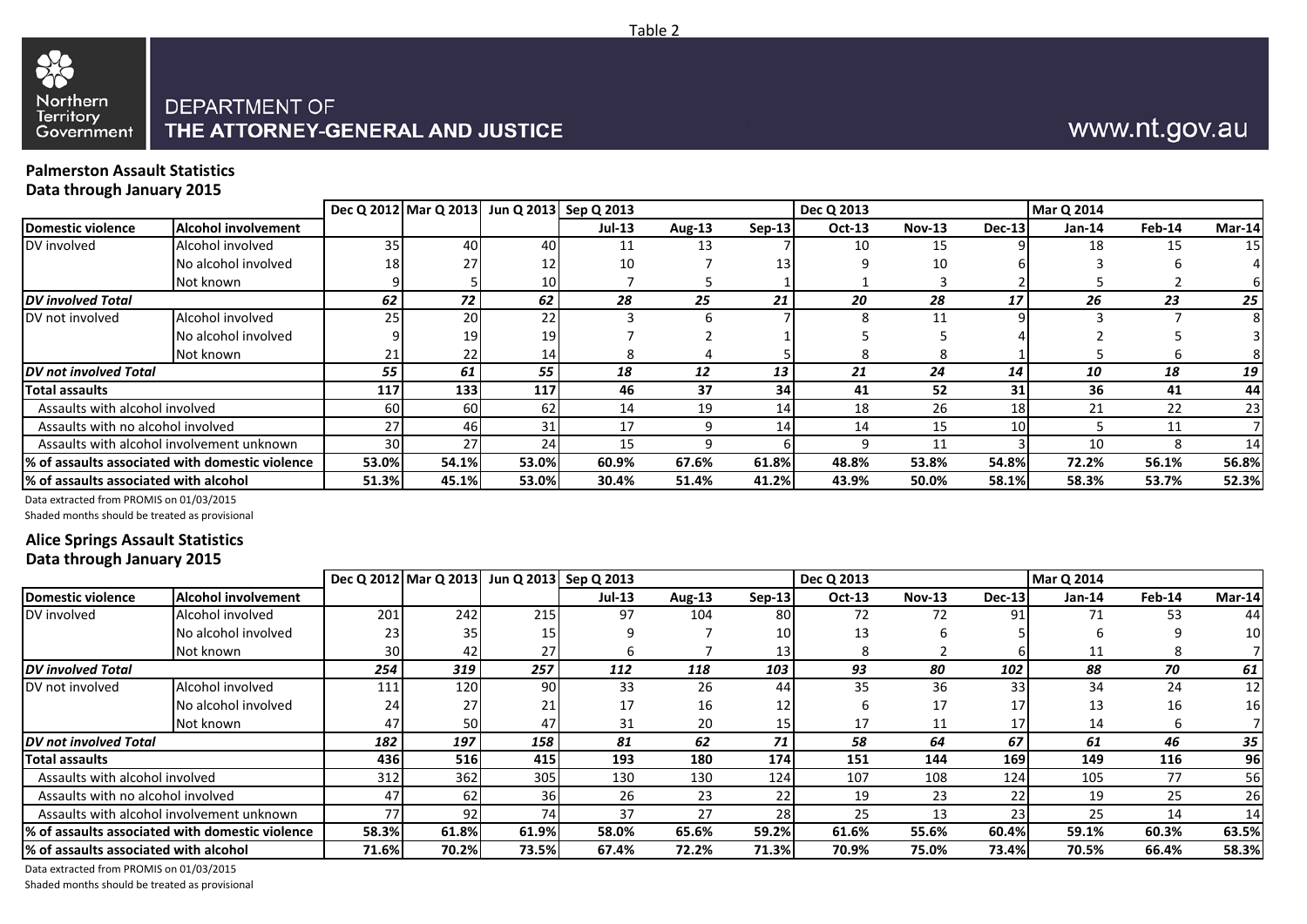Table 2

Northern Territory Government

DEPARTMENT OF
**THE ATTORNEY-GENERAL AND JUSTICE**

www.nt.gov.au

### Palmerston Assault Statistics
### Data through January 2015

| | | Dec Q 2012 | Mar Q 2013 | Jun Q 2013 | Sep Q 2013 | | | Dec Q 2013 | | | Mar Q 2014 | | |
|---|---|---|---|---|---|---|---|---|---|---|---|---|---|
| **Domestic violence** | **Alcohol involvement** | | | | **Jul-13** | **Aug-13** | **Sep-13** | **Oct-13** | **Nov-13** | **Dec-13** | **Jan-14** | **Feb-14** | **Mar-14** |
| DV involved | Alcohol involved | 35 | 40 | 40 | 11 | 13 | 7 | 10 | 15 | 9 | 18 | 15 | 15 |
| | No alcohol involved | 18 | 27 | 12 | 10 | 7 | 13 | 9 | 10 | 6 | 3 | 6 | 4 |
| | Not known | 9 | 5 | 10 | 7 | 5 | 1 | 1 | 3 | 2 | 5 | 2 | 6 |
| ***DV involved Total*** | | ***62*** | ***72*** | ***62*** | ***28*** | ***25*** | ***21*** | ***20*** | ***28*** | ***17*** | ***26*** | ***23*** | ***25*** |
| DV not involved | Alcohol involved | 25 | 20 | 22 | 3 | 6 | 7 | 8 | 11 | 9 | 3 | 7 | 8 |
| | No alcohol involved | 9 | 19 | 19 | 7 | 2 | 1 | 5 | 5 | 4 | 2 | 5 | 3 |
| | Not known | 21 | 22 | 14 | 8 | 4 | 5 | 8 | 8 | 1 | 5 | 6 | 8 |
| ***DV not involved Total*** | | ***55*** | ***61*** | ***55*** | ***18*** | ***12*** | ***13*** | ***21*** | ***24*** | ***14*** | ***10*** | ***18*** | ***19*** |
| **Total assaults** | | **117** | **133** | **117** | **46** | **37** | **34** | **41** | **52** | **31** | **36** | **41** | **44** |
| Assaults with alcohol involved | | 60 | 60 | 62 | 14 | 19 | 14 | 18 | 26 | 18 | 21 | 22 | 23 |
| Assaults with no alcohol involved | | 27 | 46 | 31 | 17 | 9 | 14 | 14 | 15 | 10 | 5 | 11 | 7 |
| Assaults with alcohol involvement unknown | | 30 | 27 | 24 | 15 | 9 | 6 | 9 | 11 | 3 | 10 | 8 | 14 |
| **% of assaults associated with domestic violence** | | **53.0%** | **54.1%** | **53.0%** | **60.9%** | **67.6%** | **61.8%** | **48.8%** | **53.8%** | **54.8%** | **72.2%** | **56.1%** | **56.8%** |
| **% of assaults associated with alcohol** | | **51.3%** | **45.1%** | **53.0%** | **30.4%** | **51.4%** | **41.2%** | **43.9%** | **50.0%** | **58.1%** | **58.3%** | **53.7%** | **52.3%** |

Data extracted from PROMIS on 01/03/2015
Shaded months should be treated as provisional

### Alice Springs Assault Statistics
### Data through January 2015

| | | Dec Q 2012 | Mar Q 2013 | Jun Q 2013 | Sep Q 2013 | | | Dec Q 2013 | | | Mar Q 2014 | | |
|---|---|---|---|---|---|---|---|---|---|---|---|---|---|
| **Domestic violence** | **Alcohol involvement** | | | | **Jul-13** | **Aug-13** | **Sep-13** | **Oct-13** | **Nov-13** | **Dec-13** | **Jan-14** | **Feb-14** | **Mar-14** |
| DV involved | Alcohol involved | 201 | 242 | 215 | 97 | 104 | 80 | 72 | 72 | 91 | 71 | 53 | 44 |
| | No alcohol involved | 23 | 35 | 15 | 9 | 7 | 10 | 13 | 6 | 5 | 6 | 9 | 10 |
| | Not known | 30 | 42 | 27 | 6 | 7 | 13 | 8 | 2 | 6 | 11 | 8 | 7 |
| ***DV involved Total*** | | ***254*** | ***319*** | ***257*** | ***112*** | ***118*** | ***103*** | ***93*** | ***80*** | ***102*** | ***88*** | ***70*** | ***61*** |
| DV not involved | Alcohol involved | 111 | 120 | 90 | 33 | 26 | 44 | 35 | 36 | 33 | 34 | 24 | 12 |
| | No alcohol involved | 24 | 27 | 21 | 17 | 16 | 12 | 6 | 17 | 17 | 13 | 16 | 16 |
| | Not known | 47 | 50 | 47 | 31 | 20 | 15 | 17 | 11 | 17 | 14 | 6 | 7 |
| ***DV not involved Total*** | | ***182*** | ***197*** | ***158*** | ***81*** | ***62*** | ***71*** | ***58*** | ***64*** | ***67*** | ***61*** | ***46*** | ***35*** |
| **Total assaults** | | **436** | **516** | **415** | **193** | **180** | **174** | **151** | **144** | **169** | **149** | **116** | **96** |
| Assaults with alcohol involved | | 312 | 362 | 305 | 130 | 130 | 124 | 107 | 108 | 124 | 105 | 77 | 56 |
| Assaults with no alcohol involved | | 47 | 62 | 36 | 26 | 23 | 22 | 19 | 23 | 22 | 19 | 25 | 26 |
| Assaults with alcohol involvement unknown | | 77 | 92 | 74 | 37 | 27 | 28 | 25 | 13 | 23 | 25 | 14 | 14 |
| **% of assaults associated with domestic violence** | | **58.3%** | **61.8%** | **61.9%** | **58.0%** | **65.6%** | **59.2%** | **61.6%** | **55.6%** | **60.4%** | **59.1%** | **60.3%** | **63.5%** |
| **% of assaults associated with alcohol** | | **71.6%** | **70.2%** | **73.5%** | **67.4%** | **72.2%** | **71.3%** | **70.9%** | **75.0%** | **73.4%** | **70.5%** | **66.4%** | **58.3%** |

Data extracted from PROMIS on 01/03/2015
Shaded months should be treated as provisional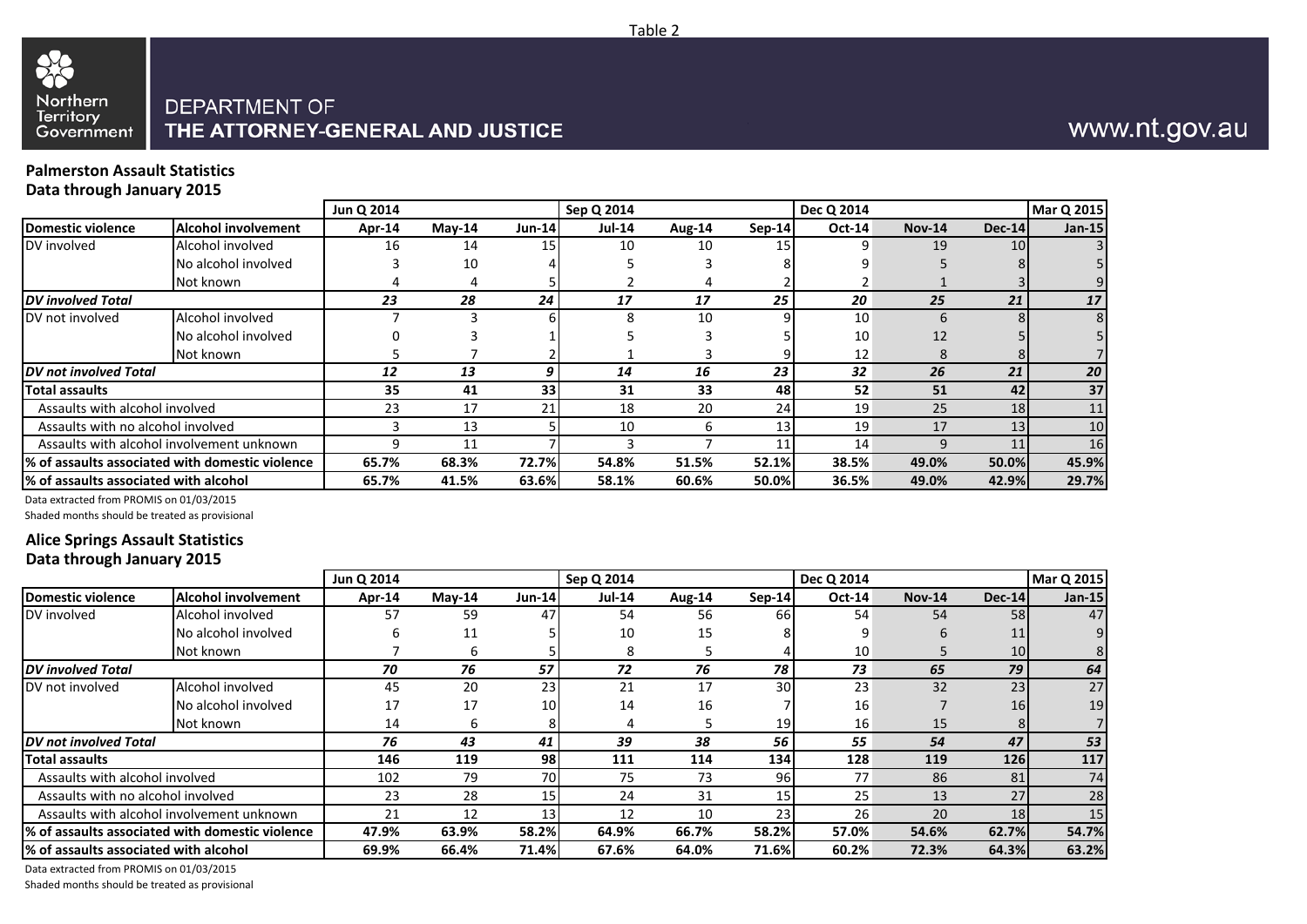Table 2

Northern Territory Government

DEPARTMENT OF
THE ATTORNEY-GENERAL AND JUSTICE

www.nt.gov.au

**Palmerston Assault Statistics**
**Data through January 2015**

| | | Jun Q 2014 | | | Sep Q 2014 | | | Dec Q 2014 | | | Mar Q 2015 |
|---|---|---|---|---|---|---|---|---|---|---|---|
| **Domestic violence** | **Alcohol involvement** | **Apr-14** | **May-14** | **Jun-14** | **Jul-14** | **Aug-14** | **Sep-14** | **Oct-14** | **Nov-14** | **Dec-14** | **Jan-15** |
| DV involved | Alcohol involved | 16 | 14 | 15 | 10 | 10 | 15 | 9 | 19 | 10 | 3 |
| | No alcohol involved | 3 | 10 | 4 | 5 | 3 | 8 | 9 | 5 | 8 | 5 |
| | Not known | 4 | 4 | 5 | 2 | 4 | 2 | 2 | 1 | 3 | 9 |
| ***DV involved Total*** | | ***23*** | ***28*** | ***24*** | ***17*** | ***17*** | ***25*** | ***20*** | ***25*** | ***21*** | ***17*** |
| DV not involved | Alcohol involved | 7 | 3 | 6 | 8 | 10 | 9 | 10 | 6 | 8 | 8 |
| | No alcohol involved | 0 | 3 | 1 | 5 | 3 | 5 | 10 | 12 | 5 | 5 |
| | Not known | 5 | 7 | 2 | 1 | 3 | 9 | 12 | 8 | 8 | 7 |
| ***DV not involved Total*** | | ***12*** | ***13*** | ***9*** | ***14*** | ***16*** | ***23*** | ***32*** | ***26*** | ***21*** | ***20*** |
| **Total assaults** | | **35** | **41** | **33** | **31** | **33** | **48** | **52** | **51** | **42** | **37** |
| Assaults with alcohol involved | | 23 | 17 | 21 | 18 | 20 | 24 | 19 | 25 | 18 | 11 |
| Assaults with no alcohol involved | | 3 | 13 | 5 | 10 | 6 | 13 | 19 | 17 | 13 | 10 |
| Assaults with alcohol involvement unknown | | 9 | 11 | 7 | 3 | 7 | 11 | 14 | 9 | 11 | 16 |
| **% of assaults associated with domestic violence** | | **65.7%** | **68.3%** | **72.7%** | **54.8%** | **51.5%** | **52.1%** | **38.5%** | **49.0%** | **50.0%** | **45.9%** |
| **% of assaults associated with alcohol** | | **65.7%** | **41.5%** | **63.6%** | **58.1%** | **60.6%** | **50.0%** | **36.5%** | **49.0%** | **42.9%** | **29.7%** |

Data extracted from PROMIS on 01/03/2015
Shaded months should be treated as provisional

**Alice Springs Assault Statistics**
**Data through January 2015**

| | | Jun Q 2014 | | | Sep Q 2014 | | | Dec Q 2014 | | | Mar Q 2015 |
|---|---|---|---|---|---|---|---|---|---|---|---|
| **Domestic violence** | **Alcohol involvement** | **Apr-14** | **May-14** | **Jun-14** | **Jul-14** | **Aug-14** | **Sep-14** | **Oct-14** | **Nov-14** | **Dec-14** | **Jan-15** |
| DV involved | Alcohol involved | 57 | 59 | 47 | 54 | 56 | 66 | 54 | 54 | 58 | 47 |
| | No alcohol involved | 6 | 11 | 5 | 10 | 15 | 8 | 9 | 6 | 11 | 9 |
| | Not known | 7 | 6 | 5 | 8 | 5 | 4 | 10 | 5 | 10 | 8 |
| ***DV involved Total*** | | ***70*** | ***76*** | ***57*** | ***72*** | ***76*** | ***78*** | ***73*** | ***65*** | ***79*** | ***64*** |
| DV not involved | Alcohol involved | 45 | 20 | 23 | 21 | 17 | 30 | 23 | 32 | 23 | 27 |
| | No alcohol involved | 17 | 17 | 10 | 14 | 16 | 7 | 16 | 7 | 16 | 19 |
| | Not known | 14 | 6 | 8 | 4 | 5 | 19 | 16 | 15 | 8 | 7 |
| ***DV not involved Total*** | | ***76*** | ***43*** | ***41*** | ***39*** | ***38*** | ***56*** | ***55*** | ***54*** | ***47*** | ***53*** |
| **Total assaults** | | **146** | **119** | **98** | **111** | **114** | **134** | **128** | **119** | **126** | **117** |
| Assaults with alcohol involved | | 102 | 79 | 70 | 75 | 73 | 96 | 77 | 86 | 81 | 74 |
| Assaults with no alcohol involved | | 23 | 28 | 15 | 24 | 31 | 15 | 25 | 13 | 27 | 28 |
| Assaults with alcohol involvement unknown | | 21 | 12 | 13 | 12 | 10 | 23 | 26 | 20 | 18 | 15 |
| **% of assaults associated with domestic violence** | | **47.9%** | **63.9%** | **58.2%** | **64.9%** | **66.7%** | **58.2%** | **57.0%** | **54.6%** | **62.7%** | **54.7%** |
| **% of assaults associated with alcohol** | | **69.9%** | **66.4%** | **71.4%** | **67.6%** | **64.0%** | **71.6%** | **60.2%** | **72.3%** | **64.3%** | **63.2%** |

Data extracted from PROMIS on 01/03/2015
Shaded months should be treated as provisional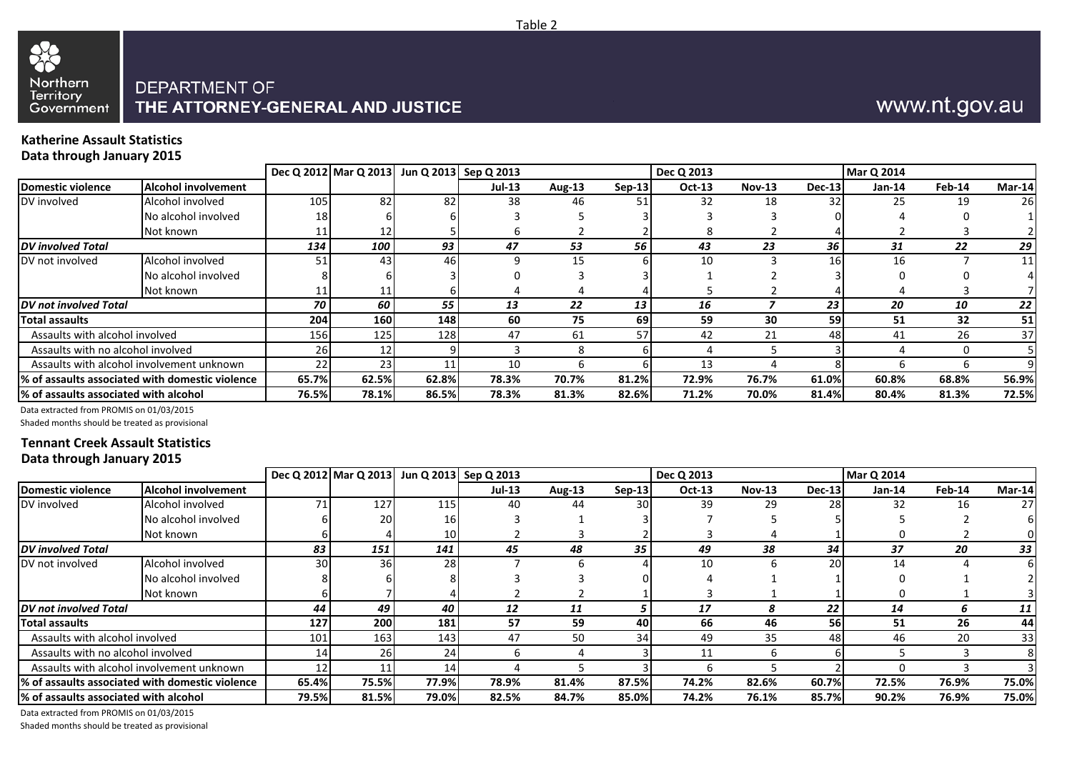Table 2

Northern Territory Government

DEPARTMENT OF
**THE ATTORNEY-GENERAL AND JUSTICE**

www.nt.gov.au

### Katherine Assault Statistics
### Data through January 2015

| | | Dec Q 2012 | Mar Q 2013 | Jun Q 2013 | Sep Q 2013 | | | Dec Q 2013 | | | Mar Q 2014 | | |
|---|---|---|---|---|---|---|---|---|---|---|---|---|---|
| **Domestic violence** | **Alcohol involvement** | | | | **Jul-13** | **Aug-13** | **Sep-13** | **Oct-13** | **Nov-13** | **Dec-13** | **Jan-14** | **Feb-14** | **Mar-14** |
| DV involved | Alcohol involved | 105 | 82 | 82 | 38 | 46 | 51 | 32 | 18 | 32 | 25 | 19 | 26 |
| | No alcohol involved | 18 | 6 | 6 | 3 | 5 | 3 | 3 | 3 | 0 | 4 | 0 | 1 |
| | Not known | 11 | 12 | 5 | 6 | 2 | 2 | 8 | 2 | 4 | 2 | 3 | 2 |
| ***DV involved Total*** | | ***134*** | ***100*** | ***93*** | ***47*** | ***53*** | ***56*** | ***43*** | ***23*** | ***36*** | ***31*** | ***22*** | ***29*** |
| DV not involved | Alcohol involved | 51 | 43 | 46 | 9 | 15 | 6 | 10 | 3 | 16 | 16 | 7 | 11 |
| | No alcohol involved | 8 | 6 | 3 | 0 | 3 | 3 | 1 | 2 | 3 | 0 | 0 | 4 |
| | Not known | 11 | 11 | 6 | 4 | 4 | 4 | 5 | 2 | 4 | 4 | 3 | 7 |
| ***DV not involved Total*** | | ***70*** | ***60*** | ***55*** | ***13*** | ***22*** | ***13*** | ***16*** | ***7*** | ***23*** | ***20*** | ***10*** | ***22*** |
| **Total assaults** | | **204** | **160** | **148** | **60** | **75** | **69** | **59** | **30** | **59** | **51** | **32** | **51** |
| Assaults with alcohol involved | | 156 | 125 | 128 | 47 | 61 | 57 | 42 | 21 | 48 | 41 | 26 | 37 |
| Assaults with no alcohol involved | | 26 | 12 | 9 | 3 | 8 | 6 | 4 | 5 | 3 | 4 | 0 | 5 |
| Assaults with alcohol involvement unknown | | 22 | 23 | 11 | 10 | 6 | 6 | 13 | 4 | 8 | 6 | 6 | 9 |
| **% of assaults associated with domestic violence** | | **65.7%** | **62.5%** | **62.8%** | **78.3%** | **70.7%** | **81.2%** | **72.9%** | **76.7%** | **61.0%** | **60.8%** | **68.8%** | **56.9%** |
| **% of assaults associated with alcohol** | | **76.5%** | **78.1%** | **86.5%** | **78.3%** | **81.3%** | **82.6%** | **71.2%** | **70.0%** | **81.4%** | **80.4%** | **81.3%** | **72.5%** |

Data extracted from PROMIS on 01/03/2015
Shaded months should be treated as provisional

### Tennant Creek Assault Statistics
### Data through January 2015

| | | Dec Q 2012 | Mar Q 2013 | Jun Q 2013 | Sep Q 2013 | | | Dec Q 2013 | | | Mar Q 2014 | | |
|---|---|---|---|---|---|---|---|---|---|---|---|---|---|
| **Domestic violence** | **Alcohol involvement** | | | | **Jul-13** | **Aug-13** | **Sep-13** | **Oct-13** | **Nov-13** | **Dec-13** | **Jan-14** | **Feb-14** | **Mar-14** |
| DV involved | Alcohol involved | 71 | 127 | 115 | 40 | 44 | 30 | 39 | 29 | 28 | 32 | 16 | 27 |
| | No alcohol involved | 6 | 20 | 16 | 3 | 1 | 3 | 7 | 5 | 5 | 5 | 2 | 6 |
| | Not known | 6 | 4 | 10 | 2 | 3 | 2 | 3 | 4 | 1 | 0 | 2 | 0 |
| ***DV involved Total*** | | ***83*** | ***151*** | ***141*** | ***45*** | ***48*** | ***35*** | ***49*** | ***38*** | ***34*** | ***37*** | ***20*** | ***33*** |
| DV not involved | Alcohol involved | 30 | 36 | 28 | 7 | 6 | 4 | 10 | 6 | 20 | 14 | 4 | 6 |
| | No alcohol involved | 8 | 6 | 8 | 3 | 3 | 0 | 4 | 1 | 1 | 0 | 1 | 2 |
| | Not known | 6 | 7 | 4 | 2 | 2 | 1 | 3 | 1 | 1 | 0 | 1 | 3 |
| ***DV not involved Total*** | | ***44*** | ***49*** | ***40*** | ***12*** | ***11*** | ***5*** | ***17*** | ***8*** | ***22*** | ***14*** | ***6*** | ***11*** |
| **Total assaults** | | **127** | **200** | **181** | **57** | **59** | **40** | **66** | **46** | **56** | **51** | **26** | **44** |
| Assaults with alcohol involved | | 101 | 163 | 143 | 47 | 50 | 34 | 49 | 35 | 48 | 46 | 20 | 33 |
| Assaults with no alcohol involved | | 14 | 26 | 24 | 6 | 4 | 3 | 11 | 6 | 6 | 5 | 3 | 8 |
| Assaults with alcohol involvement unknown | | 12 | 11 | 14 | 4 | 5 | 3 | 6 | 5 | 2 | 0 | 3 | 3 |
| **% of assaults associated with domestic violence** | | **65.4%** | **75.5%** | **77.9%** | **78.9%** | **81.4%** | **87.5%** | **74.2%** | **82.6%** | **60.7%** | **72.5%** | **76.9%** | **75.0%** |
| **% of assaults associated with alcohol** | | **79.5%** | **81.5%** | **79.0%** | **82.5%** | **84.7%** | **85.0%** | **74.2%** | **76.1%** | **85.7%** | **90.2%** | **76.9%** | **75.0%** |

Data extracted from PROMIS on 01/03/2015
Shaded months should be treated as provisional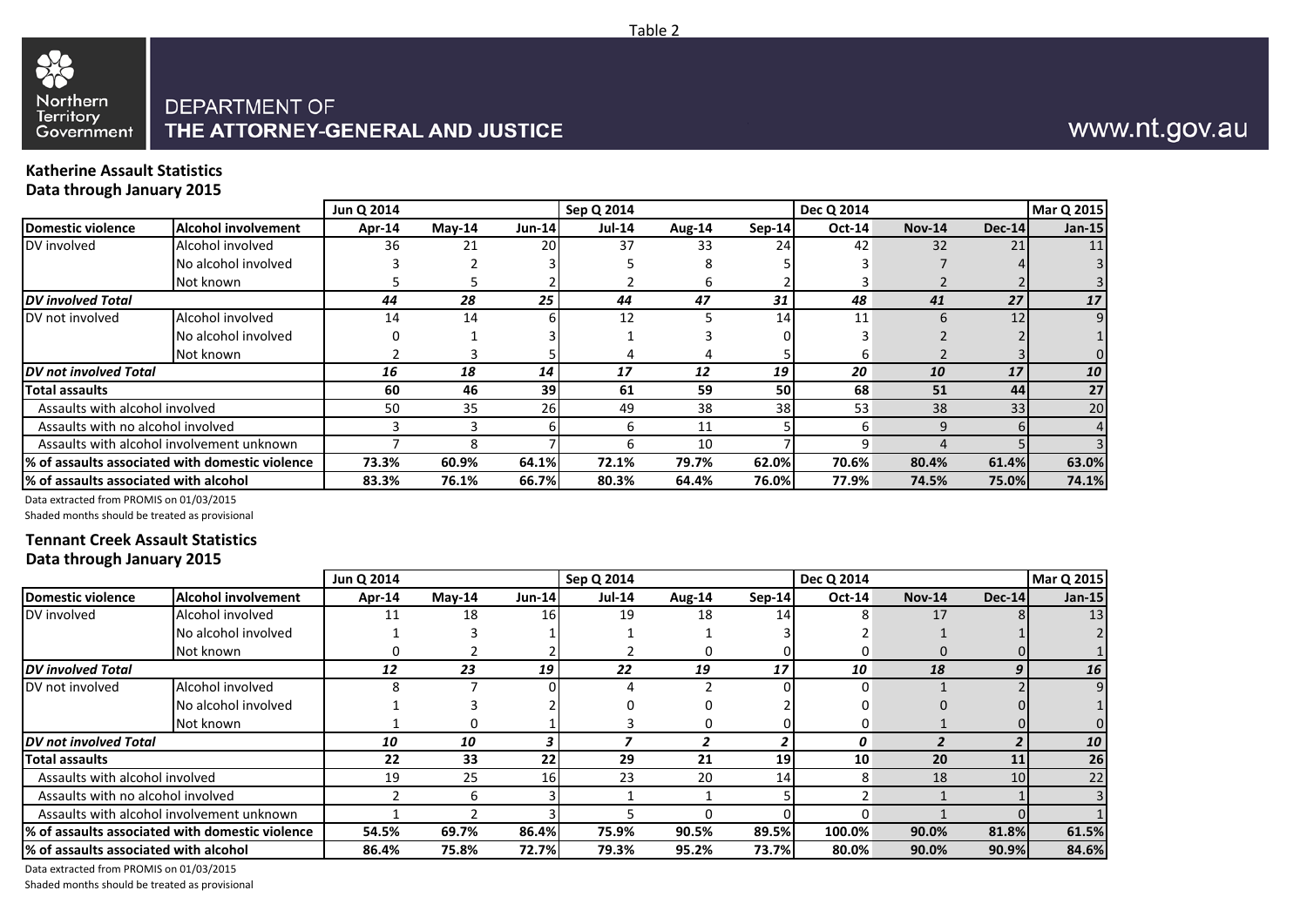Table 2

Northern Territory Government

DEPARTMENT OF
**THE ATTORNEY-GENERAL AND JUSTICE**

www.nt.gov.au

## Katherine Assault Statistics
## Data through January 2015

| | | Jun Q 2014 | | | Sep Q 2014 | | | Dec Q 2014 | | | Mar Q 2015 |
|---|---|---|---|---|---|---|---|---|---|---|---|
| **Domestic violence** | **Alcohol involvement** | **Apr-14** | **May-14** | **Jun-14** | **Jul-14** | **Aug-14** | **Sep-14** | **Oct-14** | **Nov-14** | **Dec-14** | **Jan-15** |
| DV involved | Alcohol involved | 36 | 21 | 20 | 37 | 33 | 24 | 42 | 32 | 21 | 11 |
| | No alcohol involved | 3 | 2 | 3 | 5 | 8 | 5 | 3 | 7 | 4 | 3 |
| | Not known | 5 | 5 | 2 | 2 | 6 | 2 | 3 | 2 | 2 | 3 |
| ***DV involved Total*** | | ***44*** | ***28*** | ***25*** | ***44*** | ***47*** | ***31*** | ***48*** | ***41*** | ***27*** | ***17*** |
| DV not involved | Alcohol involved | 14 | 14 | 6 | 12 | 5 | 14 | 11 | 6 | 12 | 9 |
| | No alcohol involved | 0 | 1 | 3 | 1 | 3 | 0 | 3 | 2 | 2 | 1 |
| | Not known | 2 | 3 | 5 | 4 | 4 | 5 | 6 | 2 | 3 | 0 |
| ***DV not involved Total*** | | ***16*** | ***18*** | ***14*** | ***17*** | ***12*** | ***19*** | ***20*** | ***10*** | ***17*** | ***10*** |
| **Total assaults** | | **60** | **46** | **39** | **61** | **59** | **50** | **68** | **51** | **44** | **27** |
| Assaults with alcohol involved | | 50 | 35 | 26 | 49 | 38 | 38 | 53 | 38 | 33 | 20 |
| Assaults with no alcohol involved | | 3 | 3 | 6 | 6 | 11 | 5 | 6 | 9 | 6 | 4 |
| Assaults with alcohol involvement unknown | | 7 | 8 | 7 | 6 | 10 | 7 | 9 | 4 | 5 | 3 |
| **% of assaults associated with domestic violence** | | **73.3%** | **60.9%** | **64.1%** | **72.1%** | **79.7%** | **62.0%** | **70.6%** | **80.4%** | **61.4%** | **63.0%** |
| **% of assaults associated with alcohol** | | **83.3%** | **76.1%** | **66.7%** | **80.3%** | **64.4%** | **76.0%** | **77.9%** | **74.5%** | **75.0%** | **74.1%** |

Data extracted from PROMIS on 01/03/2015

Shaded months should be treated as provisional

## Tennant Creek Assault Statistics
## Data through January 2015

| | | Jun Q 2014 | | | Sep Q 2014 | | | Dec Q 2014 | | | Mar Q 2015 |
|---|---|---|---|---|---|---|---|---|---|---|---|
| **Domestic violence** | **Alcohol involvement** | **Apr-14** | **May-14** | **Jun-14** | **Jul-14** | **Aug-14** | **Sep-14** | **Oct-14** | **Nov-14** | **Dec-14** | **Jan-15** |
| DV involved | Alcohol involved | 11 | 18 | 16 | 19 | 18 | 14 | 8 | 17 | 8 | 13 |
| | No alcohol involved | 1 | 3 | 1 | 1 | 1 | 3 | 2 | 1 | 1 | 2 |
| | Not known | 0 | 2 | 2 | 2 | 0 | 0 | 0 | 0 | 0 | 1 |
| ***DV involved Total*** | | ***12*** | ***23*** | ***19*** | ***22*** | ***19*** | ***17*** | ***10*** | ***18*** | ***9*** | ***16*** |
| DV not involved | Alcohol involved | 8 | 7 | 0 | 4 | 2 | 0 | 0 | 1 | 2 | 9 |
| | No alcohol involved | 1 | 3 | 2 | 0 | 0 | 2 | 0 | 0 | 0 | 1 |
| | Not known | 1 | 0 | 1 | 3 | 0 | 0 | 0 | 1 | 0 | 0 |
| ***DV not involved Total*** | | ***10*** | ***10*** | ***3*** | ***7*** | ***2*** | ***2*** | ***0*** | ***2*** | ***2*** | ***10*** |
| **Total assaults** | | **22** | **33** | **22** | **29** | **21** | **19** | **10** | **20** | **11** | **26** |
| Assaults with alcohol involved | | 19 | 25 | 16 | 23 | 20 | 14 | 8 | 18 | 10 | 22 |
| Assaults with no alcohol involved | | 2 | 6 | 3 | 1 | 1 | 5 | 2 | 1 | 1 | 3 |
| Assaults with alcohol involvement unknown | | 1 | 2 | 3 | 5 | 0 | 0 | 0 | 1 | 0 | 1 |
| **% of assaults associated with domestic violence** | | **54.5%** | **69.7%** | **86.4%** | **75.9%** | **90.5%** | **89.5%** | **100.0%** | **90.0%** | **81.8%** | **61.5%** |
| **% of assaults associated with alcohol** | | **86.4%** | **75.8%** | **72.7%** | **79.3%** | **95.2%** | **73.7%** | **80.0%** | **90.0%** | **90.9%** | **84.6%** |

Data extracted from PROMIS on 01/03/2015

Shaded months should be treated as provisional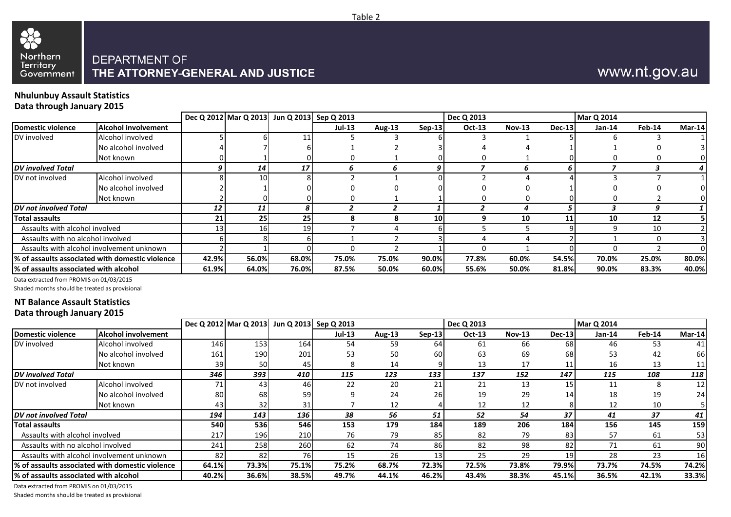Table 2

Northern Territory Government

DEPARTMENT OF
**THE ATTORNEY-GENERAL AND JUSTICE**

www.nt.gov.au

## Nhulunbuy Assault Statistics
## Data through January 2015

| | | Dec Q 2012 | Mar Q 2013 | Jun Q 2013 | Sep Q 2013 | | | Dec Q 2013 | | | Mar Q 2014 | | |
|---|---|---|---|---|---|---|---|---|---|---|---|---|---|
| **Domestic violence** | **Alcohol involvement** | | | | **Jul-13** | **Aug-13** | **Sep-13** | **Oct-13** | **Nov-13** | **Dec-13** | **Jan-14** | **Feb-14** | **Mar-14** |
| DV involved | Alcohol involved | 5 | 6 | 11 | 5 | 3 | 6 | 3 | 1 | 5 | 6 | 3 | 1 |
| | No alcohol involved | 4 | 7 | 6 | 1 | 2 | 3 | 4 | 4 | 1 | 1 | 0 | 3 |
| | Not known | 0 | 1 | 0 | 0 | 1 | 0 | 0 | 1 | 0 | 0 | 0 | 0 |
| ***DV involved Total*** | | ***9*** | ***14*** | ***17*** | ***6*** | ***6*** | ***9*** | ***7*** | ***6*** | ***6*** | ***7*** | ***3*** | ***4*** |
| DV not involved | Alcohol involved | 8 | 10 | 8 | 2 | 1 | 0 | 2 | 4 | 4 | 3 | 7 | 1 |
| | No alcohol involved | 2 | 1 | 0 | 0 | 0 | 0 | 0 | 0 | 1 | 0 | 0 | 0 |
| | Not known | 2 | 0 | 0 | 0 | 1 | 1 | 0 | 0 | 0 | 0 | 2 | 0 |
| ***DV not involved Total*** | | ***12*** | ***11*** | ***8*** | ***2*** | ***2*** | ***1*** | ***2*** | ***4*** | ***5*** | ***3*** | ***9*** | ***1*** |
| **Total assaults** | | **21** | **25** | **25** | **8** | **8** | **10** | **9** | **10** | **11** | **10** | **12** | **5** |
| Assaults with alcohol involved | | 13 | 16 | 19 | 7 | 4 | 6 | 5 | 5 | 9 | 9 | 10 | 2 |
| Assaults with no alcohol involved | | 6 | 8 | 6 | 1 | 2 | 3 | 4 | 4 | 2 | 1 | 0 | 3 |
| Assaults with alcohol involvement unknown | | 2 | 1 | 0 | 0 | 2 | 1 | 0 | 1 | 0 | 0 | 2 | 0 |
| **% of assaults associated with domestic violence** | | **42.9%** | **56.0%** | **68.0%** | **75.0%** | **75.0%** | **90.0%** | **77.8%** | **60.0%** | **54.5%** | **70.0%** | **25.0%** | **80.0%** |
| **% of assaults associated with alcohol** | | **61.9%** | **64.0%** | **76.0%** | **87.5%** | **50.0%** | **60.0%** | **55.6%** | **50.0%** | **81.8%** | **90.0%** | **83.3%** | **40.0%** |

Data extracted from PROMIS on 01/03/2015
Shaded months should be treated as provisional

## NT Balance Assault Statistics
## Data through January 2015

| | | Dec Q 2012 | Mar Q 2013 | Jun Q 2013 | Sep Q 2013 | | | Dec Q 2013 | | | Mar Q 2014 | | |
|---|---|---|---|---|---|---|---|---|---|---|---|---|---|
| **Domestic violence** | **Alcohol involvement** | | | | **Jul-13** | **Aug-13** | **Sep-13** | **Oct-13** | **Nov-13** | **Dec-13** | **Jan-14** | **Feb-14** | **Mar-14** |
| DV involved | Alcohol involved | 146 | 153 | 164 | 54 | 59 | 64 | 61 | 66 | 68 | 46 | 53 | 41 |
| | No alcohol involved | 161 | 190 | 201 | 53 | 50 | 60 | 63 | 69 | 68 | 53 | 42 | 66 |
| | Not known | 39 | 50 | 45 | 8 | 14 | 9 | 13 | 17 | 11 | 16 | 13 | 11 |
| ***DV involved Total*** | | ***346*** | ***393*** | ***410*** | ***115*** | ***123*** | ***133*** | ***137*** | ***152*** | ***147*** | ***115*** | ***108*** | ***118*** |
| DV not involved | Alcohol involved | 71 | 43 | 46 | 22 | 20 | 21 | 21 | 13 | 15 | 11 | 8 | 12 |
| | No alcohol involved | 80 | 68 | 59 | 9 | 24 | 26 | 19 | 29 | 14 | 18 | 19 | 24 |
| | Not known | 43 | 32 | 31 | 7 | 12 | 4 | 12 | 12 | 8 | 12 | 10 | 5 |
| ***DV not involved Total*** | | ***194*** | ***143*** | ***136*** | ***38*** | ***56*** | ***51*** | ***52*** | ***54*** | ***37*** | ***41*** | ***37*** | ***41*** |
| **Total assaults** | | **540** | **536** | **546** | **153** | **179** | **184** | **189** | **206** | **184** | **156** | **145** | **159** |
| Assaults with alcohol involved | | 217 | 196 | 210 | 76 | 79 | 85 | 82 | 79 | 83 | 57 | 61 | 53 |
| Assaults with no alcohol involved | | 241 | 258 | 260 | 62 | 74 | 86 | 82 | 98 | 82 | 71 | 61 | 90 |
| Assaults with alcohol involvement unknown | | 82 | 82 | 76 | 15 | 26 | 13 | 25 | 29 | 19 | 28 | 23 | 16 |
| **% of assaults associated with domestic violence** | | **64.1%** | **73.3%** | **75.1%** | **75.2%** | **68.7%** | **72.3%** | **72.5%** | **73.8%** | **79.9%** | **73.7%** | **74.5%** | **74.2%** |
| **% of assaults associated with alcohol** | | **40.2%** | **36.6%** | **38.5%** | **49.7%** | **44.1%** | **46.2%** | **43.4%** | **38.3%** | **45.1%** | **36.5%** | **42.1%** | **33.3%** |

Data extracted from PROMIS on 01/03/2015
Shaded months should be treated as provisional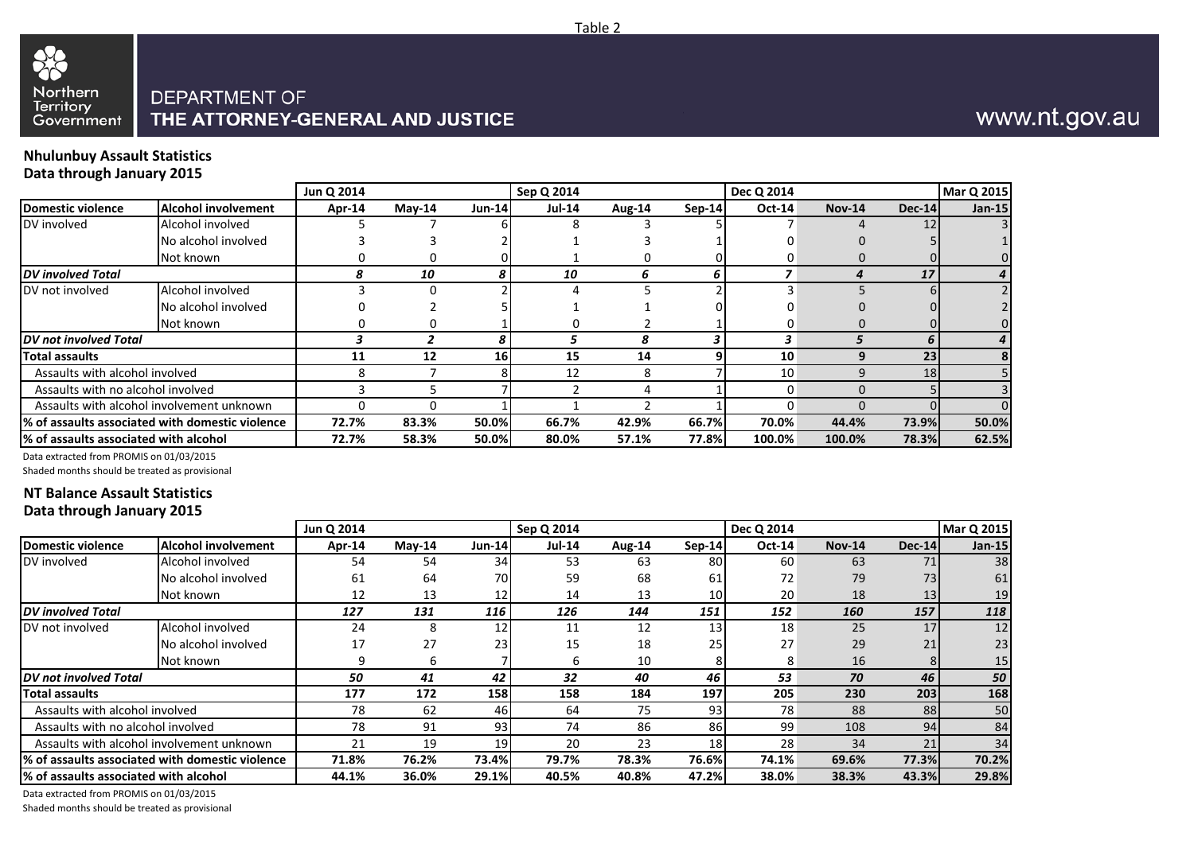Table 2

Northern Territory Government

DEPARTMENT OF
**THE ATTORNEY-GENERAL AND JUSTICE**

www.nt.gov.au

### Nhulunbuy Assault Statistics
### Data through January 2015

| | | Jun Q 2014 | | | Sep Q 2014 | | | Dec Q 2014 | | | Mar Q 2015 |
|---|---|---|---|---|---|---|---|---|---|---|---|
| **Domestic violence** | **Alcohol involvement** | **Apr-14** | **May-14** | **Jun-14** | **Jul-14** | **Aug-14** | **Sep-14** | **Oct-14** | **Nov-14** | **Dec-14** | **Jan-15** |
| DV involved | Alcohol involved | 5 | 7 | 6 | 8 | 3 | 5 | 7 | 4 | 12 | 3 |
| | No alcohol involved | 3 | 3 | 2 | 1 | 3 | 1 | 0 | 0 | 5 | 1 |
| | Not known | 0 | 0 | 0 | 1 | 0 | 0 | 0 | 0 | 0 | 0 |
| ***DV involved Total*** | | ***8*** | ***10*** | ***8*** | ***10*** | ***6*** | ***6*** | ***7*** | ***4*** | ***17*** | ***4*** |
| DV not involved | Alcohol involved | 3 | 0 | 2 | 4 | 5 | 2 | 3 | 5 | 6 | 2 |
| | No alcohol involved | 0 | 2 | 5 | 1 | 1 | 0 | 0 | 0 | 0 | 2 |
| | Not known | 0 | 0 | 1 | 0 | 2 | 1 | 0 | 0 | 0 | 0 |
| ***DV not involved Total*** | | ***3*** | ***2*** | ***8*** | ***5*** | ***8*** | ***3*** | ***3*** | ***5*** | ***6*** | ***4*** |
| **Total assaults** | | **11** | **12** | **16** | **15** | **14** | **9** | **10** | **9** | **23** | **8** |
| Assaults with alcohol involved | | 8 | 7 | 8 | 12 | 8 | 7 | 10 | 9 | 18 | 5 |
| Assaults with no alcohol involved | | 3 | 5 | 7 | 2 | 4 | 1 | 0 | 0 | 5 | 3 |
| Assaults with alcohol involvement unknown | | 0 | 0 | 1 | 1 | 2 | 1 | 0 | 0 | 0 | 0 |
| **% of assaults associated with domestic violence** | | **72.7%** | **83.3%** | **50.0%** | **66.7%** | **42.9%** | **66.7%** | **70.0%** | **44.4%** | **73.9%** | **50.0%** |
| **% of assaults associated with alcohol** | | **72.7%** | **58.3%** | **50.0%** | **80.0%** | **57.1%** | **77.8%** | **100.0%** | **100.0%** | **78.3%** | **62.5%** |

Data extracted from PROMIS on 01/03/2015

Shaded months should be treated as provisional

### NT Balance Assault Statistics
### Data through January 2015

| | | Jun Q 2014 | | | Sep Q 2014 | | | Dec Q 2014 | | | Mar Q 2015 |
|---|---|---|---|---|---|---|---|---|---|---|---|
| **Domestic violence** | **Alcohol involvement** | **Apr-14** | **May-14** | **Jun-14** | **Jul-14** | **Aug-14** | **Sep-14** | **Oct-14** | **Nov-14** | **Dec-14** | **Jan-15** |
| DV involved | Alcohol involved | 54 | 54 | 34 | 53 | 63 | 80 | 60 | 63 | 71 | 38 |
| | No alcohol involved | 61 | 64 | 70 | 59 | 68 | 61 | 72 | 79 | 73 | 61 |
| | Not known | 12 | 13 | 12 | 14 | 13 | 10 | 20 | 18 | 13 | 19 |
| ***DV involved Total*** | | ***127*** | ***131*** | ***116*** | ***126*** | ***144*** | ***151*** | ***152*** | ***160*** | ***157*** | ***118*** |
| DV not involved | Alcohol involved | 24 | 8 | 12 | 11 | 12 | 13 | 18 | 25 | 17 | 12 |
| | No alcohol involved | 17 | 27 | 23 | 15 | 18 | 25 | 27 | 29 | 21 | 23 |
| | Not known | 9 | 6 | 7 | 6 | 10 | 8 | 8 | 16 | 8 | 15 |
| ***DV not involved Total*** | | ***50*** | ***41*** | ***42*** | ***32*** | ***40*** | ***46*** | ***53*** | ***70*** | ***46*** | ***50*** |
| **Total assaults** | | **177** | **172** | **158** | **158** | **184** | **197** | **205** | **230** | **203** | **168** |
| Assaults with alcohol involved | | 78 | 62 | 46 | 64 | 75 | 93 | 78 | 88 | 88 | 50 |
| Assaults with no alcohol involved | | 78 | 91 | 93 | 74 | 86 | 86 | 99 | 108 | 94 | 84 |
| Assaults with alcohol involvement unknown | | 21 | 19 | 19 | 20 | 23 | 18 | 28 | 34 | 21 | 34 |
| **% of assaults associated with domestic violence** | | **71.8%** | **76.2%** | **73.4%** | **79.7%** | **78.3%** | **76.6%** | **74.1%** | **69.6%** | **77.3%** | **70.2%** |
| **% of assaults associated with alcohol** | | **44.1%** | **36.0%** | **29.1%** | **40.5%** | **40.8%** | **47.2%** | **38.0%** | **38.3%** | **43.3%** | **29.8%** |

Data extracted from PROMIS on 01/03/2015

Shaded months should be treated as provisional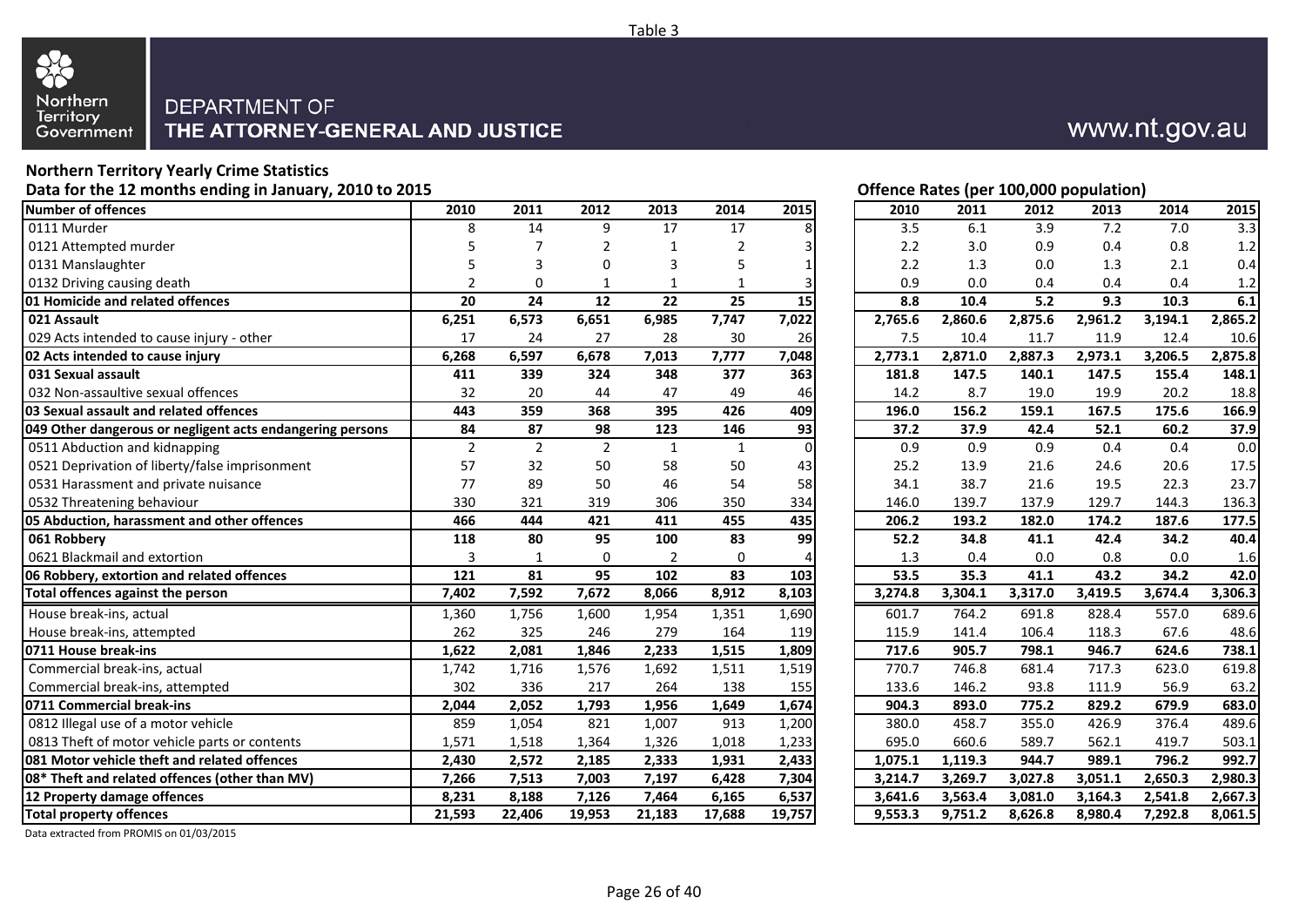Table 3

Northern Territory Government

DEPARTMENT OF
**THE ATTORNEY-GENERAL AND JUSTICE**

www.nt.gov.au

**Northern Territory Yearly Crime Statistics**

**Data for the 12 months ending in January, 2010 to 2015**

| Number of offences | 2010 | 2011 | 2012 | 2013 | 2014 | 2015 | Offence Rates (per 100,000 population) 2010 | 2011 | 2012 | 2013 | 2014 | 2015 |
|---|---|---|---|---|---|---|---|---|---|---|---|---|
| 0111 Murder | 8 | 14 | 9 | 17 | 17 | 8 | 3.5 | 6.1 | 3.9 | 7.2 | 7.0 | 3.3 |
| 0121 Attempted murder | 5 | 7 | 2 | 1 | 2 | 3 | 2.2 | 3.0 | 0.9 | 0.4 | 0.8 | 1.2 |
| 0131 Manslaughter | 5 | 3 | 0 | 3 | 5 | 1 | 2.2 | 1.3 | 0.0 | 1.3 | 2.1 | 0.4 |
| 0132 Driving causing death | 2 | 0 | 1 | 1 | 1 | 3 | 0.9 | 0.0 | 0.4 | 0.4 | 0.4 | 1.2 |
| **01 Homicide and related offences** | **20** | **24** | **12** | **22** | **25** | **15** | **8.8** | **10.4** | **5.2** | **9.3** | **10.3** | **6.1** |
| **021 Assault** | **6,251** | **6,573** | **6,651** | **6,985** | **7,747** | **7,022** | **2,765.6** | **2,860.6** | **2,875.6** | **2,961.2** | **3,194.1** | **2,865.2** |
| 029 Acts intended to cause injury - other | 17 | 24 | 27 | 28 | 30 | 26 | 7.5 | 10.4 | 11.7 | 11.9 | 12.4 | 10.6 |
| **02 Acts intended to cause injury** | **6,268** | **6,597** | **6,678** | **7,013** | **7,777** | **7,048** | **2,773.1** | **2,871.0** | **2,887.3** | **2,973.1** | **3,206.5** | **2,875.8** |
| **031 Sexual assault** | **411** | **339** | **324** | **348** | **377** | **363** | **181.8** | **147.5** | **140.1** | **147.5** | **155.4** | **148.1** |
| 032 Non-assaultive sexual offences | 32 | 20 | 44 | 47 | 49 | 46 | 14.2 | 8.7 | 19.0 | 19.9 | 20.2 | 18.8 |
| **03 Sexual assault and related offences** | **443** | **359** | **368** | **395** | **426** | **409** | **196.0** | **156.2** | **159.1** | **167.5** | **175.6** | **166.9** |
| **049 Other dangerous or negligent acts endangering persons** | **84** | **87** | **98** | **123** | **146** | **93** | **37.2** | **37.9** | **42.4** | **52.1** | **60.2** | **37.9** |
| 0511 Abduction and kidnapping | 2 | 2 | 2 | 1 | 1 | 0 | 0.9 | 0.9 | 0.9 | 0.4 | 0.4 | 0.0 |
| 0521 Deprivation of liberty/false imprisonment | 57 | 32 | 50 | 58 | 50 | 43 | 25.2 | 13.9 | 21.6 | 24.6 | 20.6 | 17.5 |
| 0531 Harassment and private nuisance | 77 | 89 | 50 | 46 | 54 | 58 | 34.1 | 38.7 | 21.6 | 19.5 | 22.3 | 23.7 |
| 0532 Threatening behaviour | 330 | 321 | 319 | 306 | 350 | 334 | 146.0 | 139.7 | 137.9 | 129.7 | 144.3 | 136.3 |
| **05 Abduction, harassment and other offences** | **466** | **444** | **421** | **411** | **455** | **435** | **206.2** | **193.2** | **182.0** | **174.2** | **187.6** | **177.5** |
| **061 Robbery** | **118** | **80** | **95** | **100** | **83** | **99** | **52.2** | **34.8** | **41.1** | **42.4** | **34.2** | **40.4** |
| 0621 Blackmail and extortion | 3 | 1 | 0 | 2 | 0 | 4 | 1.3 | 0.4 | 0.0 | 0.8 | 0.0 | 1.6 |
| **06 Robbery, extortion and related offences** | **121** | **81** | **95** | **102** | **83** | **103** | **53.5** | **35.3** | **41.1** | **43.2** | **34.2** | **42.0** |
| **Total offences against the person** | **7,402** | **7,592** | **7,672** | **8,066** | **8,912** | **8,103** | **3,274.8** | **3,304.1** | **3,317.0** | **3,419.5** | **3,674.4** | **3,306.3** |
| House break-ins, actual | 1,360 | 1,756 | 1,600 | 1,954 | 1,351 | 1,690 | 601.7 | 764.2 | 691.8 | 828.4 | 557.0 | 689.6 |
| House break-ins, attempted | 262 | 325 | 246 | 279 | 164 | 119 | 115.9 | 141.4 | 106.4 | 118.3 | 67.6 | 48.6 |
| **0711 House break-ins** | **1,622** | **2,081** | **1,846** | **2,233** | **1,515** | **1,809** | **717.6** | **905.7** | **798.1** | **946.7** | **624.6** | **738.1** |
| Commercial break-ins, actual | 1,742 | 1,716 | 1,576 | 1,692 | 1,511 | 1,519 | 770.7 | 746.8 | 681.4 | 717.3 | 623.0 | 619.8 |
| Commercial break-ins, attempted | 302 | 336 | 217 | 264 | 138 | 155 | 133.6 | 146.2 | 93.8 | 111.9 | 56.9 | 63.2 |
| **0711 Commercial break-ins** | **2,044** | **2,052** | **1,793** | **1,956** | **1,649** | **1,674** | **904.3** | **893.0** | **775.2** | **829.2** | **679.9** | **683.0** |
| 0812 Illegal use of a motor vehicle | 859 | 1,054 | 821 | 1,007 | 913 | 1,200 | 380.0 | 458.7 | 355.0 | 426.9 | 376.4 | 489.6 |
| 0813 Theft of motor vehicle parts or contents | 1,571 | 1,518 | 1,364 | 1,326 | 1,018 | 1,233 | 695.0 | 660.6 | 589.7 | 562.1 | 419.7 | 503.1 |
| **081 Motor vehicle theft and related offences** | **2,430** | **2,572** | **2,185** | **2,333** | **1,931** | **2,433** | **1,075.1** | **1,119.3** | **944.7** | **989.1** | **796.2** | **992.7** |
| **08* Theft and related offences (other than MV)** | **7,266** | **7,513** | **7,003** | **7,197** | **6,428** | **7,304** | **3,214.7** | **3,269.7** | **3,027.8** | **3,051.1** | **2,650.3** | **2,980.3** |
| **12 Property damage offences** | **8,231** | **8,188** | **7,126** | **7,464** | **6,165** | **6,537** | **3,641.6** | **3,563.4** | **3,081.0** | **3,164.3** | **2,541.8** | **2,667.3** |
| **Total property offences** | **21,593** | **22,406** | **19,953** | **21,183** | **17,688** | **19,757** | **9,553.3** | **9,751.2** | **8,626.8** | **8,980.4** | **7,292.8** | **8,061.5** |

Data extracted from PROMIS on 01/03/2015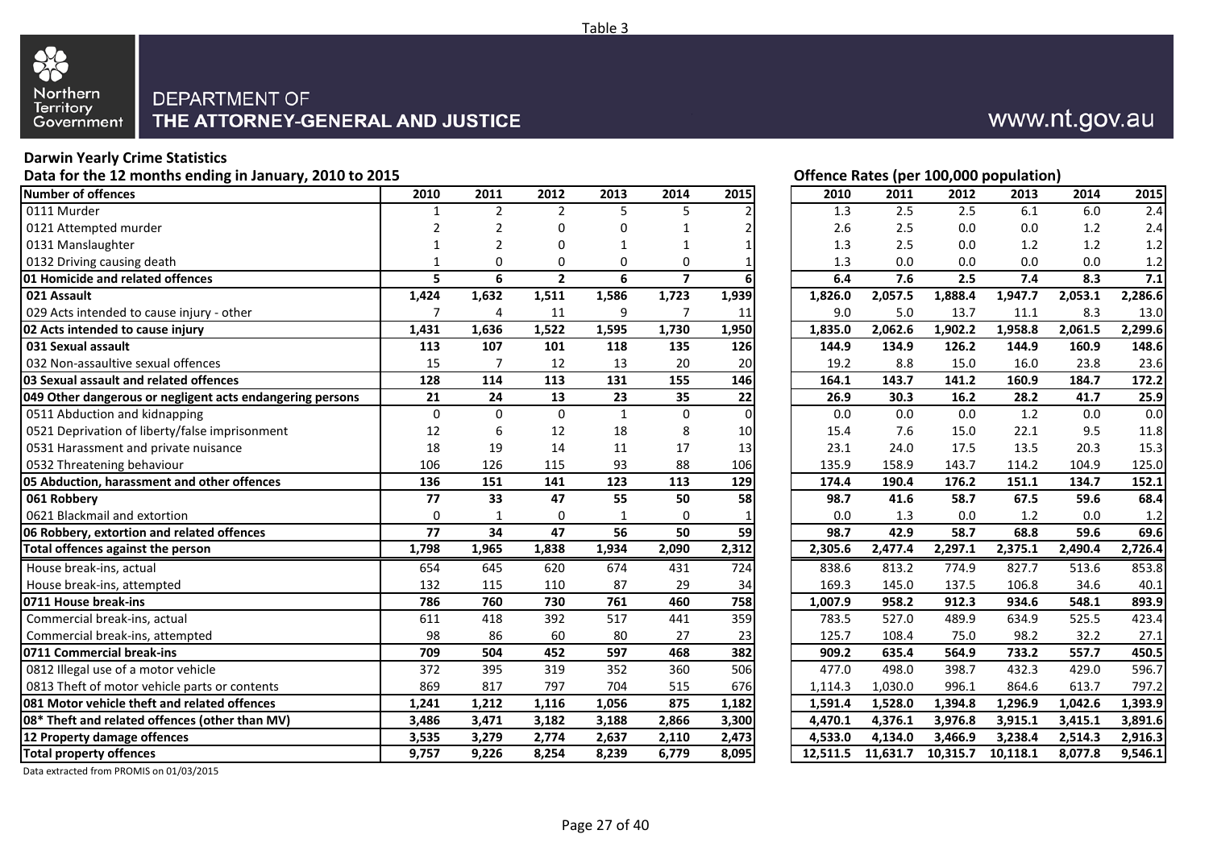Table 3

Northern Territory Government

DEPARTMENT OF
**THE ATTORNEY-GENERAL AND JUSTICE**

www.nt.gov.au

**Darwin Yearly Crime Statistics**

**Data for the 12 months ending in January, 2010 to 2015**

| Number of offences | 2010 | 2011 | 2012 | 2013 | 2014 | 2015 | Offence Rates (per 100,000 population) 2010 | 2011 | 2012 | 2013 | 2014 | 2015 |
|---|---|---|---|---|---|---|---|---|---|---|---|---|
| 0111 Murder | 1 | 2 | 2 | 5 | 5 | 2 | 1.3 | 2.5 | 2.5 | 6.1 | 6.0 | 2.4 |
| 0121 Attempted murder | 2 | 2 | 0 | 0 | 1 | 2 | 2.6 | 2.5 | 0.0 | 0.0 | 1.2 | 2.4 |
| 0131 Manslaughter | 1 | 2 | 0 | 1 | 1 | 1 | 1.3 | 2.5 | 0.0 | 1.2 | 1.2 | 1.2 |
| 0132 Driving causing death | 1 | 0 | 0 | 0 | 0 | 1 | 1.3 | 0.0 | 0.0 | 0.0 | 0.0 | 1.2 |
| **01 Homicide and related offences** | **5** | **6** | **2** | **6** | **7** | **6** | **6.4** | **7.6** | **2.5** | **7.4** | **8.3** | **7.1** |
| **021 Assault** | **1,424** | **1,632** | **1,511** | **1,586** | **1,723** | **1,939** | **1,826.0** | **2,057.5** | **1,888.4** | **1,947.7** | **2,053.1** | **2,286.6** |
| 029 Acts intended to cause injury - other | 7 | 4 | 11 | 9 | 7 | 11 | 9.0 | 5.0 | 13.7 | 11.1 | 8.3 | 13.0 |
| **02 Acts intended to cause injury** | **1,431** | **1,636** | **1,522** | **1,595** | **1,730** | **1,950** | **1,835.0** | **2,062.6** | **1,902.2** | **1,958.8** | **2,061.5** | **2,299.6** |
| **031 Sexual assault** | **113** | **107** | **101** | **118** | **135** | **126** | **144.9** | **134.9** | **126.2** | **144.9** | **160.9** | **148.6** |
| 032 Non-assaultive sexual offences | 15 | 7 | 12 | 13 | 20 | 20 | 19.2 | 8.8 | 15.0 | 16.0 | 23.8 | 23.6 |
| **03 Sexual assault and related offences** | **128** | **114** | **113** | **131** | **155** | **146** | **164.1** | **143.7** | **141.2** | **160.9** | **184.7** | **172.2** |
| **049 Other dangerous or negligent acts endangering persons** | **21** | **24** | **13** | **23** | **35** | **22** | **26.9** | **30.3** | **16.2** | **28.2** | **41.7** | **25.9** |
| 0511 Abduction and kidnapping | 0 | 0 | 0 | 1 | 0 | 0 | 0.0 | 0.0 | 0.0 | 1.2 | 0.0 | 0.0 |
| 0521 Deprivation of liberty/false imprisonment | 12 | 6 | 12 | 18 | 8 | 10 | 15.4 | 7.6 | 15.0 | 22.1 | 9.5 | 11.8 |
| 0531 Harassment and private nuisance | 18 | 19 | 14 | 11 | 17 | 13 | 23.1 | 24.0 | 17.5 | 13.5 | 20.3 | 15.3 |
| 0532 Threatening behaviour | 106 | 126 | 115 | 93 | 88 | 106 | 135.9 | 158.9 | 143.7 | 114.2 | 104.9 | 125.0 |
| **05 Abduction, harassment and other offences** | **136** | **151** | **141** | **123** | **113** | **129** | **174.4** | **190.4** | **176.2** | **151.1** | **134.7** | **152.1** |
| **061 Robbery** | **77** | **33** | **47** | **55** | **50** | **58** | **98.7** | **41.6** | **58.7** | **67.5** | **59.6** | **68.4** |
| 0621 Blackmail and extortion | 0 | 1 | 0 | 1 | 0 | 1 | 0.0 | 1.3 | 0.0 | 1.2 | 0.0 | 1.2 |
| **06 Robbery, extortion and related offences** | **77** | **34** | **47** | **56** | **50** | **59** | **98.7** | **42.9** | **58.7** | **68.8** | **59.6** | **69.6** |
| **Total offences against the person** | **1,798** | **1,965** | **1,838** | **1,934** | **2,090** | **2,312** | **2,305.6** | **2,477.4** | **2,297.1** | **2,375.1** | **2,490.4** | **2,726.4** |
| House break-ins, actual | 654 | 645 | 620 | 674 | 431 | 724 | 838.6 | 813.2 | 774.9 | 827.7 | 513.6 | 853.8 |
| House break-ins, attempted | 132 | 115 | 110 | 87 | 29 | 34 | 169.3 | 145.0 | 137.5 | 106.8 | 34.6 | 40.1 |
| **0711 House break-ins** | **786** | **760** | **730** | **761** | **460** | **758** | **1,007.9** | **958.2** | **912.3** | **934.6** | **548.1** | **893.9** |
| Commercial break-ins, actual | 611 | 418 | 392 | 517 | 441 | 359 | 783.5 | 527.0 | 489.9 | 634.9 | 525.5 | 423.4 |
| Commercial break-ins, attempted | 98 | 86 | 60 | 80 | 27 | 23 | 125.7 | 108.4 | 75.0 | 98.2 | 32.2 | 27.1 |
| **0711 Commercial break-ins** | **709** | **504** | **452** | **597** | **468** | **382** | **909.2** | **635.4** | **564.9** | **733.2** | **557.7** | **450.5** |
| 0812 Illegal use of a motor vehicle | 372 | 395 | 319 | 352 | 360 | 506 | 477.0 | 498.0 | 398.7 | 432.3 | 429.0 | 596.7 |
| 0813 Theft of motor vehicle parts or contents | 869 | 817 | 797 | 704 | 515 | 676 | 1,114.3 | 1,030.0 | 996.1 | 864.6 | 613.7 | 797.2 |
| **081 Motor vehicle theft and related offences** | **1,241** | **1,212** | **1,116** | **1,056** | **875** | **1,182** | **1,591.4** | **1,528.0** | **1,394.8** | **1,296.9** | **1,042.6** | **1,393.9** |
| **08* Theft and related offences (other than MV)** | **3,486** | **3,471** | **3,182** | **3,188** | **2,866** | **3,300** | **4,470.1** | **4,376.1** | **3,976.8** | **3,915.1** | **3,415.1** | **3,891.6** |
| **12 Property damage offences** | **3,535** | **3,279** | **2,774** | **2,637** | **2,110** | **2,473** | **4,533.0** | **4,134.0** | **3,466.9** | **3,238.4** | **2,514.3** | **2,916.3** |
| **Total property offences** | **9,757** | **9,226** | **8,254** | **8,239** | **6,779** | **8,095** | **12,511.5** | **11,631.7** | **10,315.7** | **10,118.1** | **8,077.8** | **9,546.1** |

Data extracted from PROMIS on 01/03/2015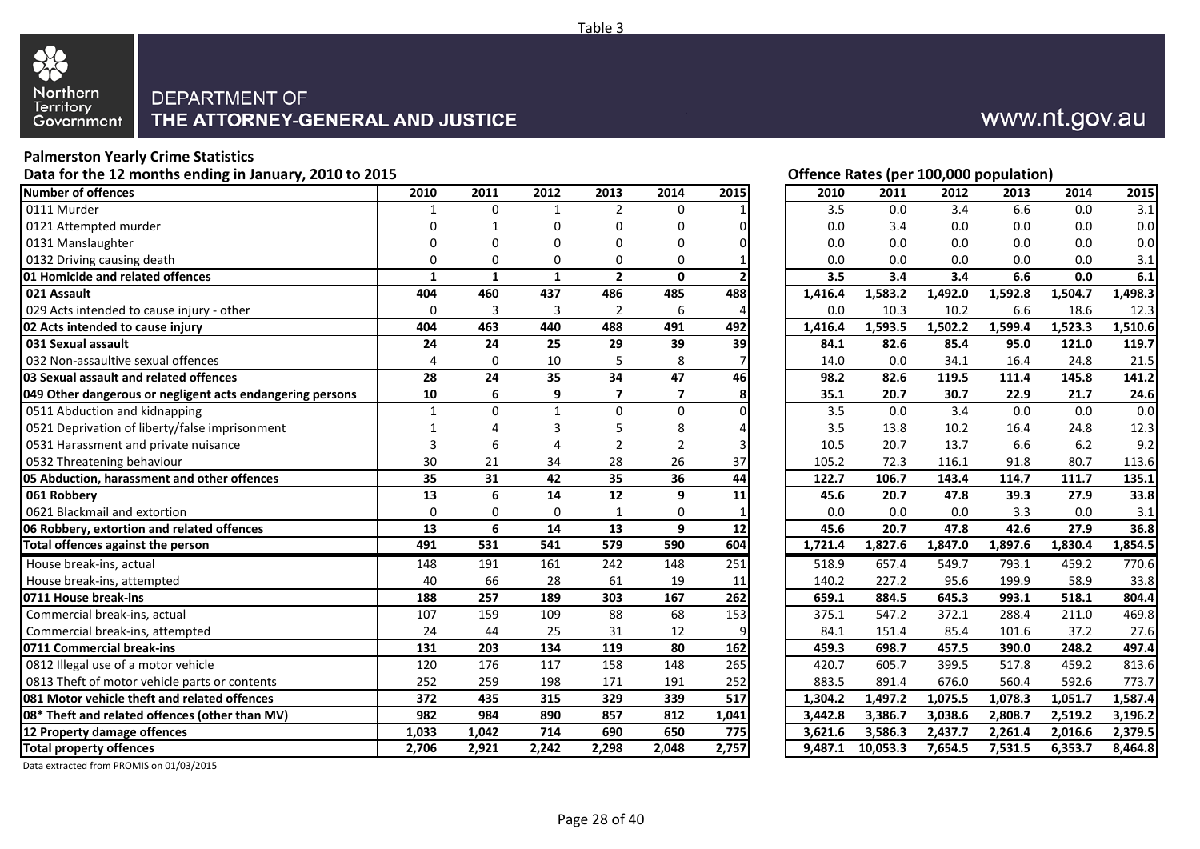Table 3

Northern Territory Government

DEPARTMENT OF
**THE ATTORNEY-GENERAL AND JUSTICE**

www.nt.gov.au

## Palmerston Yearly Crime Statistics

**Data for the 12 months ending in January, 2010 to 2015**

**Offence Rates (per 100,000 population)**

| Number of offences | 2010 | 2011 | 2012 | 2013 | 2014 | 2015 | 2010 | 2011 | 2012 | 2013 | 2014 | 2015 |
|---|---|---|---|---|---|---|---|---|---|---|---|---|
| 0111 Murder | 1 | 0 | 1 | 2 | 0 | 1 | 3.5 | 0.0 | 3.4 | 6.6 | 0.0 | 3.1 |
| 0121 Attempted murder | 0 | 1 | 0 | 0 | 0 | 0 | 0.0 | 3.4 | 0.0 | 0.0 | 0.0 | 0.0 |
| 0131 Manslaughter | 0 | 0 | 0 | 0 | 0 | 0 | 0.0 | 0.0 | 0.0 | 0.0 | 0.0 | 0.0 |
| 0132 Driving causing death | 0 | 0 | 0 | 0 | 0 | 1 | 0.0 | 0.0 | 0.0 | 0.0 | 0.0 | 3.1 |
| **01 Homicide and related offences** | **1** | **1** | **1** | **2** | **0** | **2** | **3.5** | **3.4** | **3.4** | **6.6** | **0.0** | **6.1** |
| **021 Assault** | **404** | **460** | **437** | **486** | **485** | **488** | **1,416.4** | **1,583.2** | **1,492.0** | **1,592.8** | **1,504.7** | **1,498.3** |
| 029 Acts intended to cause injury - other | 0 | 3 | 3 | 2 | 6 | 4 | 0.0 | 10.3 | 10.2 | 6.6 | 18.6 | 12.3 |
| **02 Acts intended to cause injury** | **404** | **463** | **440** | **488** | **491** | **492** | **1,416.4** | **1,593.5** | **1,502.2** | **1,599.4** | **1,523.3** | **1,510.6** |
| **031 Sexual assault** | **24** | **24** | **25** | **29** | **39** | **39** | **84.1** | **82.6** | **85.4** | **95.0** | **121.0** | **119.7** |
| 032 Non-assaultive sexual offences | 4 | 0 | 10 | 5 | 8 | 7 | 14.0 | 0.0 | 34.1 | 16.4 | 24.8 | 21.5 |
| **03 Sexual assault and related offences** | **28** | **24** | **35** | **34** | **47** | **46** | **98.2** | **82.6** | **119.5** | **111.4** | **145.8** | **141.2** |
| **049 Other dangerous or negligent acts endangering persons** | **10** | **6** | **9** | **7** | **7** | **8** | **35.1** | **20.7** | **30.7** | **22.9** | **21.7** | **24.6** |
| 0511 Abduction and kidnapping | 1 | 0 | 1 | 0 | 0 | 0 | 3.5 | 0.0 | 3.4 | 0.0 | 0.0 | 0.0 |
| 0521 Deprivation of liberty/false imprisonment | 1 | 4 | 3 | 5 | 8 | 4 | 3.5 | 13.8 | 10.2 | 16.4 | 24.8 | 12.3 |
| 0531 Harassment and private nuisance | 3 | 6 | 4 | 2 | 2 | 3 | 10.5 | 20.7 | 13.7 | 6.6 | 6.2 | 9.2 |
| 0532 Threatening behaviour | 30 | 21 | 34 | 28 | 26 | 37 | 105.2 | 72.3 | 116.1 | 91.8 | 80.7 | 113.6 |
| **05 Abduction, harassment and other offences** | **35** | **31** | **42** | **35** | **36** | **44** | **122.7** | **106.7** | **143.4** | **114.7** | **111.7** | **135.1** |
| **061 Robbery** | **13** | **6** | **14** | **12** | **9** | **11** | **45.6** | **20.7** | **47.8** | **39.3** | **27.9** | **33.8** |
| 0621 Blackmail and extortion | 0 | 0 | 0 | 1 | 0 | 1 | 0.0 | 0.0 | 0.0 | 3.3 | 0.0 | 3.1 |
| **06 Robbery, extortion and related offences** | **13** | **6** | **14** | **13** | **9** | **12** | **45.6** | **20.7** | **47.8** | **42.6** | **27.9** | **36.8** |
| **Total offences against the person** | **491** | **531** | **541** | **579** | **590** | **604** | **1,721.4** | **1,827.6** | **1,847.0** | **1,897.6** | **1,830.4** | **1,854.5** |
| House break-ins, actual | 148 | 191 | 161 | 242 | 148 | 251 | 518.9 | 657.4 | 549.7 | 793.1 | 459.2 | 770.6 |
| House break-ins, attempted | 40 | 66 | 28 | 61 | 19 | 11 | 140.2 | 227.2 | 95.6 | 199.9 | 58.9 | 33.8 |
| **0711 House break-ins** | **188** | **257** | **189** | **303** | **167** | **262** | **659.1** | **884.5** | **645.3** | **993.1** | **518.1** | **804.4** |
| Commercial break-ins, actual | 107 | 159 | 109 | 88 | 68 | 153 | 375.1 | 547.2 | 372.1 | 288.4 | 211.0 | 469.8 |
| Commercial break-ins, attempted | 24 | 44 | 25 | 31 | 12 | 9 | 84.1 | 151.4 | 85.4 | 101.6 | 37.2 | 27.6 |
| **0711 Commercial break-ins** | **131** | **203** | **134** | **119** | **80** | **162** | **459.3** | **698.7** | **457.5** | **390.0** | **248.2** | **497.4** |
| 0812 Illegal use of a motor vehicle | 120 | 176 | 117 | 158 | 148 | 265 | 420.7 | 605.7 | 399.5 | 517.8 | 459.2 | 813.6 |
| 0813 Theft of motor vehicle parts or contents | 252 | 259 | 198 | 171 | 191 | 252 | 883.5 | 891.4 | 676.0 | 560.4 | 592.6 | 773.7 |
| **081 Motor vehicle theft and related offences** | **372** | **435** | **315** | **329** | **339** | **517** | **1,304.2** | **1,497.2** | **1,075.5** | **1,078.3** | **1,051.7** | **1,587.4** |
| **08* Theft and related offences (other than MV)** | **982** | **984** | **890** | **857** | **812** | **1,041** | **3,442.8** | **3,386.7** | **3,038.6** | **2,808.7** | **2,519.2** | **3,196.2** |
| **12 Property damage offences** | **1,033** | **1,042** | **714** | **690** | **650** | **775** | **3,621.6** | **3,586.3** | **2,437.7** | **2,261.4** | **2,016.6** | **2,379.5** |
| **Total property offences** | **2,706** | **2,921** | **2,242** | **2,298** | **2,048** | **2,757** | **9,487.1** | **10,053.3** | **7,654.5** | **7,531.5** | **6,353.7** | **8,464.8** |

Data extracted from PROMIS on 01/03/2015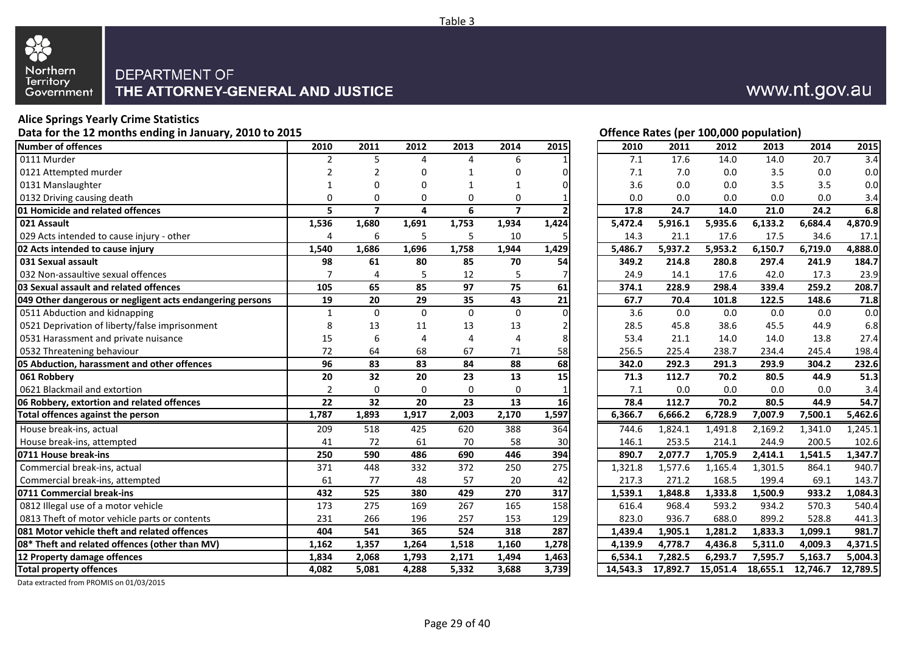Table 3

Northern Territory Government

DEPARTMENT OF
THE ATTORNEY-GENERAL AND JUSTICE

www.nt.gov.au

**Alice Springs Yearly Crime Statistics**

**Data for the 12 months ending in January, 2010 to 2015**

**Offence Rates (per 100,000 population)**

| Number of offences | 2010 | 2011 | 2012 | 2013 | 2014 | 2015 | 2010 | 2011 | 2012 | 2013 | 2014 | 2015 |
|---|---|---|---|---|---|---|---|---|---|---|---|---|
| 0111 Murder | 2 | 5 | 4 | 4 | 6 | 1 | 7.1 | 17.6 | 14.0 | 14.0 | 20.7 | 3.4 |
| 0121 Attempted murder | 2 | 2 | 0 | 1 | 0 | 0 | 7.1 | 7.0 | 0.0 | 3.5 | 0.0 | 0.0 |
| 0131 Manslaughter | 1 | 0 | 0 | 1 | 1 | 0 | 3.6 | 0.0 | 0.0 | 3.5 | 3.5 | 0.0 |
| 0132 Driving causing death | 0 | 0 | 0 | 0 | 0 | 1 | 0.0 | 0.0 | 0.0 | 0.0 | 0.0 | 3.4 |
| **01 Homicide and related offences** | **5** | **7** | **4** | **6** | **7** | **2** | **17.8** | **24.7** | **14.0** | **21.0** | **24.2** | **6.8** |
| **021 Assault** | **1,536** | **1,680** | **1,691** | **1,753** | **1,934** | **1,424** | **5,472.4** | **5,916.1** | **5,935.6** | **6,133.2** | **6,684.4** | **4,870.9** |
| 029 Acts intended to cause injury - other | 4 | 6 | 5 | 5 | 10 | 5 | 14.3 | 21.1 | 17.6 | 17.5 | 34.6 | 17.1 |
| **02 Acts intended to cause injury** | **1,540** | **1,686** | **1,696** | **1,758** | **1,944** | **1,429** | **5,486.7** | **5,937.2** | **5,953.2** | **6,150.7** | **6,719.0** | **4,888.0** |
| **031 Sexual assault** | **98** | **61** | **80** | **85** | **70** | **54** | **349.2** | **214.8** | **280.8** | **297.4** | **241.9** | **184.7** |
| 032 Non-assaultive sexual offences | 7 | 4 | 5 | 12 | 5 | 7 | 24.9 | 14.1 | 17.6 | 42.0 | 17.3 | 23.9 |
| **03 Sexual assault and related offences** | **105** | **65** | **85** | **97** | **75** | **61** | **374.1** | **228.9** | **298.4** | **339.4** | **259.2** | **208.7** |
| **049 Other dangerous or negligent acts endangering persons** | **19** | **20** | **29** | **35** | **43** | **21** | **67.7** | **70.4** | **101.8** | **122.5** | **148.6** | **71.8** |
| 0511 Abduction and kidnapping | 1 | 0 | 0 | 0 | 0 | 0 | 3.6 | 0.0 | 0.0 | 0.0 | 0.0 | 0.0 |
| 0521 Deprivation of liberty/false imprisonment | 8 | 13 | 11 | 13 | 13 | 2 | 28.5 | 45.8 | 38.6 | 45.5 | 44.9 | 6.8 |
| 0531 Harassment and private nuisance | 15 | 6 | 4 | 4 | 4 | 8 | 53.4 | 21.1 | 14.0 | 14.0 | 13.8 | 27.4 |
| 0532 Threatening behaviour | 72 | 64 | 68 | 67 | 71 | 58 | 256.5 | 225.4 | 238.7 | 234.4 | 245.4 | 198.4 |
| **05 Abduction, harassment and other offences** | **96** | **83** | **83** | **84** | **88** | **68** | **342.0** | **292.3** | **291.3** | **293.9** | **304.2** | **232.6** |
| **061 Robbery** | **20** | **32** | **20** | **23** | **13** | **15** | **71.3** | **112.7** | **70.2** | **80.5** | **44.9** | **51.3** |
| 0621 Blackmail and extortion | 2 | 0 | 0 | 0 | 0 | 1 | 7.1 | 0.0 | 0.0 | 0.0 | 0.0 | 3.4 |
| **06 Robbery, extortion and related offences** | **22** | **32** | **20** | **23** | **13** | **16** | **78.4** | **112.7** | **70.2** | **80.5** | **44.9** | **54.7** |
| **Total offences against the person** | **1,787** | **1,893** | **1,917** | **2,003** | **2,170** | **1,597** | **6,366.7** | **6,666.2** | **6,728.9** | **7,007.9** | **7,500.1** | **5,462.6** |
| House break-ins, actual | 209 | 518 | 425 | 620 | 388 | 364 | 744.6 | 1,824.1 | 1,491.8 | 2,169.2 | 1,341.0 | 1,245.1 |
| House break-ins, attempted | 41 | 72 | 61 | 70 | 58 | 30 | 146.1 | 253.5 | 214.1 | 244.9 | 200.5 | 102.6 |
| **0711 House break-ins** | **250** | **590** | **486** | **690** | **446** | **394** | **890.7** | **2,077.7** | **1,705.9** | **2,414.1** | **1,541.5** | **1,347.7** |
| Commercial break-ins, actual | 371 | 448 | 332 | 372 | 250 | 275 | 1,321.8 | 1,577.6 | 1,165.4 | 1,301.5 | 864.1 | 940.7 |
| Commercial break-ins, attempted | 61 | 77 | 48 | 57 | 20 | 42 | 217.3 | 271.2 | 168.5 | 199.4 | 69.1 | 143.7 |
| **0711 Commercial break-ins** | **432** | **525** | **380** | **429** | **270** | **317** | **1,539.1** | **1,848.8** | **1,333.8** | **1,500.9** | **933.2** | **1,084.3** |
| 0812 Illegal use of a motor vehicle | 173 | 275 | 169 | 267 | 165 | 158 | 616.4 | 968.4 | 593.2 | 934.2 | 570.3 | 540.4 |
| 0813 Theft of motor vehicle parts or contents | 231 | 266 | 196 | 257 | 153 | 129 | 823.0 | 936.7 | 688.0 | 899.2 | 528.8 | 441.3 |
| **081 Motor vehicle theft and related offences** | **404** | **541** | **365** | **524** | **318** | **287** | **1,439.4** | **1,905.1** | **1,281.2** | **1,833.3** | **1,099.1** | **981.7** |
| **08* Theft and related offences (other than MV)** | **1,162** | **1,357** | **1,264** | **1,518** | **1,160** | **1,278** | **4,139.9** | **4,778.7** | **4,436.8** | **5,311.0** | **4,009.3** | **4,371.5** |
| **12 Property damage offences** | **1,834** | **2,068** | **1,793** | **2,171** | **1,494** | **1,463** | **6,534.1** | **7,282.5** | **6,293.7** | **7,595.7** | **5,163.7** | **5,004.3** |
| **Total property offences** | **4,082** | **5,081** | **4,288** | **5,332** | **3,688** | **3,739** | **14,543.3** | **17,892.7** | **15,051.4** | **18,655.1** | **12,746.7** | **12,789.5** |

Data extracted from PROMIS on 01/03/2015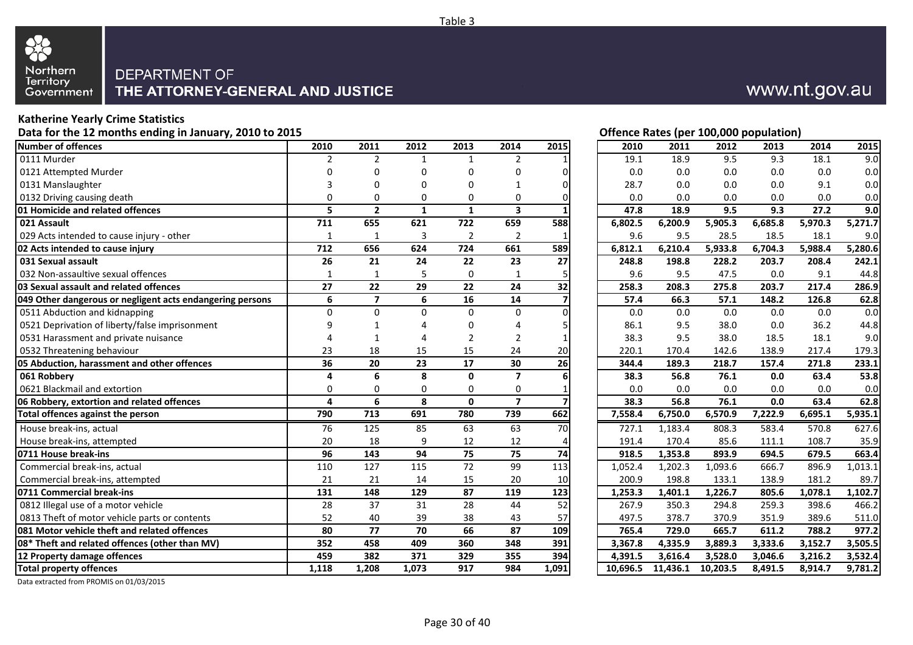Table 3

Northern Territory Government

DEPARTMENT OF
**THE ATTORNEY-GENERAL AND JUSTICE**

www.nt.gov.au

**Katherine Yearly Crime Statistics**

**Data for the 12 months ending in January, 2010 to 2015**

| Number of offences | 2010 | 2011 | 2012 | 2013 | 2014 | 2015 |
|---|---|---|---|---|---|---|
| 0111 Murder | 2 | 2 | 1 | 1 | 2 | 1 |
| 0121 Attempted Murder | 0 | 0 | 0 | 0 | 0 | 0 |
| 0131 Manslaughter | 3 | 0 | 0 | 0 | 1 | 0 |
| 0132 Driving causing death | 0 | 0 | 0 | 0 | 0 | 0 |
| **01 Homicide and related offences** | **5** | **2** | **1** | **1** | **3** | **1** |
| **021 Assault** | **711** | **655** | **621** | **722** | **659** | **588** |
| 029 Acts intended to cause injury - other | 1 | 1 | 3 | 2 | 2 | 1 |
| **02 Acts intended to cause injury** | **712** | **656** | **624** | **724** | **661** | **589** |
| **031 Sexual assault** | **26** | **21** | **24** | **22** | **23** | **27** |
| 032 Non-assaultive sexual offences | 1 | 1 | 5 | 0 | 1 | 5 |
| **03 Sexual assault and related offences** | **27** | **22** | **29** | **22** | **24** | **32** |
| **049 Other dangerous or negligent acts endangering persons** | **6** | **7** | **6** | **16** | **14** | **7** |
| 0511 Abduction and kidnapping | 0 | 0 | 0 | 0 | 0 | 0 |
| 0521 Deprivation of liberty/false imprisonment | 9 | 1 | 4 | 0 | 4 | 5 |
| 0531 Harassment and private nuisance | 4 | 1 | 4 | 2 | 2 | 1 |
| 0532 Threatening behaviour | 23 | 18 | 15 | 15 | 24 | 20 |
| **05 Abduction, harassment and other offences** | **36** | **20** | **23** | **17** | **30** | **26** |
| **061 Robbery** | **4** | **6** | **8** | **0** | **7** | **6** |
| 0621 Blackmail and extortion | 0 | 0 | 0 | 0 | 0 | 1 |
| **06 Robbery, extortion and related offences** | **4** | **6** | **8** | **0** | **7** | **7** |
| **Total offences against the person** | **790** | **713** | **691** | **780** | **739** | **662** |
| House break-ins, actual | 76 | 125 | 85 | 63 | 63 | 70 |
| House break-ins, attempted | 20 | 18 | 9 | 12 | 12 | 4 |
| **0711 House break-ins** | **96** | **143** | **94** | **75** | **75** | **74** |
| Commercial break-ins, actual | 110 | 127 | 115 | 72 | 99 | 113 |
| Commercial break-ins, attempted | 21 | 21 | 14 | 15 | 20 | 10 |
| **0711 Commercial break-ins** | **131** | **148** | **129** | **87** | **119** | **123** |
| 0812 Illegal use of a motor vehicle | 28 | 37 | 31 | 28 | 44 | 52 |
| 0813 Theft of motor vehicle parts or contents | 52 | 40 | 39 | 38 | 43 | 57 |
| **081 Motor vehicle theft and related offences** | **80** | **77** | **70** | **66** | **87** | **109** |
| **08* Theft and related offences (other than MV)** | **352** | **458** | **409** | **360** | **348** | **391** |
| **12 Property damage offences** | **459** | **382** | **371** | **329** | **355** | **394** |
| **Total property offences** | **1,118** | **1,208** | **1,073** | **917** | **984** | **1,091** |

**Offence Rates (per 100,000 population)**

| Number of offences | 2010 | 2011 | 2012 | 2013 | 2014 | 2015 |
|---|---|---|---|---|---|---|
| 0111 Murder | 19.1 | 18.9 | 9.5 | 9.3 | 18.1 | 9.0 |
| 0121 Attempted Murder | 0.0 | 0.0 | 0.0 | 0.0 | 0.0 | 0.0 |
| 0131 Manslaughter | 28.7 | 0.0 | 0.0 | 0.0 | 9.1 | 0.0 |
| 0132 Driving causing death | 0.0 | 0.0 | 0.0 | 0.0 | 0.0 | 0.0 |
| **01 Homicide and related offences** | **47.8** | **18.9** | **9.5** | **9.3** | **27.2** | **9.0** |
| **021 Assault** | **6,802.5** | **6,200.9** | **5,905.3** | **6,685.8** | **5,970.3** | **5,271.7** |
| 029 Acts intended to cause injury - other | 9.6 | 9.5 | 28.5 | 18.5 | 18.1 | 9.0 |
| **02 Acts intended to cause injury** | **6,812.1** | **6,210.4** | **5,933.8** | **6,704.3** | **5,988.4** | **5,280.6** |
| **031 Sexual assault** | **248.8** | **198.8** | **228.2** | **203.7** | **208.4** | **242.1** |
| 032 Non-assaultive sexual offences | 9.6 | 9.5 | 47.5 | 0.0 | 9.1 | 44.8 |
| **03 Sexual assault and related offences** | **258.3** | **208.3** | **275.8** | **203.7** | **217.4** | **286.9** |
| **049 Other dangerous or negligent acts endangering persons** | **57.4** | **66.3** | **57.1** | **148.2** | **126.8** | **62.8** |
| 0511 Abduction and kidnapping | 0.0 | 0.0 | 0.0 | 0.0 | 0.0 | 0.0 |
| 0521 Deprivation of liberty/false imprisonment | 86.1 | 9.5 | 38.0 | 0.0 | 36.2 | 44.8 |
| 0531 Harassment and private nuisance | 38.3 | 9.5 | 38.0 | 18.5 | 18.1 | 9.0 |
| 0532 Threatening behaviour | 220.1 | 170.4 | 142.6 | 138.9 | 217.4 | 179.3 |
| **05 Abduction, harassment and other offences** | **344.4** | **189.3** | **218.7** | **157.4** | **271.8** | **233.1** |
| **061 Robbery** | **38.3** | **56.8** | **76.1** | **0.0** | **63.4** | **53.8** |
| 0621 Blackmail and extortion | 0.0 | 0.0 | 0.0 | 0.0 | 0.0 | 0.0 |
| **06 Robbery, extortion and related offences** | **38.3** | **56.8** | **76.1** | **0.0** | **63.4** | **62.8** |
| **Total offences against the person** | **7,558.4** | **6,750.0** | **6,570.9** | **7,222.9** | **6,695.1** | **5,935.1** |
| House break-ins, actual | 727.1 | 1,183.4 | 808.3 | 583.4 | 570.8 | 627.6 |
| House break-ins, attempted | 191.4 | 170.4 | 85.6 | 111.1 | 108.7 | 35.9 |
| **0711 House break-ins** | **918.5** | **1,353.8** | **893.9** | **694.5** | **679.5** | **663.4** |
| Commercial break-ins, actual | 1,052.4 | 1,202.3 | 1,093.6 | 666.7 | 896.9 | 1,013.1 |
| Commercial break-ins, attempted | 200.9 | 198.8 | 133.1 | 138.9 | 181.2 | 89.7 |
| **0711 Commercial break-ins** | **1,253.3** | **1,401.1** | **1,226.7** | **805.6** | **1,078.1** | **1,102.7** |
| 0812 Illegal use of a motor vehicle | 267.9 | 350.3 | 294.8 | 259.3 | 398.6 | 466.2 |
| 0813 Theft of motor vehicle parts or contents | 497.5 | 378.7 | 370.9 | 351.9 | 389.6 | 511.0 |
| **081 Motor vehicle theft and related offences** | **765.4** | **729.0** | **665.7** | **611.2** | **788.2** | **977.2** |
| **08* Theft and related offences (other than MV)** | **3,367.8** | **4,335.9** | **3,889.3** | **3,333.6** | **3,152.7** | **3,505.5** |
| **12 Property damage offences** | **4,391.5** | **3,616.4** | **3,528.0** | **3,046.6** | **3,216.2** | **3,532.4** |
| **Total property offences** | **10,696.5** | **11,436.1** | **10,203.5** | **8,491.5** | **8,914.7** | **9,781.2** |

Data extracted from PROMIS on 01/03/2015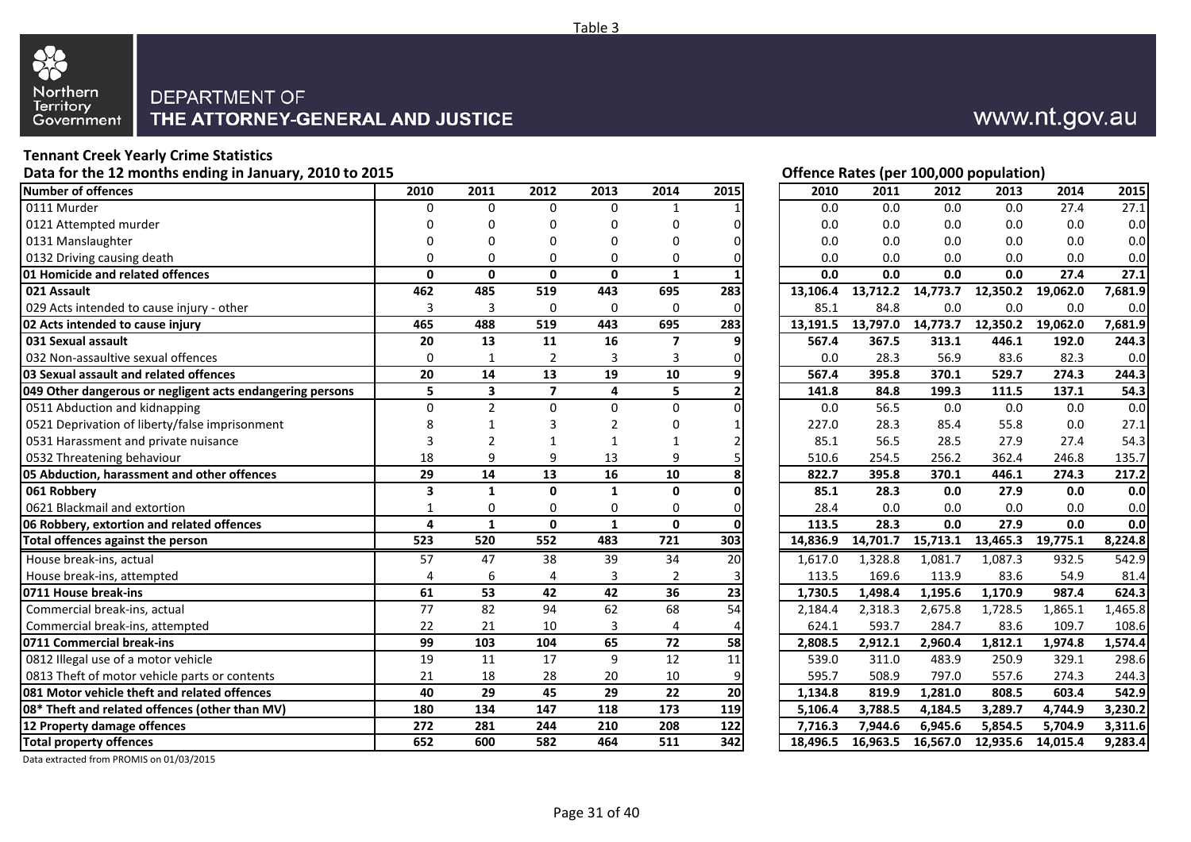Table 3

Northern Territory Government

DEPARTMENT OF
**THE ATTORNEY-GENERAL AND JUSTICE**

www.nt.gov.au

## Tennant Creek Yearly Crime Statistics

**Data for the 12 months ending in January, 2010 to 2015**

| Number of offences | 2010 | 2011 | 2012 | 2013 | 2014 | 2015 | Offence Rates (per 100,000 population) 2010 | 2011 | 2012 | 2013 | 2014 | 2015 |
|---|---|---|---|---|---|---|---|---|---|---|---|---|
| 0111 Murder | 0 | 0 | 0 | 0 | 1 | 1 | 0.0 | 0.0 | 0.0 | 0.0 | 27.4 | 27.1 |
| 0121 Attempted murder | 0 | 0 | 0 | 0 | 0 | 0 | 0.0 | 0.0 | 0.0 | 0.0 | 0.0 | 0.0 |
| 0131 Manslaughter | 0 | 0 | 0 | 0 | 0 | 0 | 0.0 | 0.0 | 0.0 | 0.0 | 0.0 | 0.0 |
| 0132 Driving causing death | 0 | 0 | 0 | 0 | 0 | 0 | 0.0 | 0.0 | 0.0 | 0.0 | 0.0 | 0.0 |
| **01 Homicide and related offences** | **0** | **0** | **0** | **0** | **1** | **1** | **0.0** | **0.0** | **0.0** | **0.0** | **27.4** | **27.1** |
| **021 Assault** | **462** | **485** | **519** | **443** | **695** | **283** | **13,106.4** | **13,712.2** | **14,773.7** | **12,350.2** | **19,062.0** | **7,681.9** |
| 029 Acts intended to cause injury - other | 3 | 3 | 0 | 0 | 0 | 0 | 85.1 | 84.8 | 0.0 | 0.0 | 0.0 | 0.0 |
| **02 Acts intended to cause injury** | **465** | **488** | **519** | **443** | **695** | **283** | **13,191.5** | **13,797.0** | **14,773.7** | **12,350.2** | **19,062.0** | **7,681.9** |
| **031 Sexual assault** | **20** | **13** | **11** | **16** | **7** | **9** | **567.4** | **367.5** | **313.1** | **446.1** | **192.0** | **244.3** |
| 032 Non-assaultive sexual offences | 0 | 1 | 2 | 3 | 3 | 0 | 0.0 | 28.3 | 56.9 | 83.6 | 82.3 | 0.0 |
| **03 Sexual assault and related offences** | **20** | **14** | **13** | **19** | **10** | **9** | **567.4** | **395.8** | **370.1** | **529.7** | **274.3** | **244.3** |
| **049 Other dangerous or negligent acts endangering persons** | **5** | **3** | **7** | **4** | **5** | **2** | **141.8** | **84.8** | **199.3** | **111.5** | **137.1** | **54.3** |
| 0511 Abduction and kidnapping | 0 | 2 | 0 | 0 | 0 | 0 | 0.0 | 56.5 | 0.0 | 0.0 | 0.0 | 0.0 |
| 0521 Deprivation of liberty/false imprisonment | 8 | 1 | 3 | 2 | 0 | 1 | 227.0 | 28.3 | 85.4 | 55.8 | 0.0 | 27.1 |
| 0531 Harassment and private nuisance | 3 | 2 | 1 | 1 | 1 | 2 | 85.1 | 56.5 | 28.5 | 27.9 | 27.4 | 54.3 |
| 0532 Threatening behaviour | 18 | 9 | 9 | 13 | 9 | 5 | 510.6 | 254.5 | 256.2 | 362.4 | 246.8 | 135.7 |
| **05 Abduction, harassment and other offences** | **29** | **14** | **13** | **16** | **10** | **8** | **822.7** | **395.8** | **370.1** | **446.1** | **274.3** | **217.2** |
| **061 Robbery** | **3** | **1** | **0** | **1** | **0** | **0** | **85.1** | **28.3** | **0.0** | **27.9** | **0.0** | **0.0** |
| 0621 Blackmail and extortion | 1 | 0 | 0 | 0 | 0 | 0 | 28.4 | 0.0 | 0.0 | 0.0 | 0.0 | 0.0 |
| **06 Robbery, extortion and related offences** | **4** | **1** | **0** | **1** | **0** | **0** | **113.5** | **28.3** | **0.0** | **27.9** | **0.0** | **0.0** |
| **Total offences against the person** | **523** | **520** | **552** | **483** | **721** | **303** | **14,836.9** | **14,701.7** | **15,713.1** | **13,465.3** | **19,775.1** | **8,224.8** |
| House break-ins, actual | 57 | 47 | 38 | 39 | 34 | 20 | 1,617.0 | 1,328.8 | 1,081.7 | 1,087.3 | 932.5 | 542.9 |
| House break-ins, attempted | 4 | 6 | 4 | 3 | 2 | 3 | 113.5 | 169.6 | 113.9 | 83.6 | 54.9 | 81.4 |
| **0711 House break-ins** | **61** | **53** | **42** | **42** | **36** | **23** | **1,730.5** | **1,498.4** | **1,195.6** | **1,170.9** | **987.4** | **624.3** |
| Commercial break-ins, actual | 77 | 82 | 94 | 62 | 68 | 54 | 2,184.4 | 2,318.3 | 2,675.8 | 1,728.5 | 1,865.1 | 1,465.8 |
| Commercial break-ins, attempted | 22 | 21 | 10 | 3 | 4 | 4 | 624.1 | 593.7 | 284.7 | 83.6 | 109.7 | 108.6 |
| **0711 Commercial break-ins** | **99** | **103** | **104** | **65** | **72** | **58** | **2,808.5** | **2,912.1** | **2,960.4** | **1,812.1** | **1,974.8** | **1,574.4** |
| 0812 Illegal use of a motor vehicle | 19 | 11 | 17 | 9 | 12 | 11 | 539.0 | 311.0 | 483.9 | 250.9 | 329.1 | 298.6 |
| 0813 Theft of motor vehicle parts or contents | 21 | 18 | 28 | 20 | 10 | 9 | 595.7 | 508.9 | 797.0 | 557.6 | 274.3 | 244.3 |
| **081 Motor vehicle theft and related offences** | **40** | **29** | **45** | **29** | **22** | **20** | **1,134.8** | **819.9** | **1,281.0** | **808.5** | **603.4** | **542.9** |
| **08* Theft and related offences (other than MV)** | **180** | **134** | **147** | **118** | **173** | **119** | **5,106.4** | **3,788.5** | **4,184.5** | **3,289.7** | **4,744.9** | **3,230.2** |
| **12 Property damage offences** | **272** | **281** | **244** | **210** | **208** | **122** | **7,716.3** | **7,944.6** | **6,945.6** | **5,854.5** | **5,704.9** | **3,311.6** |
| **Total property offences** | **652** | **600** | **582** | **464** | **511** | **342** | **18,496.5** | **16,963.5** | **16,567.0** | **12,935.6** | **14,015.4** | **9,283.4** |

Data extracted from PROMIS on 01/03/2015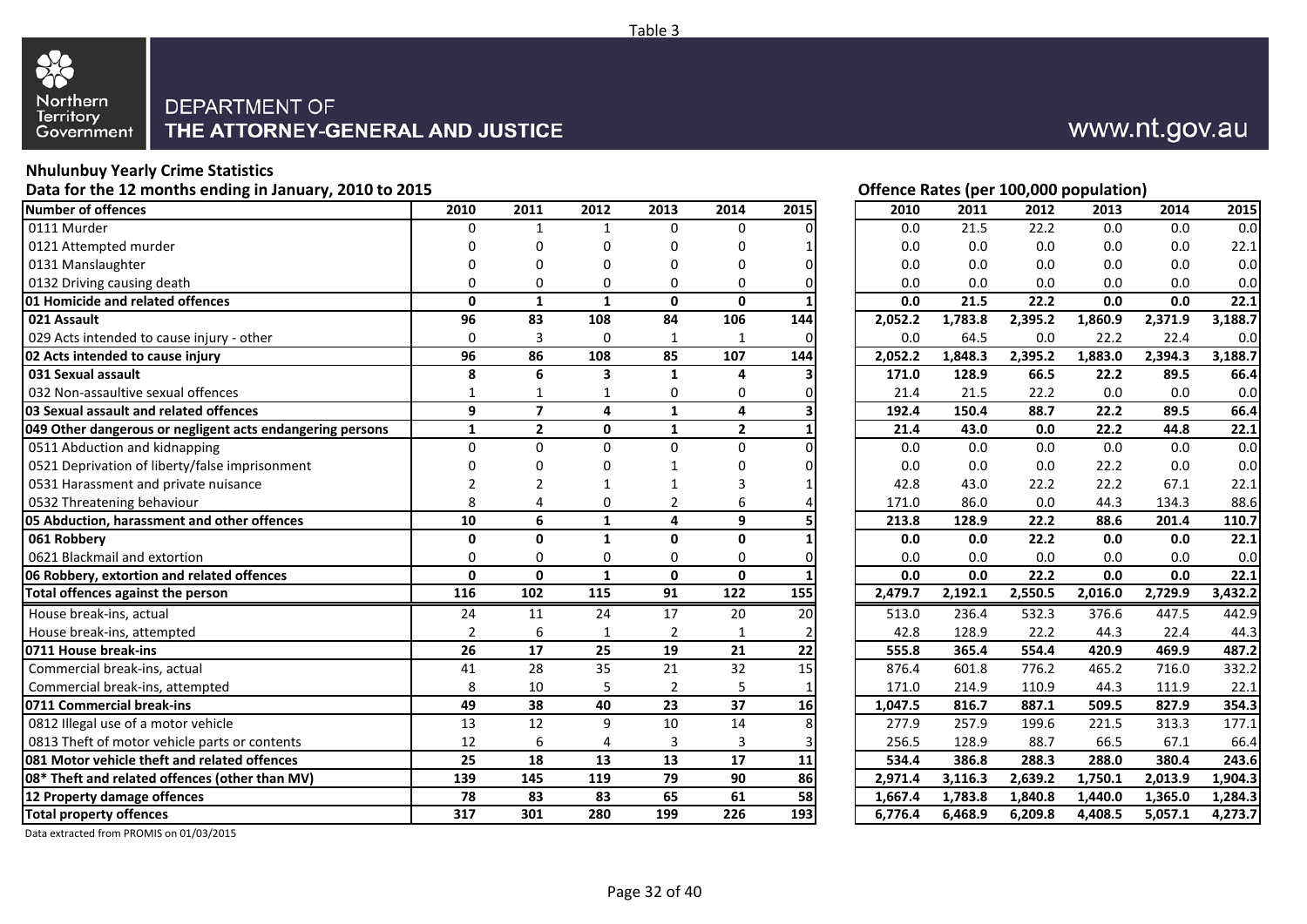Table 3

Northern Territory Government

DEPARTMENT OF
**THE ATTORNEY-GENERAL AND JUSTICE**

www.nt.gov.au

**Nhulunbuy Yearly Crime Statistics**

**Data for the 12 months ending in January, 2010 to 2015**

**Offence Rates (per 100,000 population)**

| Number of offences | 2010 | 2011 | 2012 | 2013 | 2014 | 2015 | 2010 | 2011 | 2012 | 2013 | 2014 | 2015 |
|---|---|---|---|---|---|---|---|---|---|---|---|---|
| 0111 Murder | 0 | 1 | 1 | 0 | 0 | 0 | 0.0 | 21.5 | 22.2 | 0.0 | 0.0 | 0.0 |
| 0121 Attempted murder | 0 | 0 | 0 | 0 | 0 | 1 | 0.0 | 0.0 | 0.0 | 0.0 | 0.0 | 22.1 |
| 0131 Manslaughter | 0 | 0 | 0 | 0 | 0 | 0 | 0.0 | 0.0 | 0.0 | 0.0 | 0.0 | 0.0 |
| 0132 Driving causing death | 0 | 0 | 0 | 0 | 0 | 0 | 0.0 | 0.0 | 0.0 | 0.0 | 0.0 | 0.0 |
| **01 Homicide and related offences** | **0** | **1** | **1** | **0** | **0** | **1** | **0.0** | **21.5** | **22.2** | **0.0** | **0.0** | **22.1** |
| **021 Assault** | **96** | **83** | **108** | **84** | **106** | **144** | **2,052.2** | **1,783.8** | **2,395.2** | **1,860.9** | **2,371.9** | **3,188.7** |
| 029 Acts intended to cause injury - other | 0 | 3 | 0 | 1 | 1 | 0 | 0.0 | 64.5 | 0.0 | 22.2 | 22.4 | 0.0 |
| **02 Acts intended to cause injury** | **96** | **86** | **108** | **85** | **107** | **144** | **2,052.2** | **1,848.3** | **2,395.2** | **1,883.0** | **2,394.3** | **3,188.7** |
| **031 Sexual assault** | **8** | **6** | **3** | **1** | **4** | **3** | **171.0** | **128.9** | **66.5** | **22.2** | **89.5** | **66.4** |
| 032 Non-assaultive sexual offences | 1 | 1 | 1 | 0 | 0 | 0 | 21.4 | 21.5 | 22.2 | 0.0 | 0.0 | 0.0 |
| **03 Sexual assault and related offences** | **9** | **7** | **4** | **1** | **4** | **3** | **192.4** | **150.4** | **88.7** | **22.2** | **89.5** | **66.4** |
| **049 Other dangerous or negligent acts endangering persons** | **1** | **2** | **0** | **1** | **2** | **1** | **21.4** | **43.0** | **0.0** | **22.2** | **44.8** | **22.1** |
| 0511 Abduction and kidnapping | 0 | 0 | 0 | 0 | 0 | 0 | 0.0 | 0.0 | 0.0 | 0.0 | 0.0 | 0.0 |
| 0521 Deprivation of liberty/false imprisonment | 0 | 0 | 0 | 1 | 0 | 0 | 0.0 | 0.0 | 0.0 | 22.2 | 0.0 | 0.0 |
| 0531 Harassment and private nuisance | 2 | 2 | 1 | 1 | 3 | 1 | 42.8 | 43.0 | 22.2 | 22.2 | 67.1 | 22.1 |
| 0532 Threatening behaviour | 8 | 4 | 0 | 2 | 6 | 4 | 171.0 | 86.0 | 0.0 | 44.3 | 134.3 | 88.6 |
| **05 Abduction, harassment and other offences** | **10** | **6** | **1** | **4** | **9** | **5** | **213.8** | **128.9** | **22.2** | **88.6** | **201.4** | **110.7** |
| **061 Robbery** | **0** | **0** | **1** | **0** | **0** | **1** | **0.0** | **0.0** | **22.2** | **0.0** | **0.0** | **22.1** |
| 0621 Blackmail and extortion | 0 | 0 | 0 | 0 | 0 | 0 | 0.0 | 0.0 | 0.0 | 0.0 | 0.0 | 0.0 |
| **06 Robbery, extortion and related offences** | **0** | **0** | **1** | **0** | **0** | **1** | **0.0** | **0.0** | **22.2** | **0.0** | **0.0** | **22.1** |
| **Total offences against the person** | **116** | **102** | **115** | **91** | **122** | **155** | **2,479.7** | **2,192.1** | **2,550.5** | **2,016.0** | **2,729.9** | **3,432.2** |
| House break-ins, actual | 24 | 11 | 24 | 17 | 20 | 20 | 513.0 | 236.4 | 532.3 | 376.6 | 447.5 | 442.9 |
| House break-ins, attempted | 2 | 6 | 1 | 2 | 1 | 2 | 42.8 | 128.9 | 22.2 | 44.3 | 22.4 | 44.3 |
| **0711 House break-ins** | **26** | **17** | **25** | **19** | **21** | **22** | **555.8** | **365.4** | **554.4** | **420.9** | **469.9** | **487.2** |
| Commercial break-ins, actual | 41 | 28 | 35 | 21 | 32 | 15 | 876.4 | 601.8 | 776.2 | 465.2 | 716.0 | 332.2 |
| Commercial break-ins, attempted | 8 | 10 | 5 | 2 | 5 | 1 | 171.0 | 214.9 | 110.9 | 44.3 | 111.9 | 22.1 |
| **0711 Commercial break-ins** | **49** | **38** | **40** | **23** | **37** | **16** | **1,047.5** | **816.7** | **887.1** | **509.5** | **827.9** | **354.3** |
| 0812 Illegal use of a motor vehicle | 13 | 12 | 9 | 10 | 14 | 8 | 277.9 | 257.9 | 199.6 | 221.5 | 313.3 | 177.1 |
| 0813 Theft of motor vehicle parts or contents | 12 | 6 | 4 | 3 | 3 | 3 | 256.5 | 128.9 | 88.7 | 66.5 | 67.1 | 66.4 |
| **081 Motor vehicle theft and related offences** | **25** | **18** | **13** | **13** | **17** | **11** | **534.4** | **386.8** | **288.3** | **288.0** | **380.4** | **243.6** |
| **08* Theft and related offences (other than MV)** | **139** | **145** | **119** | **79** | **90** | **86** | **2,971.4** | **3,116.3** | **2,639.2** | **1,750.1** | **2,013.9** | **1,904.3** |
| **12 Property damage offences** | **78** | **83** | **83** | **65** | **61** | **58** | **1,667.4** | **1,783.8** | **1,840.8** | **1,440.0** | **1,365.0** | **1,284.3** |
| **Total property offences** | **317** | **301** | **280** | **199** | **226** | **193** | **6,776.4** | **6,468.9** | **6,209.8** | **4,408.5** | **5,057.1** | **4,273.7** |

Data extracted from PROMIS on 01/03/2015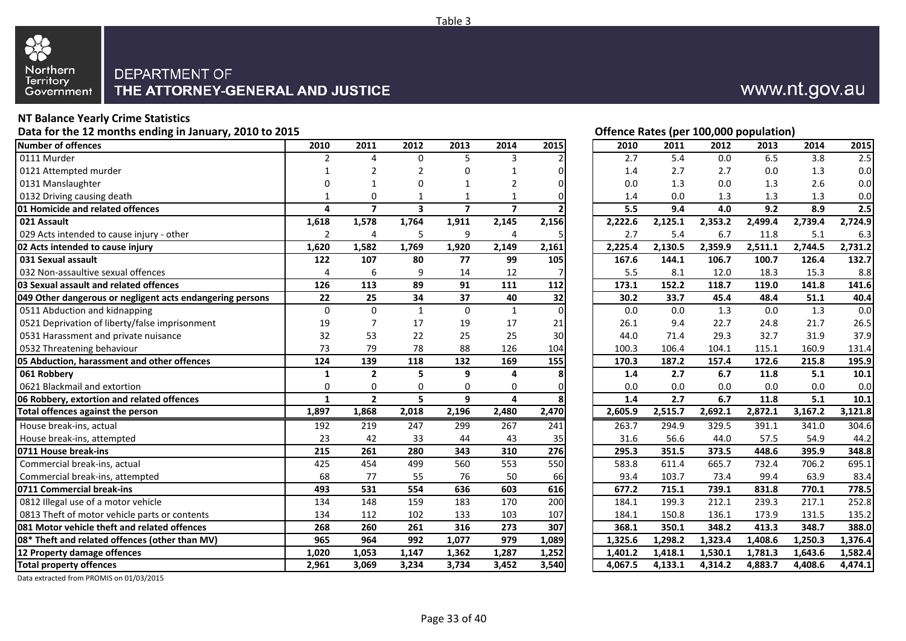Table 3

Northern Territory Government

DEPARTMENT OF
**THE ATTORNEY-GENERAL AND JUSTICE**

www.nt.gov.au

## NT Balance Yearly Crime Statistics

**Data for the 12 months ending in January, 2010 to 2015**

| Number of offences | 2010 | 2011 | 2012 | 2013 | 2014 | 2015 | Offence Rates (per 100,000 population) 2010 | 2011 | 2012 | 2013 | 2014 | 2015 |
|---|---|---|---|---|---|---|---|---|---|---|---|---|
| 0111 Murder | 2 | 4 | 0 | 5 | 3 | 2 | 2.7 | 5.4 | 0.0 | 6.5 | 3.8 | 2.5 |
| 0121 Attempted murder | 1 | 2 | 2 | 0 | 1 | 0 | 1.4 | 2.7 | 2.7 | 0.0 | 1.3 | 0.0 |
| 0131 Manslaughter | 0 | 1 | 0 | 1 | 2 | 0 | 0.0 | 1.3 | 0.0 | 1.3 | 2.6 | 0.0 |
| 0132 Driving causing death | 1 | 0 | 1 | 1 | 1 | 0 | 1.4 | 0.0 | 1.3 | 1.3 | 1.3 | 0.0 |
| **01 Homicide and related offences** | **4** | **7** | **3** | **7** | **7** | **2** | **5.5** | **9.4** | **4.0** | **9.2** | **8.9** | **2.5** |
| **021 Assault** | **1,618** | **1,578** | **1,764** | **1,911** | **2,145** | **2,156** | **2,222.6** | **2,125.1** | **2,353.2** | **2,499.4** | **2,739.4** | **2,724.9** |
| 029 Acts intended to cause injury - other | 2 | 4 | 5 | 9 | 4 | 5 | 2.7 | 5.4 | 6.7 | 11.8 | 5.1 | 6.3 |
| **02 Acts intended to cause injury** | **1,620** | **1,582** | **1,769** | **1,920** | **2,149** | **2,161** | **2,225.4** | **2,130.5** | **2,359.9** | **2,511.1** | **2,744.5** | **2,731.2** |
| **031 Sexual assault** | **122** | **107** | **80** | **77** | **99** | **105** | **167.6** | **144.1** | **106.7** | **100.7** | **126.4** | **132.7** |
| 032 Non-assaultive sexual offences | 4 | 6 | 9 | 14 | 12 | 7 | 5.5 | 8.1 | 12.0 | 18.3 | 15.3 | 8.8 |
| **03 Sexual assault and related offences** | **126** | **113** | **89** | **91** | **111** | **112** | **173.1** | **152.2** | **118.7** | **119.0** | **141.8** | **141.6** |
| **049 Other dangerous or negligent acts endangering persons** | **22** | **25** | **34** | **37** | **40** | **32** | **30.2** | **33.7** | **45.4** | **48.4** | **51.1** | **40.4** |
| 0511 Abduction and kidnapping | 0 | 0 | 1 | 0 | 1 | 0 | 0.0 | 0.0 | 1.3 | 0.0 | 1.3 | 0.0 |
| 0521 Deprivation of liberty/false imprisonment | 19 | 7 | 17 | 19 | 17 | 21 | 26.1 | 9.4 | 22.7 | 24.8 | 21.7 | 26.5 |
| 0531 Harassment and private nuisance | 32 | 53 | 22 | 25 | 25 | 30 | 44.0 | 71.4 | 29.3 | 32.7 | 31.9 | 37.9 |
| 0532 Threatening behaviour | 73 | 79 | 78 | 88 | 126 | 104 | 100.3 | 106.4 | 104.1 | 115.1 | 160.9 | 131.4 |
| **05 Abduction, harassment and other offences** | **124** | **139** | **118** | **132** | **169** | **155** | **170.3** | **187.2** | **157.4** | **172.6** | **215.8** | **195.9** |
| **061 Robbery** | **1** | **2** | **5** | **9** | **4** | **8** | **1.4** | **2.7** | **6.7** | **11.8** | **5.1** | **10.1** |
| 0621 Blackmail and extortion | 0 | 0 | 0 | 0 | 0 | 0 | 0.0 | 0.0 | 0.0 | 0.0 | 0.0 | 0.0 |
| **06 Robbery, extortion and related offences** | **1** | **2** | **5** | **9** | **4** | **8** | **1.4** | **2.7** | **6.7** | **11.8** | **5.1** | **10.1** |
| **Total offences against the person** | **1,897** | **1,868** | **2,018** | **2,196** | **2,480** | **2,470** | **2,605.9** | **2,515.7** | **2,692.1** | **2,872.1** | **3,167.2** | **3,121.8** |
| House break-ins, actual | 192 | 219 | 247 | 299 | 267 | 241 | 263.7 | 294.9 | 329.5 | 391.1 | 341.0 | 304.6 |
| House break-ins, attempted | 23 | 42 | 33 | 44 | 43 | 35 | 31.6 | 56.6 | 44.0 | 57.5 | 54.9 | 44.2 |
| **0711 House break-ins** | **215** | **261** | **280** | **343** | **310** | **276** | **295.3** | **351.5** | **373.5** | **448.6** | **395.9** | **348.8** |
| Commercial break-ins, actual | 425 | 454 | 499 | 560 | 553 | 550 | 583.8 | 611.4 | 665.7 | 732.4 | 706.2 | 695.1 |
| Commercial break-ins, attempted | 68 | 77 | 55 | 76 | 50 | 66 | 93.4 | 103.7 | 73.4 | 99.4 | 63.9 | 83.4 |
| **0711 Commercial break-ins** | **493** | **531** | **554** | **636** | **603** | **616** | **677.2** | **715.1** | **739.1** | **831.8** | **770.1** | **778.5** |
| 0812 Illegal use of a motor vehicle | 134 | 148 | 159 | 183 | 170 | 200 | 184.1 | 199.3 | 212.1 | 239.3 | 217.1 | 252.8 |
| 0813 Theft of motor vehicle parts or contents | 134 | 112 | 102 | 133 | 103 | 107 | 184.1 | 150.8 | 136.1 | 173.9 | 131.5 | 135.2 |
| **081 Motor vehicle theft and related offences** | **268** | **260** | **261** | **316** | **273** | **307** | **368.1** | **350.1** | **348.2** | **413.3** | **348.7** | **388.0** |
| **08* Theft and related offences (other than MV)** | **965** | **964** | **992** | **1,077** | **979** | **1,089** | **1,325.6** | **1,298.2** | **1,323.4** | **1,408.6** | **1,250.3** | **1,376.4** |
| **12 Property damage offences** | **1,020** | **1,053** | **1,147** | **1,362** | **1,287** | **1,252** | **1,401.2** | **1,418.1** | **1,530.1** | **1,781.3** | **1,643.6** | **1,582.4** |
| **Total property offences** | **2,961** | **3,069** | **3,234** | **3,734** | **3,452** | **3,540** | **4,067.5** | **4,133.1** | **4,314.2** | **4,883.7** | **4,408.6** | **4,474.1** |

Data extracted from PROMIS on 01/03/2015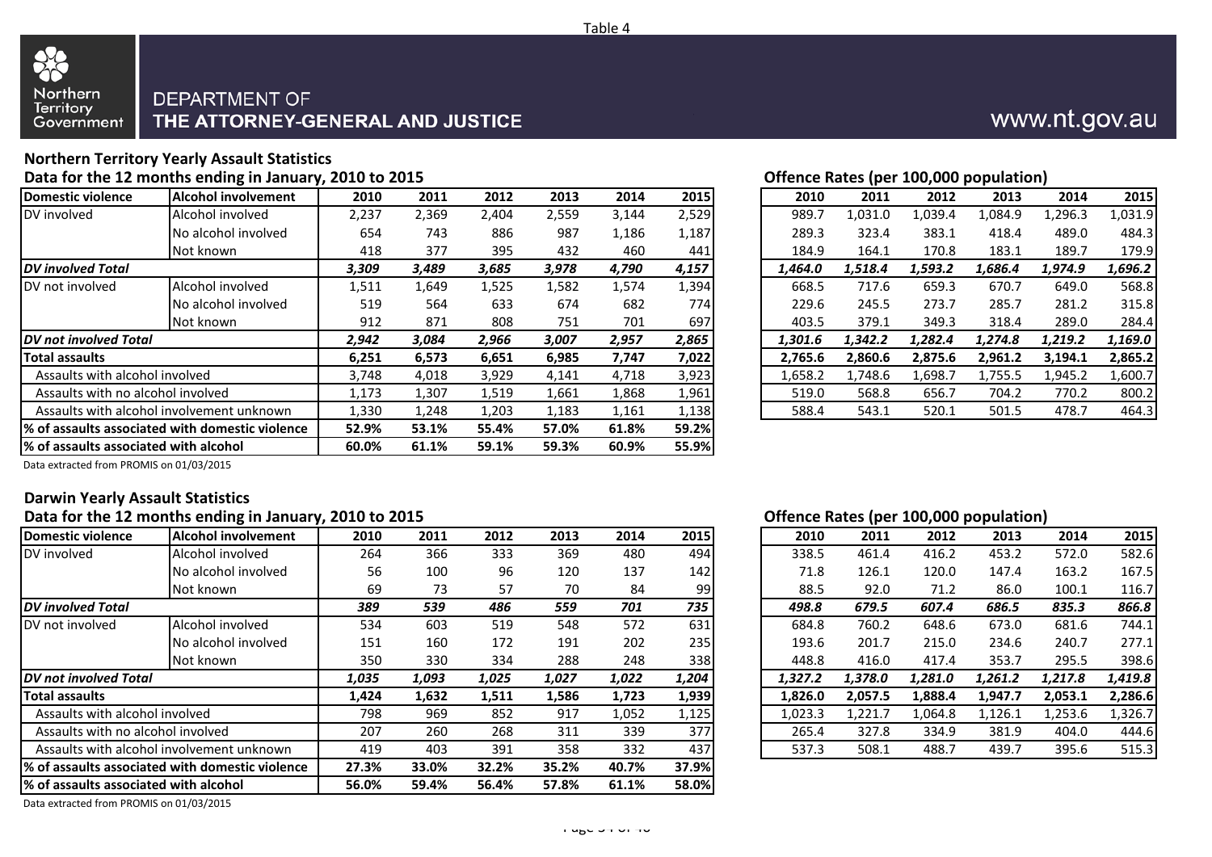Table 4

Northern Territory Government

DEPARTMENT OF
THE ATTORNEY-GENERAL AND JUSTICE

www.nt.gov.au

## Northern Territory Yearly Assault Statistics

### Data for the 12 months ending in January, 2010 to 2015

| Domestic violence | Alcohol involvement | 2010 | 2011 | 2012 | 2013 | 2014 | 2015 |
|---|---|---|---|---|---|---|---|
| DV involved | Alcohol involved | 2,237 | 2,369 | 2,404 | 2,559 | 3,144 | 2,529 |
| | No alcohol involved | 654 | 743 | 886 | 987 | 1,186 | 1,187 |
| | Not known | 418 | 377 | 395 | 432 | 460 | 441 |
| ***DV involved Total*** | | ***3,309*** | ***3,489*** | ***3,685*** | ***3,978*** | ***4,790*** | ***4,157*** |
| DV not involved | Alcohol involved | 1,511 | 1,649 | 1,525 | 1,582 | 1,574 | 1,394 |
| | No alcohol involved | 519 | 564 | 633 | 674 | 682 | 774 |
| | Not known | 912 | 871 | 808 | 751 | 701 | 697 |
| ***DV not involved Total*** | | ***2,942*** | ***3,084*** | ***2,966*** | ***3,007*** | ***2,957*** | ***2,865*** |
| **Total assaults** | | **6,251** | **6,573** | **6,651** | **6,985** | **7,747** | **7,022** |
| Assaults with alcohol involved | | 3,748 | 4,018 | 3,929 | 4,141 | 4,718 | 3,923 |
| Assaults with no alcohol involved | | 1,173 | 1,307 | 1,519 | 1,661 | 1,868 | 1,961 |
| Assaults with alcohol involvement unknown | | 1,330 | 1,248 | 1,203 | 1,183 | 1,161 | 1,138 |
| **% of assaults associated with domestic violence** | | **52.9%** | **53.1%** | **55.4%** | **57.0%** | **61.8%** | **59.2%** |
| **% of assaults associated with alcohol** | | **60.0%** | **61.1%** | **59.1%** | **59.3%** | **60.9%** | **55.9%** |

Data extracted from PROMIS on 01/03/2015

### Offence Rates (per 100,000 population)

| Domestic violence | Alcohol involvement | 2010 | 2011 | 2012 | 2013 | 2014 | 2015 |
|---|---|---|---|---|---|---|---|
| DV involved | Alcohol involved | 989.7 | 1,031.0 | 1,039.4 | 1,084.9 | 1,296.3 | 1,031.9 |
| | No alcohol involved | 289.3 | 323.4 | 383.1 | 418.4 | 489.0 | 484.3 |
| | Not known | 184.9 | 164.1 | 170.8 | 183.1 | 189.7 | 179.9 |
| ***DV involved Total*** | | ***1,464.0*** | ***1,518.4*** | ***1,593.2*** | ***1,686.4*** | ***1,974.9*** | ***1,696.2*** |
| DV not involved | Alcohol involved | 668.5 | 717.6 | 659.3 | 670.7 | 649.0 | 568.8 |
| | No alcohol involved | 229.6 | 245.5 | 273.7 | 285.7 | 281.2 | 315.8 |
| | Not known | 403.5 | 379.1 | 349.3 | 318.4 | 289.0 | 284.4 |
| ***DV not involved Total*** | | ***1,301.6*** | ***1,342.2*** | ***1,282.4*** | ***1,274.8*** | ***1,219.2*** | ***1,169.0*** |
| **Total assaults** | | **2,765.6** | **2,860.6** | **2,875.6** | **2,961.2** | **3,194.1** | **2,865.2** |
| Assaults with alcohol involved | | 1,658.2 | 1,748.6 | 1,698.7 | 1,755.5 | 1,945.2 | 1,600.7 |
| Assaults with no alcohol involved | | 519.0 | 568.8 | 656.7 | 704.2 | 770.2 | 800.2 |
| Assaults with alcohol involvement unknown | | 588.4 | 543.1 | 520.1 | 501.5 | 478.7 | 464.3 |

## Darwin Yearly Assault Statistics

### Data for the 12 months ending in January, 2010 to 2015

| Domestic violence | Alcohol involvement | 2010 | 2011 | 2012 | 2013 | 2014 | 2015 |
|---|---|---|---|---|---|---|---|
| DV involved | Alcohol involved | 264 | 366 | 333 | 369 | 480 | 494 |
| | No alcohol involved | 56 | 100 | 96 | 120 | 137 | 142 |
| | Not known | 69 | 73 | 57 | 70 | 84 | 99 |
| ***DV involved Total*** | | ***389*** | ***539*** | ***486*** | ***559*** | ***701*** | ***735*** |
| DV not involved | Alcohol involved | 534 | 603 | 519 | 548 | 572 | 631 |
| | No alcohol involved | 151 | 160 | 172 | 191 | 202 | 235 |
| | Not known | 350 | 330 | 334 | 288 | 248 | 338 |
| ***DV not involved Total*** | | ***1,035*** | ***1,093*** | ***1,025*** | ***1,027*** | ***1,022*** | ***1,204*** |
| **Total assaults** | | **1,424** | **1,632** | **1,511** | **1,586** | **1,723** | **1,939** |
| Assaults with alcohol involved | | 798 | 969 | 852 | 917 | 1,052 | 1,125 |
| Assaults with no alcohol involved | | 207 | 260 | 268 | 311 | 339 | 377 |
| Assaults with alcohol involvement unknown | | 419 | 403 | 391 | 358 | 332 | 437 |
| **% of assaults associated with domestic violence** | | **27.3%** | **33.0%** | **32.2%** | **35.2%** | **40.7%** | **37.9%** |
| **% of assaults associated with alcohol** | | **56.0%** | **59.4%** | **56.4%** | **57.8%** | **61.1%** | **58.0%** |

Data extracted from PROMIS on 01/03/2015

### Offence Rates (per 100,000 population)

| Domestic violence | Alcohol involvement | 2010 | 2011 | 2012 | 2013 | 2014 | 2015 |
|---|---|---|---|---|---|---|---|
| DV involved | Alcohol involved | 338.5 | 461.4 | 416.2 | 453.2 | 572.0 | 582.6 |
| | No alcohol involved | 71.8 | 126.1 | 120.0 | 147.4 | 163.2 | 167.5 |
| | Not known | 88.5 | 92.0 | 71.2 | 86.0 | 100.1 | 116.7 |
| ***DV involved Total*** | | ***498.8*** | ***679.5*** | ***607.4*** | ***686.5*** | ***835.3*** | ***866.8*** |
| DV not involved | Alcohol involved | 684.8 | 760.2 | 648.6 | 673.0 | 681.6 | 744.1 |
| | No alcohol involved | 193.6 | 201.7 | 215.0 | 234.6 | 240.7 | 277.1 |
| | Not known | 448.8 | 416.0 | 417.4 | 353.7 | 295.5 | 398.6 |
| ***DV not involved Total*** | | ***1,327.2*** | ***1,378.0*** | ***1,281.0*** | ***1,261.2*** | ***1,217.8*** | ***1,419.8*** |
| **Total assaults** | | **1,826.0** | **2,057.5** | **1,888.4** | **1,947.7** | **2,053.1** | **2,286.6** |
| Assaults with alcohol involved | | 1,023.3 | 1,221.7 | 1,064.8 | 1,126.1 | 1,253.6 | 1,326.7 |
| Assaults with no alcohol involved | | 265.4 | 327.8 | 334.9 | 381.9 | 404.0 | 444.6 |
| Assaults with alcohol involvement unknown | | 537.3 | 508.1 | 488.7 | 439.7 | 395.6 | 515.3 |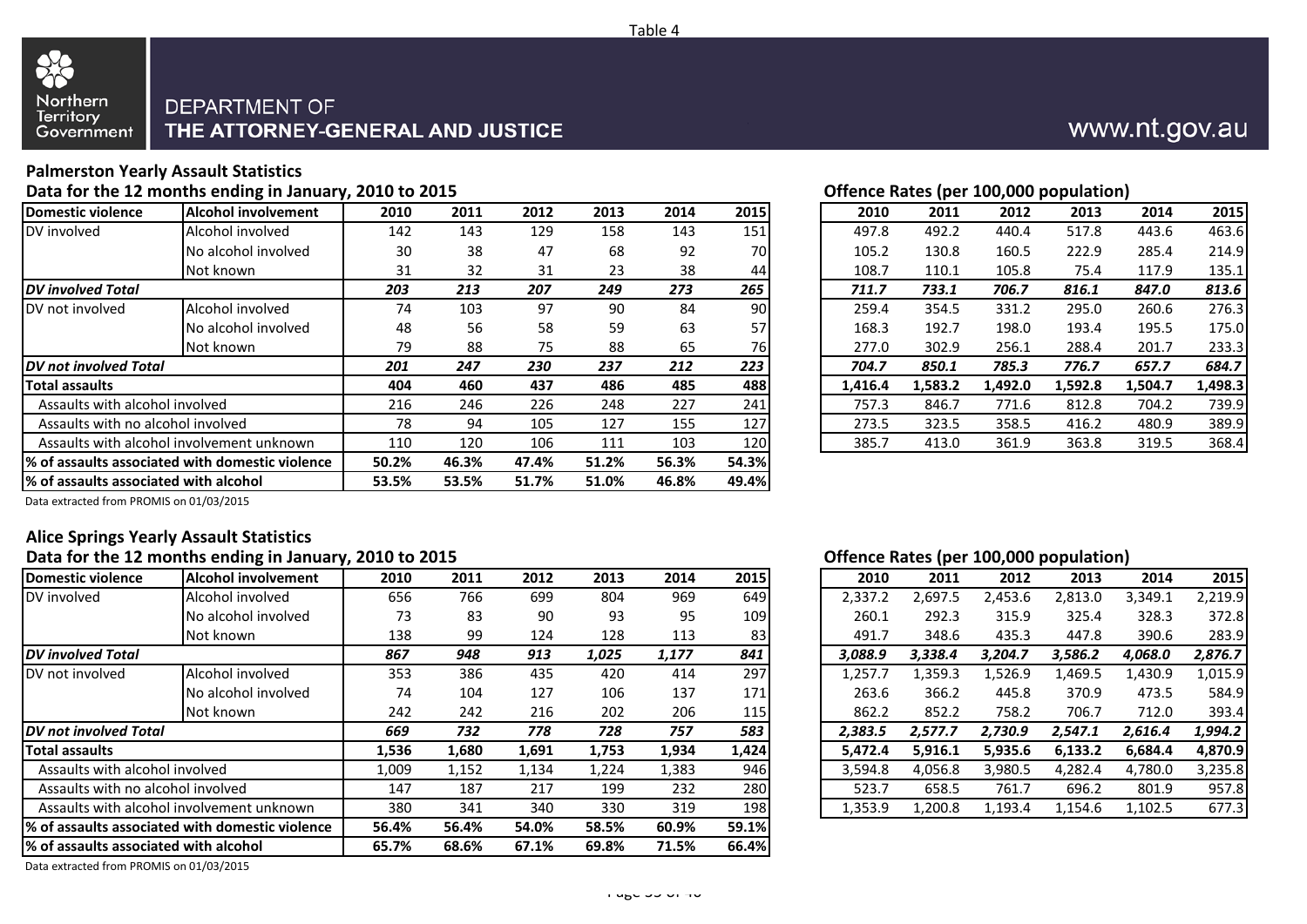Table 4

Northern Territory Government

DEPARTMENT OF
THE ATTORNEY-GENERAL AND JUSTICE

www.nt.gov.au

## Palmerston Yearly Assault Statistics

### Data for the 12 months ending in January, 2010 to 2015

| Domestic violence | Alcohol involvement | 2010 | 2011 | 2012 | 2013 | 2014 | 2015 |
|---|---|---|---|---|---|---|---|
| DV involved | Alcohol involved | 142 | 143 | 129 | 158 | 143 | 151 |
| | No alcohol involved | 30 | 38 | 47 | 68 | 92 | 70 |
| | Not known | 31 | 32 | 31 | 23 | 38 | 44 |
| ***DV involved Total*** | | ***203*** | ***213*** | ***207*** | ***249*** | ***273*** | ***265*** |
| DV not involved | Alcohol involved | 74 | 103 | 97 | 90 | 84 | 90 |
| | No alcohol involved | 48 | 56 | 58 | 59 | 63 | 57 |
| | Not known | 79 | 88 | 75 | 88 | 65 | 76 |
| ***DV not involved Total*** | | ***201*** | ***247*** | ***230*** | ***237*** | ***212*** | ***223*** |
| **Total assaults** | | **404** | **460** | **437** | **486** | **485** | **488** |
| Assaults with alcohol involved | | 216 | 246 | 226 | 248 | 227 | 241 |
| Assaults with no alcohol involved | | 78 | 94 | 105 | 127 | 155 | 127 |
| Assaults with alcohol involvement unknown | | 110 | 120 | 106 | 111 | 103 | 120 |
| **% of assaults associated with domestic violence** | | **50.2%** | **46.3%** | **47.4%** | **51.2%** | **56.3%** | **54.3%** |
| **% of assaults associated with alcohol** | | **53.5%** | **53.5%** | **51.7%** | **51.0%** | **46.8%** | **49.4%** |

Data extracted from PROMIS on 01/03/2015

### Offence Rates (per 100,000 population)

| 2010 | 2011 | 2012 | 2013 | 2014 | 2015 |
|---|---|---|---|---|---|
| 497.8 | 492.2 | 440.4 | 517.8 | 443.6 | 463.6 |
| 105.2 | 130.8 | 160.5 | 222.9 | 285.4 | 214.9 |
| 108.7 | 110.1 | 105.8 | 75.4 | 117.9 | 135.1 |
| ***711.7*** | ***733.1*** | ***706.7*** | ***816.1*** | ***847.0*** | ***813.6*** |
| 259.4 | 354.5 | 331.2 | 295.0 | 260.6 | 276.3 |
| 168.3 | 192.7 | 198.0 | 193.4 | 195.5 | 175.0 |
| 277.0 | 302.9 | 256.1 | 288.4 | 201.7 | 233.3 |
| ***704.7*** | ***850.1*** | ***785.3*** | ***776.7*** | ***657.7*** | ***684.7*** |
| **1,416.4** | **1,583.2** | **1,492.0** | **1,592.8** | **1,504.7** | **1,498.3** |
| 757.3 | 846.7 | 771.6 | 812.8 | 704.2 | 739.9 |
| 273.5 | 323.5 | 358.5 | 416.2 | 480.9 | 389.9 |
| 385.7 | 413.0 | 361.9 | 363.8 | 319.5 | 368.4 |

## Alice Springs Yearly Assault Statistics

### Data for the 12 months ending in January, 2010 to 2015

| Domestic violence | Alcohol involvement | 2010 | 2011 | 2012 | 2013 | 2014 | 2015 |
|---|---|---|---|---|---|---|---|
| DV involved | Alcohol involved | 656 | 766 | 699 | 804 | 969 | 649 |
| | No alcohol involved | 73 | 83 | 90 | 93 | 95 | 109 |
| | Not known | 138 | 99 | 124 | 128 | 113 | 83 |
| ***DV involved Total*** | | ***867*** | ***948*** | ***913*** | ***1,025*** | ***1,177*** | ***841*** |
| DV not involved | Alcohol involved | 353 | 386 | 435 | 420 | 414 | 297 |
| | No alcohol involved | 74 | 104 | 127 | 106 | 137 | 171 |
| | Not known | 242 | 242 | 216 | 202 | 206 | 115 |
| ***DV not involved Total*** | | ***669*** | ***732*** | ***778*** | ***728*** | ***757*** | ***583*** |
| **Total assaults** | | **1,536** | **1,680** | **1,691** | **1,753** | **1,934** | **1,424** |
| Assaults with alcohol involved | | 1,009 | 1,152 | 1,134 | 1,224 | 1,383 | 946 |
| Assaults with no alcohol involved | | 147 | 187 | 217 | 199 | 232 | 280 |
| Assaults with alcohol involvement unknown | | 380 | 341 | 340 | 330 | 319 | 198 |
| **% of assaults associated with domestic violence** | | **56.4%** | **56.4%** | **54.0%** | **58.5%** | **60.9%** | **59.1%** |
| **% of assaults associated with alcohol** | | **65.7%** | **68.6%** | **67.1%** | **69.8%** | **71.5%** | **66.4%** |

Data extracted from PROMIS on 01/03/2015

### Offence Rates (per 100,000 population)

| 2010 | 2011 | 2012 | 2013 | 2014 | 2015 |
|---|---|---|---|---|---|
| 2,337.2 | 2,697.5 | 2,453.6 | 2,813.0 | 3,349.1 | 2,219.9 |
| 260.1 | 292.3 | 315.9 | 325.4 | 328.3 | 372.8 |
| 491.7 | 348.6 | 435.3 | 447.8 | 390.6 | 283.9 |
| ***3,088.9*** | ***3,338.4*** | ***3,204.7*** | ***3,586.2*** | ***4,068.0*** | ***2,876.7*** |
| 1,257.7 | 1,359.3 | 1,526.9 | 1,469.5 | 1,430.9 | 1,015.9 |
| 263.6 | 366.2 | 445.8 | 370.9 | 473.5 | 584.9 |
| 862.2 | 852.2 | 758.2 | 706.7 | 712.0 | 393.4 |
| ***2,383.5*** | ***2,577.7*** | ***2,730.9*** | ***2,547.1*** | ***2,616.4*** | ***1,994.2*** |
| **5,472.4** | **5,916.1** | **5,935.6** | **6,133.2** | **6,684.4** | **4,870.9** |
| 3,594.8 | 4,056.8 | 3,980.5 | 4,282.4 | 4,780.0 | 3,235.8 |
| 523.7 | 658.5 | 761.7 | 696.2 | 801.9 | 957.8 |
| 1,353.9 | 1,200.8 | 1,193.4 | 1,154.6 | 1,102.5 | 677.3 |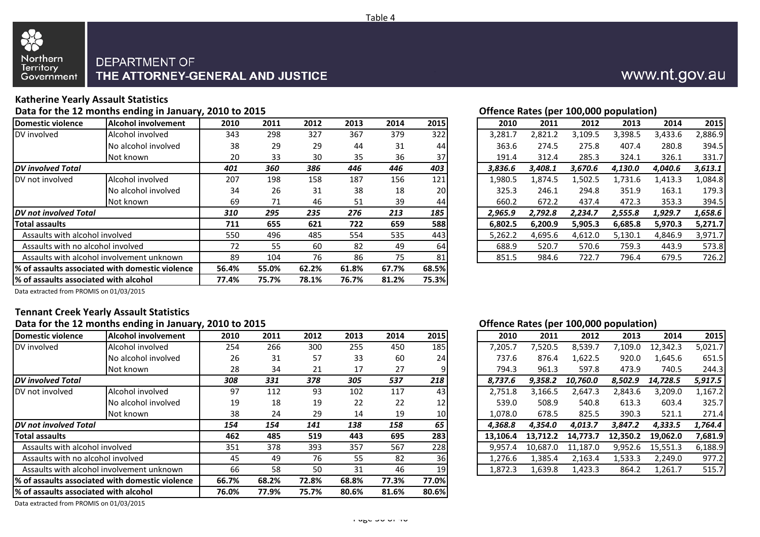Table 4

DEPARTMENT OF
**THE ATTORNEY-GENERAL AND JUSTICE**

www.nt.gov.au

## Katherine Yearly Assault Statistics

### Data for the 12 months ending in January, 2010 to 2015

| Domestic violence | Alcohol involvement | 2010 | 2011 | 2012 | 2013 | 2014 | 2015 |
|---|---|---|---|---|---|---|---|
| DV involved | Alcohol involved | 343 | 298 | 327 | 367 | 379 | 322 |
| | No alcohol involved | 38 | 29 | 29 | 44 | 31 | 44 |
| | Not known | 20 | 33 | 30 | 35 | 36 | 37 |
| ***DV involved Total*** | | ***401*** | ***360*** | ***386*** | ***446*** | ***446*** | ***403*** |
| DV not involved | Alcohol involved | 207 | 198 | 158 | 187 | 156 | 121 |
| | No alcohol involved | 34 | 26 | 31 | 38 | 18 | 20 |
| | Not known | 69 | 71 | 46 | 51 | 39 | 44 |
| ***DV not involved Total*** | | ***310*** | ***295*** | ***235*** | ***276*** | ***213*** | ***185*** |
| **Total assaults** | | **711** | **655** | **621** | **722** | **659** | **588** |
| Assaults with alcohol involved | | 550 | 496 | 485 | 554 | 535 | 443 |
| Assaults with no alcohol involved | | 72 | 55 | 60 | 82 | 49 | 64 |
| Assaults with alcohol involvement unknown | | 89 | 104 | 76 | 86 | 75 | 81 |
| **% of assaults associated with domestic violence** | | **56.4%** | **55.0%** | **62.2%** | **61.8%** | **67.7%** | **68.5%** |
| **% of assaults associated with alcohol** | | **77.4%** | **75.7%** | **78.1%** | **76.7%** | **81.2%** | **75.3%** |

Data extracted from PROMIS on 01/03/2015

### Offence Rates (per 100,000 population)

| 2010 | 2011 | 2012 | 2013 | 2014 | 2015 |
|---|---|---|---|---|---|
| 3,281.7 | 2,821.2 | 3,109.5 | 3,398.5 | 3,433.6 | 2,886.9 |
| 363.6 | 274.5 | 275.8 | 407.4 | 280.8 | 394.5 |
| 191.4 | 312.4 | 285.3 | 324.1 | 326.1 | 331.7 |
| ***3,836.6*** | ***3,408.1*** | ***3,670.6*** | ***4,130.0*** | ***4,040.6*** | ***3,613.1*** |
| 1,980.5 | 1,874.5 | 1,502.5 | 1,731.6 | 1,413.3 | 1,084.8 |
| 325.3 | 246.1 | 294.8 | 351.9 | 163.1 | 179.3 |
| 660.2 | 672.2 | 437.4 | 472.3 | 353.3 | 394.5 |
| ***2,965.9*** | ***2,792.8*** | ***2,234.7*** | ***2,555.8*** | ***1,929.7*** | ***1,658.6*** |
| **6,802.5** | **6,200.9** | **5,905.3** | **6,685.8** | **5,970.3** | **5,271.7** |
| 5,262.2 | 4,695.6 | 4,612.0 | 5,130.1 | 4,846.9 | 3,971.7 |
| 688.9 | 520.7 | 570.6 | 759.3 | 443.9 | 573.8 |
| 851.5 | 984.6 | 722.7 | 796.4 | 679.5 | 726.2 |

## Tennant Creek Yearly Assault Statistics

### Data for the 12 months ending in January, 2010 to 2015

| Domestic violence | Alcohol involvement | 2010 | 2011 | 2012 | 2013 | 2014 | 2015 |
|---|---|---|---|---|---|---|---|
| DV involved | Alcohol involved | 254 | 266 | 300 | 255 | 450 | 185 |
| | No alcohol involved | 26 | 31 | 57 | 33 | 60 | 24 |
| | Not known | 28 | 34 | 21 | 17 | 27 | 9 |
| ***DV involved Total*** | | ***308*** | ***331*** | ***378*** | ***305*** | ***537*** | ***218*** |
| DV not involved | Alcohol involved | 97 | 112 | 93 | 102 | 117 | 43 |
| | No alcohol involved | 19 | 18 | 19 | 22 | 22 | 12 |
| | Not known | 38 | 24 | 29 | 14 | 19 | 10 |
| ***DV not involved Total*** | | ***154*** | ***154*** | ***141*** | ***138*** | ***158*** | ***65*** |
| **Total assaults** | | **462** | **485** | **519** | **443** | **695** | **283** |
| Assaults with alcohol involved | | 351 | 378 | 393 | 357 | 567 | 228 |
| Assaults with no alcohol involved | | 45 | 49 | 76 | 55 | 82 | 36 |
| Assaults with alcohol involvement unknown | | 66 | 58 | 50 | 31 | 46 | 19 |
| **% of assaults associated with domestic violence** | | **66.7%** | **68.2%** | **72.8%** | **68.8%** | **77.3%** | **77.0%** |
| **% of assaults associated with alcohol** | | **76.0%** | **77.9%** | **75.7%** | **80.6%** | **81.6%** | **80.6%** |

Data extracted from PROMIS on 01/03/2015

### Offence Rates (per 100,000 population)

| 2010 | 2011 | 2012 | 2013 | 2014 | 2015 |
|---|---|---|---|---|---|
| 7,205.7 | 7,520.5 | 8,539.7 | 7,109.0 | 12,342.3 | 5,021.7 |
| 737.6 | 876.4 | 1,622.5 | 920.0 | 1,645.6 | 651.5 |
| 794.3 | 961.3 | 597.8 | 473.9 | 740.5 | 244.3 |
| ***8,737.6*** | ***9,358.2*** | ***10,760.0*** | ***8,502.9*** | ***14,728.5*** | ***5,917.5*** |
| 2,751.8 | 3,166.5 | 2,647.3 | 2,843.6 | 3,209.0 | 1,167.2 |
| 539.0 | 508.9 | 540.8 | 613.3 | 603.4 | 325.7 |
| 1,078.0 | 678.5 | 825.5 | 390.3 | 521.1 | 271.4 |
| ***4,368.8*** | ***4,354.0*** | ***4,013.7*** | ***3,847.2*** | ***4,333.5*** | ***1,764.4*** |
| **13,106.4** | **13,712.2** | **14,773.7** | **12,350.2** | **19,062.0** | **7,681.9** |
| 9,957.4 | 10,687.0 | 11,187.0 | 9,952.6 | 15,551.3 | 6,188.9 |
| 1,276.6 | 1,385.4 | 2,163.4 | 1,533.3 | 2,249.0 | 977.2 |
| 1,872.3 | 1,639.8 | 1,423.3 | 864.2 | 1,261.7 | 515.7 |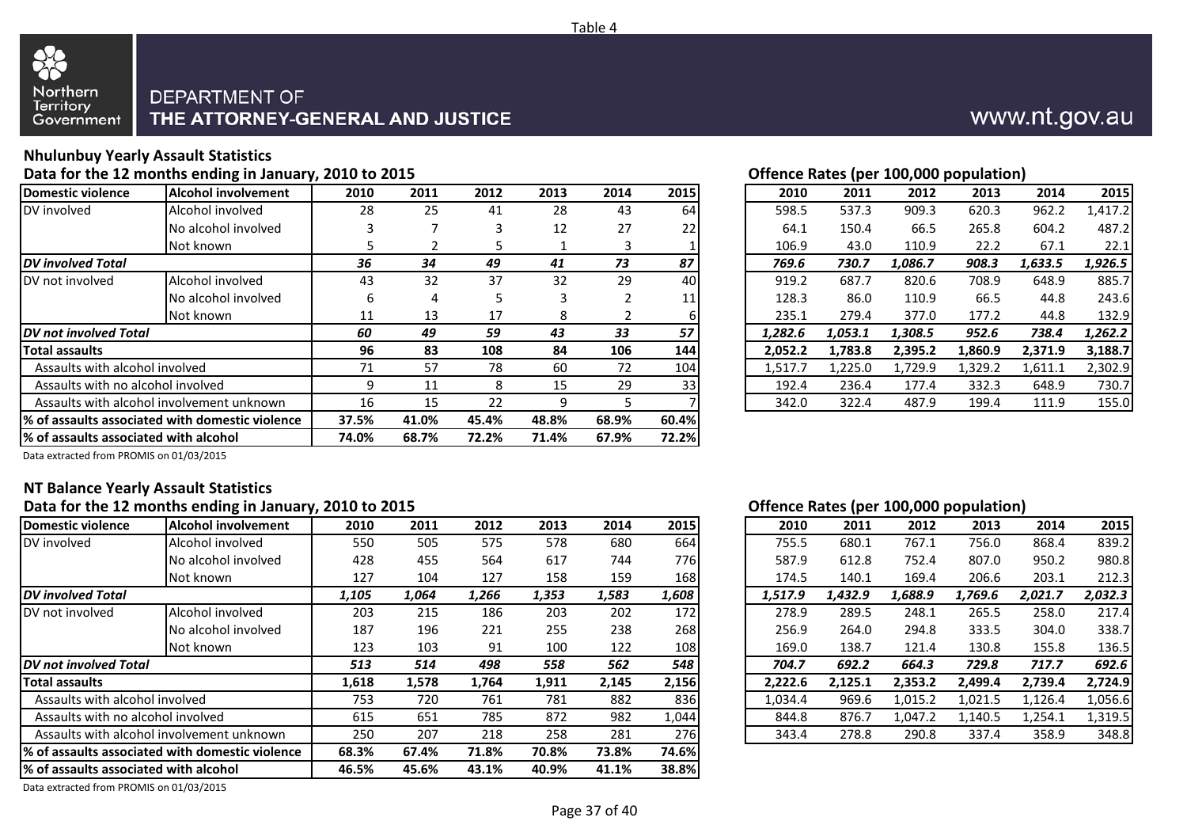Table 4

Northern Territory Government

DEPARTMENT OF
**THE ATTORNEY-GENERAL AND JUSTICE**

www.nt.gov.au

### Nhulunbuy Yearly Assault Statistics

**Data for the 12 months ending in January, 2010 to 2015**

| Domestic violence | Alcohol involvement | 2010 | 2011 | 2012 | 2013 | 2014 | 2015 |
|---|---|---|---|---|---|---|---|
| DV involved | Alcohol involved | 28 | 25 | 41 | 28 | 43 | 64 |
| | No alcohol involved | 3 | 7 | 3 | 12 | 27 | 22 |
| | Not known | 5 | 2 | 5 | 1 | 3 | 1 |
| ***DV involved Total*** | | ***36*** | ***34*** | ***49*** | ***41*** | ***73*** | ***87*** |
| DV not involved | Alcohol involved | 43 | 32 | 37 | 32 | 29 | 40 |
| | No alcohol involved | 6 | 4 | 5 | 3 | 2 | 11 |
| | Not known | 11 | 13 | 17 | 8 | 2 | 6 |
| ***DV not involved Total*** | | ***60*** | ***49*** | ***59*** | ***43*** | ***33*** | ***57*** |
| **Total assaults** | | **96** | **83** | **108** | **84** | **106** | **144** |
| Assaults with alcohol involved | | 71 | 57 | 78 | 60 | 72 | 104 |
| Assaults with no alcohol involved | | 9 | 11 | 8 | 15 | 29 | 33 |
| Assaults with alcohol involvement unknown | | 16 | 15 | 22 | 9 | 5 | 7 |
| **% of assaults associated with domestic violence** | | **37.5%** | **41.0%** | **45.4%** | **48.8%** | **68.9%** | **60.4%** |
| **% of assaults associated with alcohol** | | **74.0%** | **68.7%** | **72.2%** | **71.4%** | **67.9%** | **72.2%** |

Data extracted from PROMIS on 01/03/2015

**Offence Rates (per 100,000 population)**

| Domestic violence | Alcohol involvement | 2010 | 2011 | 2012 | 2013 | 2014 | 2015 |
|---|---|---|---|---|---|---|---|
| DV involved | Alcohol involved | 598.5 | 537.3 | 909.3 | 620.3 | 962.2 | 1,417.2 |
| | No alcohol involved | 64.1 | 150.4 | 66.5 | 265.8 | 604.2 | 487.2 |
| | Not known | 106.9 | 43.0 | 110.9 | 22.2 | 67.1 | 22.1 |
| ***DV involved Total*** | | ***769.6*** | ***730.7*** | ***1,086.7*** | ***908.3*** | ***1,633.5*** | ***1,926.5*** |
| DV not involved | Alcohol involved | 919.2 | 687.7 | 820.6 | 708.9 | 648.9 | 885.7 |
| | No alcohol involved | 128.3 | 86.0 | 110.9 | 66.5 | 44.8 | 243.6 |
| | Not known | 235.1 | 279.4 | 377.0 | 177.2 | 44.8 | 132.9 |
| ***DV not involved Total*** | | ***1,282.6*** | ***1,053.1*** | ***1,308.5*** | ***952.6*** | ***738.4*** | ***1,262.2*** |
| **Total assaults** | | **2,052.2** | **1,783.8** | **2,395.2** | **1,860.9** | **2,371.9** | **3,188.7** |
| Assaults with alcohol involved | | 1,517.7 | 1,225.0 | 1,729.9 | 1,329.2 | 1,611.1 | 2,302.9 |
| Assaults with no alcohol involved | | 192.4 | 236.4 | 177.4 | 332.3 | 648.9 | 730.7 |
| Assaults with alcohol involvement unknown | | 342.0 | 322.4 | 487.9 | 199.4 | 111.9 | 155.0 |

### NT Balance Yearly Assault Statistics

**Data for the 12 months ending in January, 2010 to 2015**

| Domestic violence | Alcohol involvement | 2010 | 2011 | 2012 | 2013 | 2014 | 2015 |
|---|---|---|---|---|---|---|---|
| DV involved | Alcohol involved | 550 | 505 | 575 | 578 | 680 | 664 |
| | No alcohol involved | 428 | 455 | 564 | 617 | 744 | 776 |
| | Not known | 127 | 104 | 127 | 158 | 159 | 168 |
| ***DV involved Total*** | | ***1,105*** | ***1,064*** | ***1,266*** | ***1,353*** | ***1,583*** | ***1,608*** |
| DV not involved | Alcohol involved | 203 | 215 | 186 | 203 | 202 | 172 |
| | No alcohol involved | 187 | 196 | 221 | 255 | 238 | 268 |
| | Not known | 123 | 103 | 91 | 100 | 122 | 108 |
| ***DV not involved Total*** | | ***513*** | ***514*** | ***498*** | ***558*** | ***562*** | ***548*** |
| **Total assaults** | | **1,618** | **1,578** | **1,764** | **1,911** | **2,145** | **2,156** |
| Assaults with alcohol involved | | 753 | 720 | 761 | 781 | 882 | 836 |
| Assaults with no alcohol involved | | 615 | 651 | 785 | 872 | 982 | 1,044 |
| Assaults with alcohol involvement unknown | | 250 | 207 | 218 | 258 | 281 | 276 |
| **% of assaults associated with domestic violence** | | **68.3%** | **67.4%** | **71.8%** | **70.8%** | **73.8%** | **74.6%** |
| **% of assaults associated with alcohol** | | **46.5%** | **45.6%** | **43.1%** | **40.9%** | **41.1%** | **38.8%** |

Data extracted from PROMIS on 01/03/2015

**Offence Rates (per 100,000 population)**

| Domestic violence | Alcohol involvement | 2010 | 2011 | 2012 | 2013 | 2014 | 2015 |
|---|---|---|---|---|---|---|---|
| DV involved | Alcohol involved | 755.5 | 680.1 | 767.1 | 756.0 | 868.4 | 839.2 |
| | No alcohol involved | 587.9 | 612.8 | 752.4 | 807.0 | 950.2 | 980.8 |
| | Not known | 174.5 | 140.1 | 169.4 | 206.6 | 203.1 | 212.3 |
| ***DV involved Total*** | | ***1,517.9*** | ***1,432.9*** | ***1,688.9*** | ***1,769.6*** | ***2,021.7*** | ***2,032.3*** |
| DV not involved | Alcohol involved | 278.9 | 289.5 | 248.1 | 265.5 | 258.0 | 217.4 |
| | No alcohol involved | 256.9 | 264.0 | 294.8 | 333.5 | 304.0 | 338.7 |
| | Not known | 169.0 | 138.7 | 121.4 | 130.8 | 155.8 | 136.5 |
| ***DV not involved Total*** | | ***704.7*** | ***692.2*** | ***664.3*** | ***729.8*** | ***717.7*** | ***692.6*** |
| **Total assaults** | | **2,222.6** | **2,125.1** | **2,353.2** | **2,499.4** | **2,739.4** | **2,724.9** |
| Assaults with alcohol involved | | 1,034.4 | 969.6 | 1,015.2 | 1,021.5 | 1,126.4 | 1,056.6 |
| Assaults with no alcohol involved | | 844.8 | 876.7 | 1,047.2 | 1,140.5 | 1,254.1 | 1,319.5 |
| Assaults with alcohol involvement unknown | | 343.4 | 278.8 | 290.8 | 337.4 | 358.9 | 348.8 |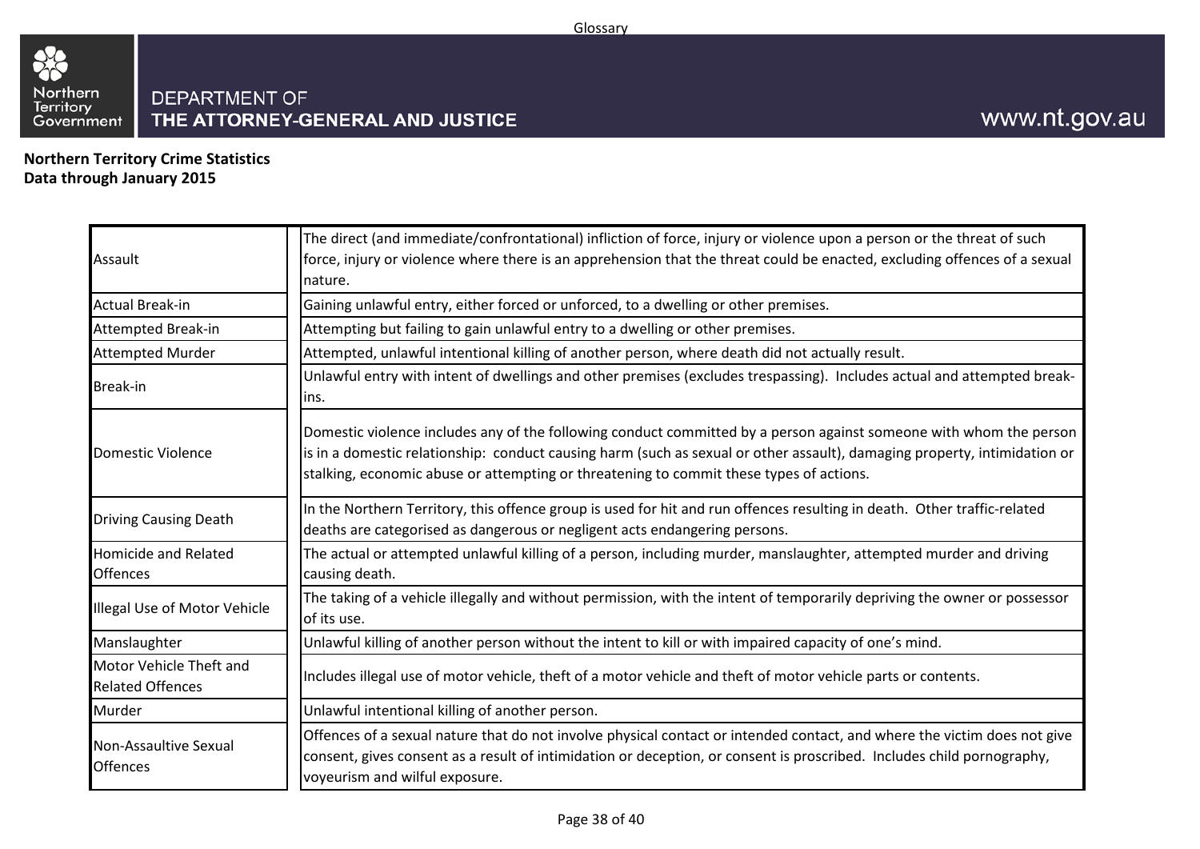Glossary

DEPARTMENT OF
**THE ATTORNEY-GENERAL AND JUSTICE**

www.nt.gov.au

**Northern Territory Crime Statistics**
**Data through January 2015**

| | |
|---|---|
| Assault | The direct (and immediate/confrontational) infliction of force, injury or violence upon a person or the threat of such force, injury or violence where there is an apprehension that the threat could be enacted, excluding offences of a sexual nature. |
| Actual Break-in | Gaining unlawful entry, either forced or unforced, to a dwelling or other premises. |
| Attempted Break-in | Attempting but failing to gain unlawful entry to a dwelling or other premises. |
| Attempted Murder | Attempted, unlawful intentional killing of another person, where death did not actually result. |
| Break-in | Unlawful entry with intent of dwellings and other premises (excludes trespassing). Includes actual and attempted break-ins. |
| Domestic Violence | Domestic violence includes any of the following conduct committed by a person against someone with whom the person is in a domestic relationship: conduct causing harm (such as sexual or other assault), damaging property, intimidation or stalking, economic abuse or attempting or threatening to commit these types of actions. |
| Driving Causing Death | In the Northern Territory, this offence group is used for hit and run offences resulting in death. Other traffic-related deaths are categorised as dangerous or negligent acts endangering persons. |
| Homicide and Related Offences | The actual or attempted unlawful killing of a person, including murder, manslaughter, attempted murder and driving causing death. |
| Illegal Use of Motor Vehicle | The taking of a vehicle illegally and without permission, with the intent of temporarily depriving the owner or possessor of its use. |
| Manslaughter | Unlawful killing of another person without the intent to kill or with impaired capacity of one's mind. |
| Motor Vehicle Theft and Related Offences | Includes illegal use of motor vehicle, theft of a motor vehicle and theft of motor vehicle parts or contents. |
| Murder | Unlawful intentional killing of another person. |
| Non-Assaultive Sexual Offences | Offences of a sexual nature that do not involve physical contact or intended contact, and where the victim does not give consent, gives consent as a result of intimidation or deception, or consent is proscribed. Includes child pornography, voyeurism and wilful exposure. |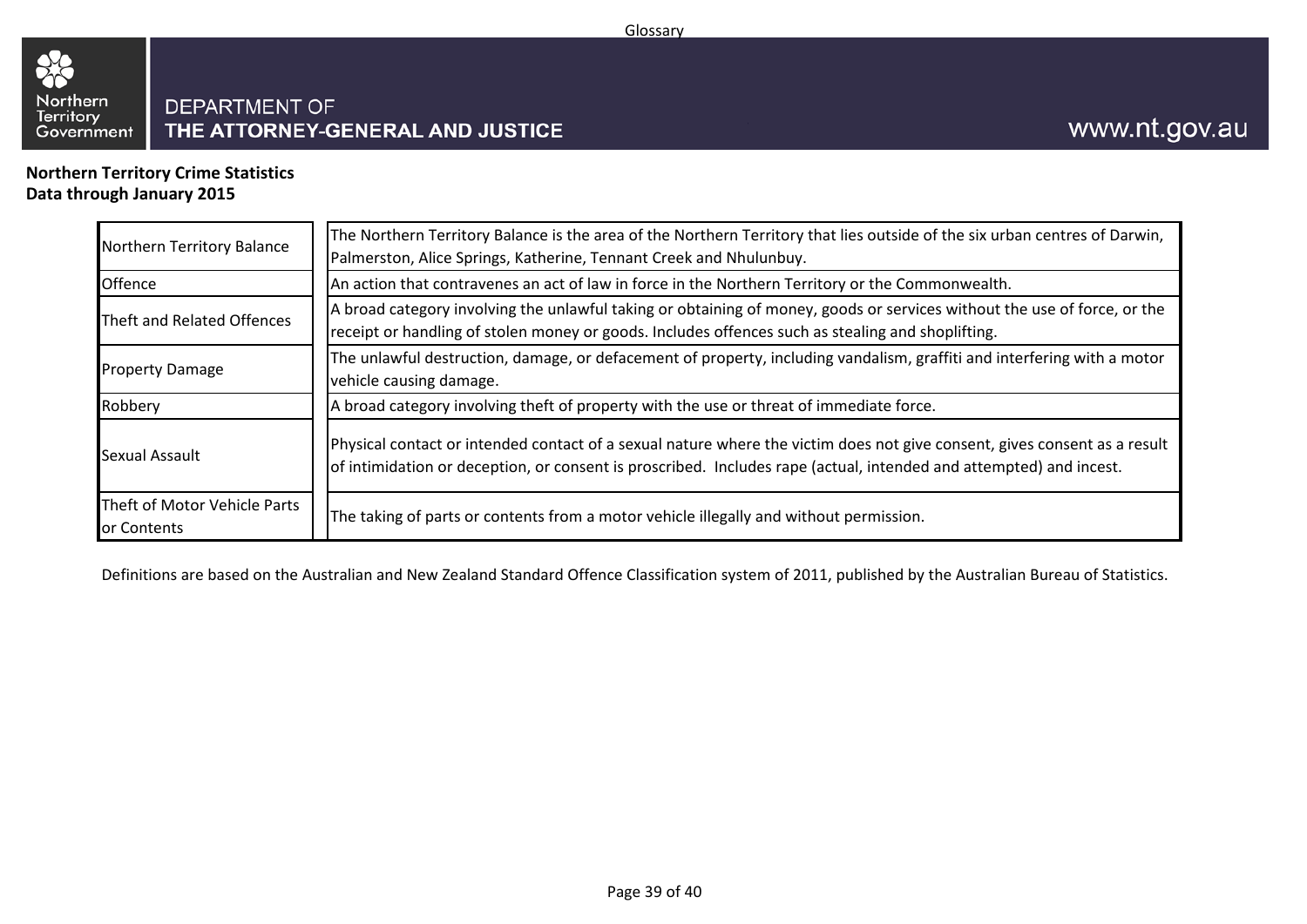Glossary

DEPARTMENT OF
**THE ATTORNEY-GENERAL AND JUSTICE**

www.nt.gov.au

**Northern Territory Crime Statistics**
**Data through January 2015**

| | |
|---|---|
| Northern Territory Balance | The Northern Territory Balance is the area of the Northern Territory that lies outside of the six urban centres of Darwin, Palmerston, Alice Springs, Katherine, Tennant Creek and Nhulunbuy. |
| Offence | An action that contravenes an act of law in force in the Northern Territory or the Commonwealth. |
| Theft and Related Offences | A broad category involving the unlawful taking or obtaining of money, goods or services without the use of force, or the receipt or handling of stolen money or goods. Includes offences such as stealing and shoplifting. |
| Property Damage | The unlawful destruction, damage, or defacement of property, including vandalism, graffiti and interfering with a motor vehicle causing damage. |
| Robbery | A broad category involving theft of property with the use or threat of immediate force. |
| Sexual Assault | Physical contact or intended contact of a sexual nature where the victim does not give consent, gives consent as a result of intimidation or deception, or consent is proscribed. Includes rape (actual, intended and attempted) and incest. |
| Theft of Motor Vehicle Parts or Contents | The taking of parts or contents from a motor vehicle illegally and without permission. |

Definitions are based on the Australian and New Zealand Standard Offence Classification system of 2011, published by the Australian Bureau of Statistics.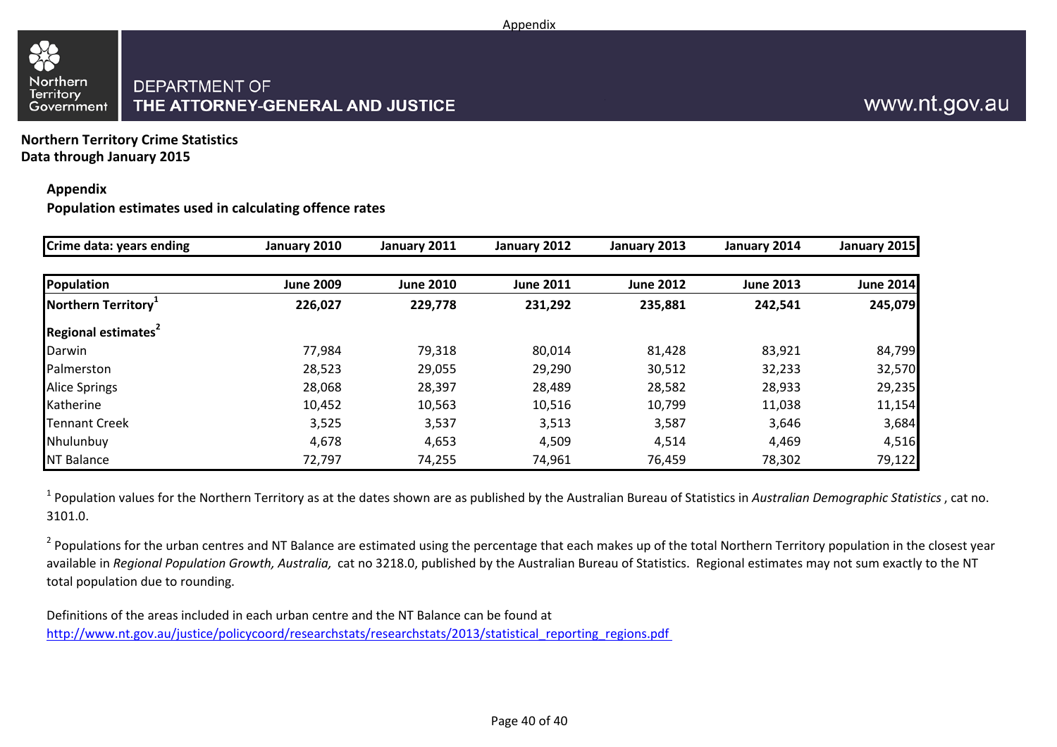DEPARTMENT OF
**THE ATTORNEY-GENERAL AND JUSTICE**

www.nt.gov.au

**Northern Territory Crime Statistics**
**Data through January 2015**

### Appendix

**Population estimates used in calculating offence rates**

| Crime data: years ending | January 2010 | January 2011 | January 2012 | January 2013 | January 2014 | January 2015 |
|---|---|---|---|---|---|---|
| **Population** | **June 2009** | **June 2010** | **June 2011** | **June 2012** | **June 2013** | **June 2014** |
| **Northern Territory**[1] | **226,027** | **229,778** | **231,292** | **235,881** | **242,541** | **245,079** |
| **Regional estimates**[2] | | | | | | |
| Darwin | 77,984 | 79,318 | 80,014 | 81,428 | 83,921 | 84,799 |
| Palmerston | 28,523 | 29,055 | 29,290 | 30,512 | 32,233 | 32,570 |
| Alice Springs | 28,068 | 28,397 | 28,489 | 28,582 | 28,933 | 29,235 |
| Katherine | 10,452 | 10,563 | 10,516 | 10,799 | 11,038 | 11,154 |
| Tennant Creek | 3,525 | 3,537 | 3,513 | 3,587 | 3,646 | 3,684 |
| Nhulunbuy | 4,678 | 4,653 | 4,509 | 4,514 | 4,469 | 4,516 |
| NT Balance | 72,797 | 74,255 | 74,961 | 76,459 | 78,302 | 79,122 |

[1] Population values for the Northern Territory as at the dates shown are as published by the Australian Bureau of Statistics in *Australian Demographic Statistics* , cat no. 3101.0.

[2] Populations for the urban centres and NT Balance are estimated using the percentage that each makes up of the total Northern Territory population in the closest year available in *Regional Population Growth, Australia,* cat no 3218.0, published by the Australian Bureau of Statistics. Regional estimates may not sum exactly to the NT total population due to rounding.

Definitions of the areas included in each urban centre and the NT Balance can be found at
http://www.nt.gov.au/justice/policycoord/researchstats/researchstats/2013/statistical_reporting_regions.pdf